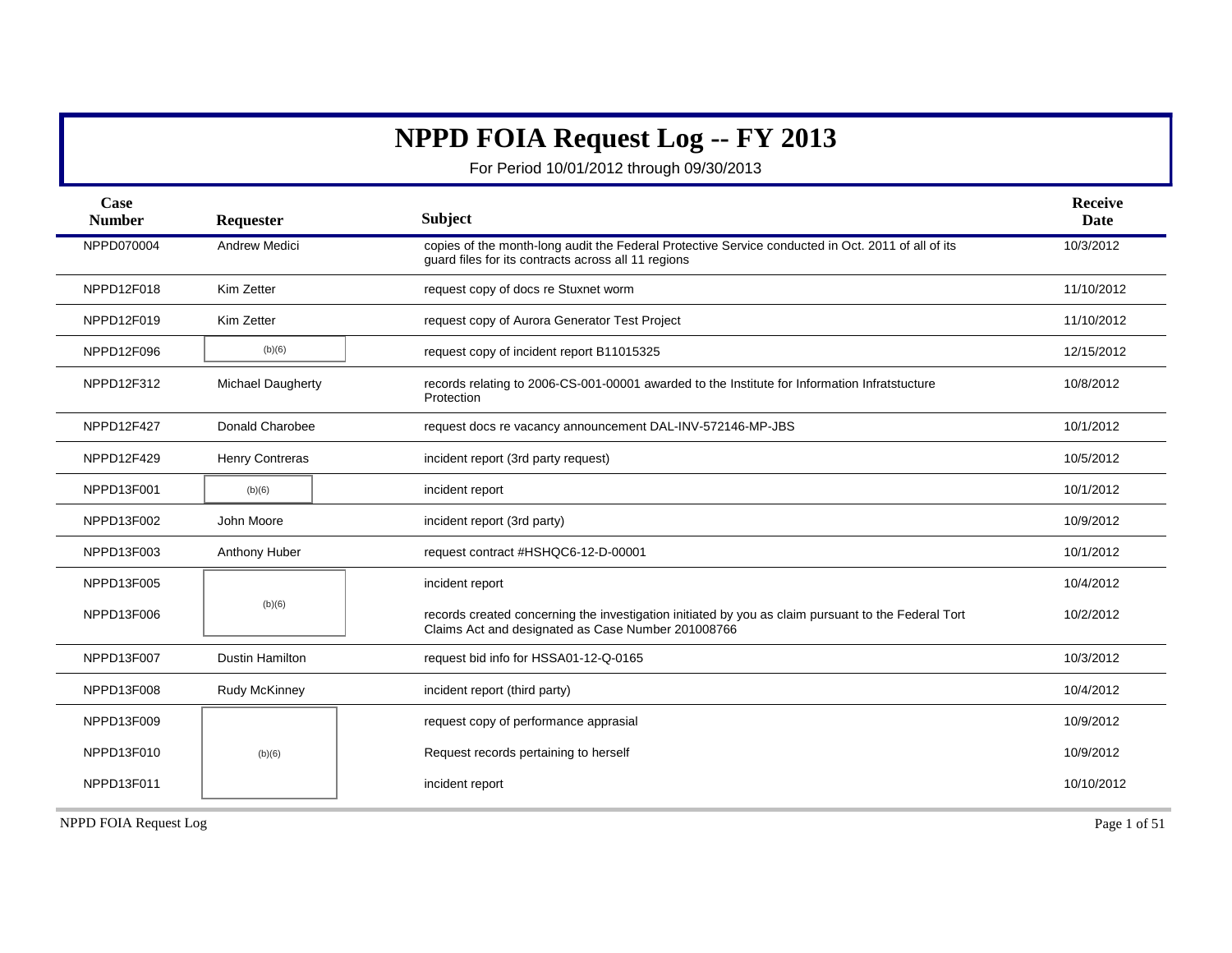# NPPD FOIA Request Log -- FY 2013

For Period 10/01/2012 through 09/30/2013

| Case Number | Requester | Subject | Receive Date |
|---|---|---|---|
| NPPD070004 | Andrew Medici | copies of the month-long audit the Federal Protective Service conducted in Oct. 2011 of all of its guard files for its contracts across all 11 regions | 10/3/2012 |
| NPPD12F018 | Kim Zetter | request copy of docs re Stuxnet worm | 11/10/2012 |
| NPPD12F019 | Kim Zetter | request copy of Aurora Generator Test Project | 11/10/2012 |
| NPPD12F096 | (b)(6) | request copy of incident report B11015325 | 12/15/2012 |
| NPPD12F312 | Michael Daugherty | records relating to 2006-CS-001-00001 awarded to the Institute for Information Infratstucture Protection | 10/8/2012 |
| NPPD12F427 | Donald Charobee | request docs re vacancy announcement DAL-INV-572146-MP-JBS | 10/1/2012 |
| NPPD12F429 | Henry Contreras | incident report (3rd party request) | 10/5/2012 |
| NPPD13F001 | (b)(6) | incident report | 10/1/2012 |
| NPPD13F002 | John Moore | incident report (3rd party) | 10/9/2012 |
| NPPD13F003 | Anthony Huber | request contract #HSHQC6-12-D-00001 | 10/1/2012 |
| NPPD13F005 | (b)(6) | incident report | 10/4/2012 |
| NPPD13F006 | (b)(6) | records created concerning the investigation initiated by you as claim pursuant to the Federal Tort Claims Act and designated as Case Number 201008766 | 10/2/2012 |
| NPPD13F007 | Dustin Hamilton | request bid info for HSSA01-12-Q-0165 | 10/3/2012 |
| NPPD13F008 | Rudy McKinney | incident report (third party) | 10/4/2012 |
| NPPD13F009 | (b)(6) | request copy of performance apprasial | 10/9/2012 |
| NPPD13F010 | (b)(6) | Request records pertaining to herself | 10/9/2012 |
| NPPD13F011 | (b)(6) | incident report | 10/10/2012 |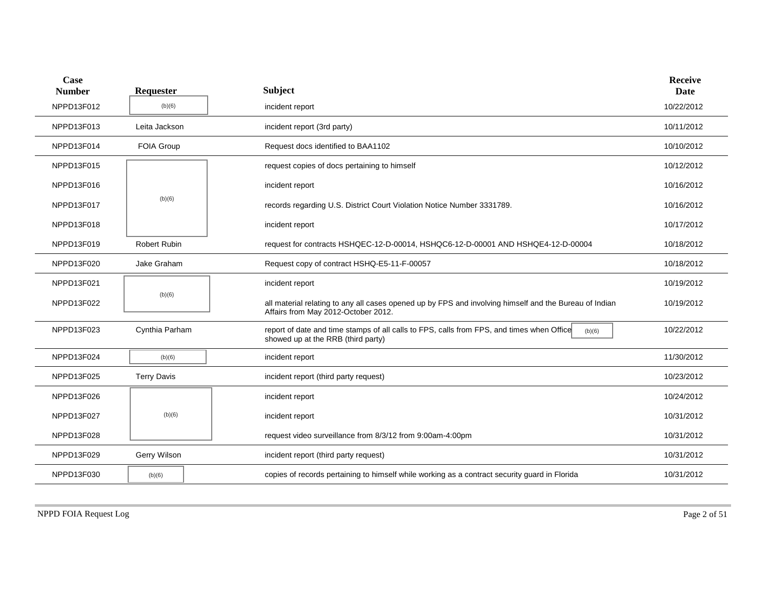| Case Number | Requester | Subject | Receive Date |
|---|---|---|---|
| NPPD13F012 | (b)(6) | incident report | 10/22/2012 |
| NPPD13F013 | Leita Jackson | incident report (3rd party) | 10/11/2012 |
| NPPD13F014 | FOIA Group | Request docs identified to BAA1102 | 10/10/2012 |
| NPPD13F015 | (b)(6) | request copies of docs pertaining to himself | 10/12/2012 |
| NPPD13F016 | (b)(6) | incident report | 10/16/2012 |
| NPPD13F017 | (b)(6) | records regarding U.S. District Court Violation Notice Number 3331789. | 10/16/2012 |
| NPPD13F018 | (b)(6) | incident report | 10/17/2012 |
| NPPD13F019 | Robert Rubin | request for contracts HSHQEC-12-D-00014, HSHQC6-12-D-00001 AND HSHQE4-12-D-00004 | 10/18/2012 |
| NPPD13F020 | Jake Graham | Request copy of contract HSHQ-E5-11-F-00057 | 10/18/2012 |
| NPPD13F021 | (b)(6) | incident report | 10/19/2012 |
| NPPD13F022 | (b)(6) | all material relating to any all cases opened up by FPS and involving himself and the Bureau of Indian Affairs from May 2012-October 2012. | 10/19/2012 |
| NPPD13F023 | Cynthia Parham | report of date and time stamps of all calls to FPS, calls from FPS, and times when Office (b)(6) showed up at the RRB (third party) | 10/22/2012 |
| NPPD13F024 | (b)(6) | incident report | 11/30/2012 |
| NPPD13F025 | Terry Davis | incident report (third party request) | 10/23/2012 |
| NPPD13F026 | (b)(6) | incident report | 10/24/2012 |
| NPPD13F027 | (b)(6) | incident report | 10/31/2012 |
| NPPD13F028 | (b)(6) | request video surveillance from 8/3/12 from 9:00am-4:00pm | 10/31/2012 |
| NPPD13F029 | Gerry Wilson | incident report (third party request) | 10/31/2012 |
| NPPD13F030 | (b)(6) | copies of records pertaining to himself while working as a contract security guard in Florida | 10/31/2012 |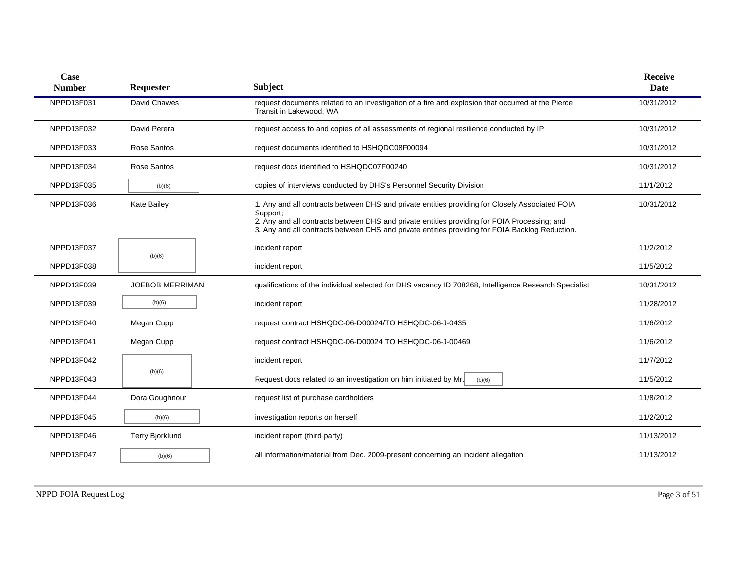| Case Number | Requester | Subject | Receive Date |
|---|---|---|---|
| NPPD13F031 | David Chawes | request documents related to an investigation of a fire and explosion that occurred at the Pierce Transit in Lakewood, WA | 10/31/2012 |
| NPPD13F032 | David Perera | request access to and copies of all assessments of regional resilience conducted by IP | 10/31/2012 |
| NPPD13F033 | Rose Santos | request documents identified to HSHQDC08F00094 | 10/31/2012 |
| NPPD13F034 | Rose Santos | request docs identified to HSHQDC07F00240 | 10/31/2012 |
| NPPD13F035 | (b)(6) | copies of interviews conducted by DHS's Personnel Security Division | 11/1/2012 |
| NPPD13F036 | Kate Bailey | 1. Any and all contracts between DHS and private entities providing for Closely Associated FOIA Support;<br>2. Any and all contracts between DHS and private entities providing for FOIA Processing; and<br>3. Any and all contracts between DHS and private entities providing for FOIA Backlog Reduction. | 10/31/2012 |
| NPPD13F037 | (b)(6) | incident report | 11/2/2012 |
| NPPD13F038 | (b)(6) | incident report | 11/5/2012 |
| NPPD13F039 | JOEBOB MERRIMAN | qualifications of the individual selected for DHS vacancy ID 708268, Intelligence Research Specialist | 10/31/2012 |
| NPPD13F039 | (b)(6) | incident report | 11/28/2012 |
| NPPD13F040 | Megan Cupp | request contract HSHQDC-06-D00024/TO HSHQDC-06-J-0435 | 11/6/2012 |
| NPPD13F041 | Megan Cupp | request contract HSHQDC-06-D00024 TO HSHQDC-06-J-00469 | 11/6/2012 |
| NPPD13F042 | (b)(6) | incident report | 11/7/2012 |
| NPPD13F043 | (b)(6) | Request docs related to an investigation on him initiated by Mr. (b)(6) | 11/5/2012 |
| NPPD13F044 | Dora Goughnour | request list of purchase cardholders | 11/8/2012 |
| NPPD13F045 | (b)(6) | investigation reports on herself | 11/2/2012 |
| NPPD13F046 | Terry Bjorklund | incident report (third party) | 11/13/2012 |
| NPPD13F047 | (b)(6) | all information/material from Dec. 2009-present concerning an incident allegation | 11/13/2012 |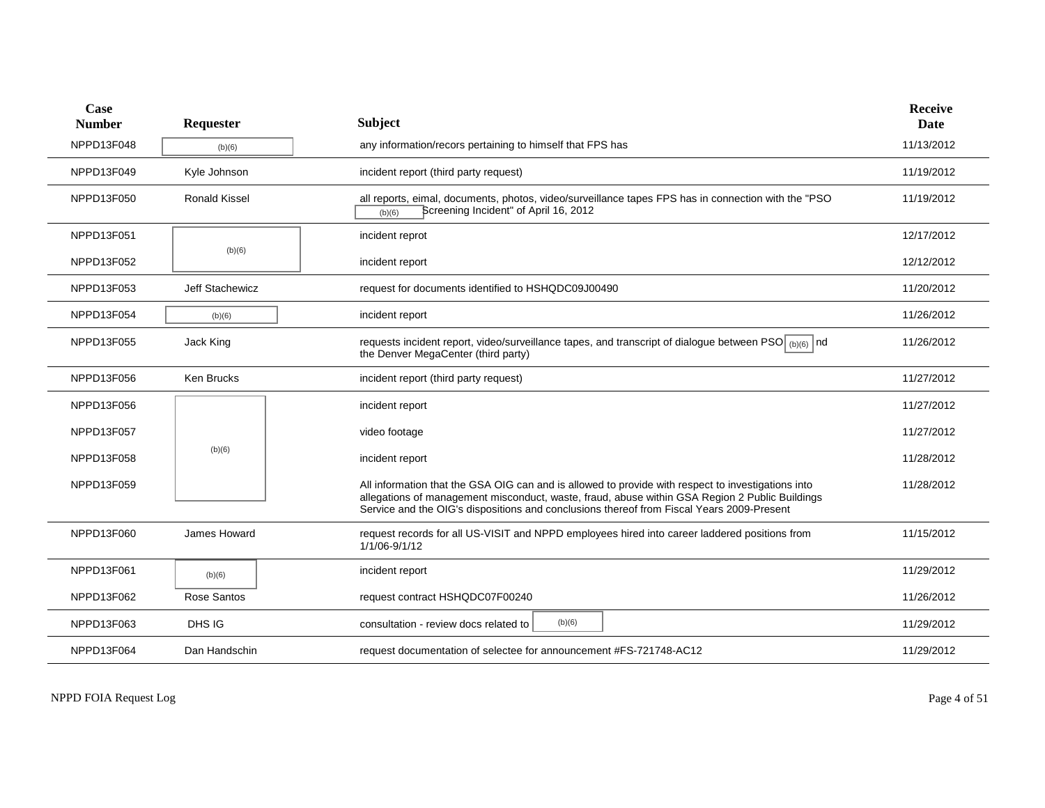| Case Number | Requester | Subject | Receive Date |
|---|---|---|---|
| NPPD13F048 | (b)(6) | any information/recors pertaining to himself that FPS has | 11/13/2012 |
| NPPD13F049 | Kyle Johnson | incident report (third party request) | 11/19/2012 |
| NPPD13F050 | Ronald Kissel | all reports, eimal, documents, photos, video/surveillance tapes FPS has in connection with the "PSO (b)(6) Screening Incident" of April 16, 2012 | 11/19/2012 |
| NPPD13F051 | (b)(6) | incident reprot | 12/17/2012 |
| NPPD13F052 | (b)(6) | incident report | 12/12/2012 |
| NPPD13F053 | Jeff Stachewicz | request for documents identified to HSHQDC09J00490 | 11/20/2012 |
| NPPD13F054 | (b)(6) | incident report | 11/26/2012 |
| NPPD13F055 | Jack King | requests incident report, video/surveillance tapes, and transcript of dialogue between PSO (b)(6) nd the Denver MegaCenter (third party) | 11/26/2012 |
| NPPD13F056 | Ken Brucks | incident report (third party request) | 11/27/2012 |
| NPPD13F056 | (b)(6) | incident report | 11/27/2012 |
| NPPD13F057 | (b)(6) | video footage | 11/27/2012 |
| NPPD13F058 | (b)(6) | incident report | 11/28/2012 |
| NPPD13F059 | (b)(6) | All information that the GSA OIG can and is allowed to provide with respect to investigations into allegations of management misconduct, waste, fraud, abuse within GSA Region 2 Public Buildings Service and the OIG's dispositions and conclusions thereof from Fiscal Years 2009-Present | 11/28/2012 |
| NPPD13F060 | James Howard | request records for all US-VISIT and NPPD employees hired into career laddered positions from 1/1/06-9/1/12 | 11/15/2012 |
| NPPD13F061 | (b)(6) | incident report | 11/29/2012 |
| NPPD13F062 | Rose Santos | request contract HSHQDC07F00240 | 11/26/2012 |
| NPPD13F063 | DHS IG | consultation - review docs related to (b)(6) | 11/29/2012 |
| NPPD13F064 | Dan Handschin | request documentation of selectee for announcement #FS-721748-AC12 | 11/29/2012 |

NPPD FOIA Request Log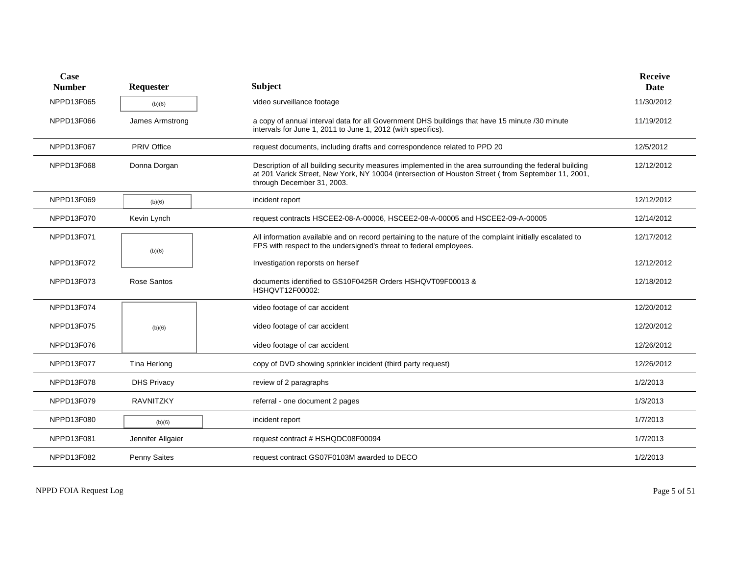| Case Number | Requester | Subject | Receive Date |
|---|---|---|---|
| NPPD13F065 | (b)(6) | video surveillance footage | 11/30/2012 |
| NPPD13F066 | James Armstrong | a copy of annual interval data for all Government DHS buildings that have 15 minute /30 minute intervals for June 1, 2011 to June 1, 2012 (with specifics). | 11/19/2012 |
| NPPD13F067 | PRIV Office | request documents, including drafts and correspondence related to PPD 20 | 12/5/2012 |
| NPPD13F068 | Donna Dorgan | Description of all building security measures implemented in the area surrounding the federal building at 201 Varick Street, New York, NY 10004 (intersection of Houston Street ( from September 11, 2001, through December 31, 2003. | 12/12/2012 |
| NPPD13F069 | (b)(6) | incident report | 12/12/2012 |
| NPPD13F070 | Kevin Lynch | request contracts HSCEE2-08-A-00006, HSCEE2-08-A-00005 and HSCEE2-09-A-00005 | 12/14/2012 |
| NPPD13F071 | (b)(6) | All information available and on record pertaining to the nature of the complaint initially escalated to FPS with respect to the undersigned's threat to federal employees. | 12/17/2012 |
| NPPD13F072 | (b)(6) | Investigation reporsts on herself | 12/12/2012 |
| NPPD13F073 | Rose Santos | documents identified to GS10F0425R Orders HSHQVT09F00013 & HSHQVT12F00002: | 12/18/2012 |
| NPPD13F074 | (b)(6) | video footage of car accident | 12/20/2012 |
| NPPD13F075 | (b)(6) | video footage of car accident | 12/20/2012 |
| NPPD13F076 | (b)(6) | video footage of car accident | 12/26/2012 |
| NPPD13F077 | Tina Herlong | copy of DVD showing sprinkler incident (third party request) | 12/26/2012 |
| NPPD13F078 | DHS Privacy | review of 2 paragraphs | 1/2/2013 |
| NPPD13F079 | RAVNITZKY | referral - one document 2 pages | 1/3/2013 |
| NPPD13F080 | (b)(6) | incident report | 1/7/2013 |
| NPPD13F081 | Jennifer Allgaier | request contract # HSHQDC08F00094 | 1/7/2013 |
| NPPD13F082 | Penny Saites | request contract GS07F0103M awarded to DECO | 1/2/2013 |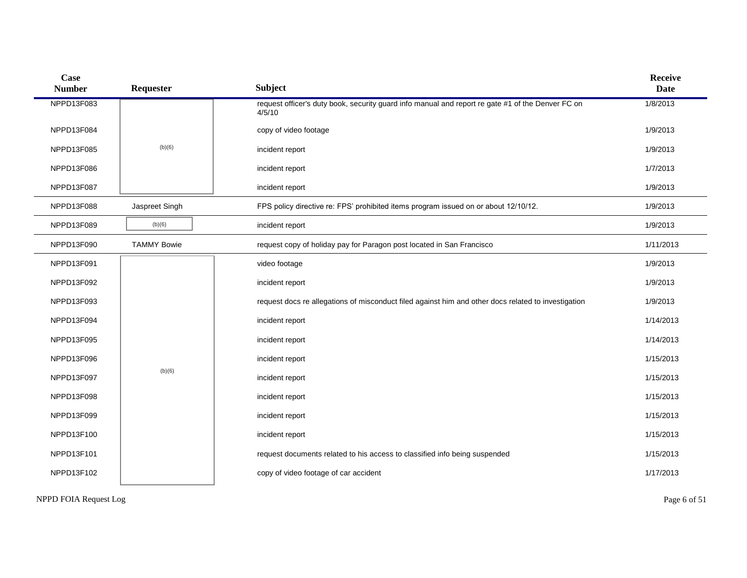| Case Number | Requester | Subject | Receive Date |
|---|---|---|---|
| NPPD13F083 | (b)(6) | request officer's duty book, security guard info manual and report re gate #1 of the Denver FC on 4/5/10 | 1/8/2013 |
| NPPD13F084 | | copy of video footage | 1/9/2013 |
| NPPD13F085 | | incident report | 1/9/2013 |
| NPPD13F086 | | incident report | 1/7/2013 |
| NPPD13F087 | | incident report | 1/9/2013 |
| NPPD13F088 | Jaspreet Singh | FPS policy directive re: FPS' prohibited items program issued on or about 12/10/12. | 1/9/2013 |
| NPPD13F089 | (b)(6) | incident report | 1/9/2013 |
| NPPD13F090 | TAMMY Bowie | request copy of holiday pay for Paragon post located in San Francisco | 1/11/2013 |
| NPPD13F091 | (b)(6) | video footage | 1/9/2013 |
| NPPD13F092 | | incident report | 1/9/2013 |
| NPPD13F093 | | request docs re allegations of misconduct filed against him and other docs related to investigation | 1/9/2013 |
| NPPD13F094 | | incident report | 1/14/2013 |
| NPPD13F095 | | incident report | 1/14/2013 |
| NPPD13F096 | | incident report | 1/15/2013 |
| NPPD13F097 | | incident report | 1/15/2013 |
| NPPD13F098 | | incident report | 1/15/2013 |
| NPPD13F099 | | incident report | 1/15/2013 |
| NPPD13F100 | | incident report | 1/15/2013 |
| NPPD13F101 | | request documents related to his access to classified info being suspended | 1/15/2013 |
| NPPD13F102 | | copy of video footage of car accident | 1/17/2013 |

NPPD FOIA Request Log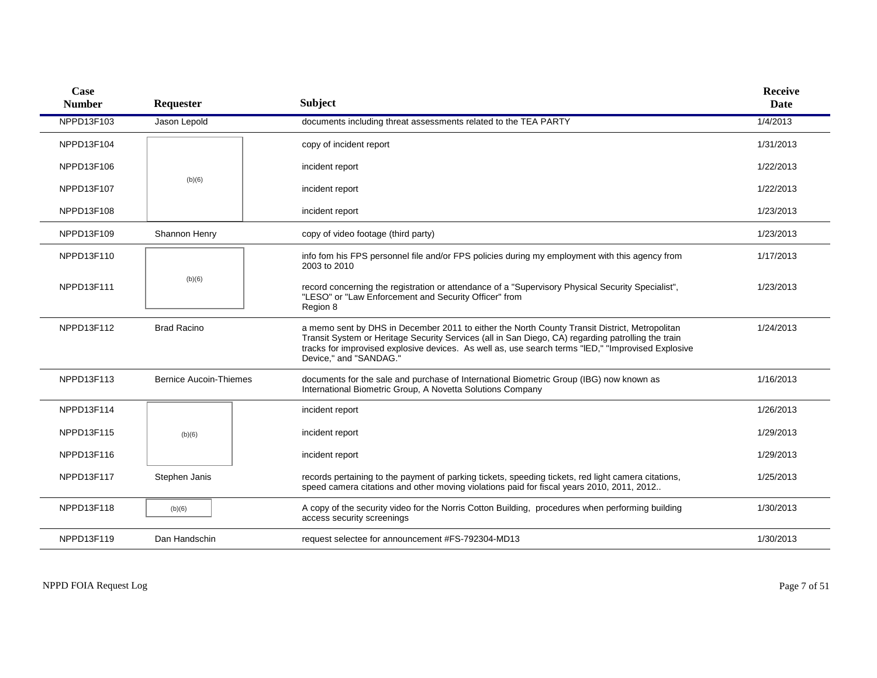| Case Number | Requester | Subject | Receive Date |
|---|---|---|---|
| NPPD13F103 | Jason Lepold | documents including threat assessments related to the TEA PARTY | 1/4/2013 |
| NPPD13F104 | (b)(6) | copy of incident report | 1/31/2013 |
| NPPD13F106 | (b)(6) | incident report | 1/22/2013 |
| NPPD13F107 | (b)(6) | incident report | 1/22/2013 |
| NPPD13F108 | (b)(6) | incident report | 1/23/2013 |
| NPPD13F109 | Shannon Henry | copy of video footage (third party) | 1/23/2013 |
| NPPD13F110 | (b)(6) | info fom his FPS personnel file and/or FPS policies during my employment with this agency from 2003 to 2010 | 1/17/2013 |
| NPPD13F111 | (b)(6) | record concerning the registration or attendance of a "Supervisory Physical Security Specialist", "LESO" or "Law Enforcement and Security Officer" from Region 8 | 1/23/2013 |
| NPPD13F112 | Brad Racino | a memo sent by DHS in December 2011 to either the North County Transit District, Metropolitan Transit System or Heritage Security Services (all in San Diego, CA) regarding patrolling the train tracks for improvised explosive devices. As well as, use search terms "lED," "Improvised Explosive Device," and "SANDAG." | 1/24/2013 |
| NPPD13F113 | Bernice Aucoin-Thiemes | documents for the sale and purchase of International Biometric Group (IBG) now known as International Biometric Group, A Novetta Solutions Company | 1/16/2013 |
| NPPD13F114 | (b)(6) | incident report | 1/26/2013 |
| NPPD13F115 | (b)(6) | incident report | 1/29/2013 |
| NPPD13F116 | (b)(6) | incident report | 1/29/2013 |
| NPPD13F117 | Stephen Janis | records pertaining to the payment of parking tickets, speeding tickets, red light camera citations, speed camera citations and other moving violations paid for fiscal years 2010, 2011, 2012.. | 1/25/2013 |
| NPPD13F118 | (b)(6) | A copy of the security video for the Norris Cotton Building, procedures when performing building access security screenings | 1/30/2013 |
| NPPD13F119 | Dan Handschin | request selectee for announcement #FS-792304-MD13 | 1/30/2013 |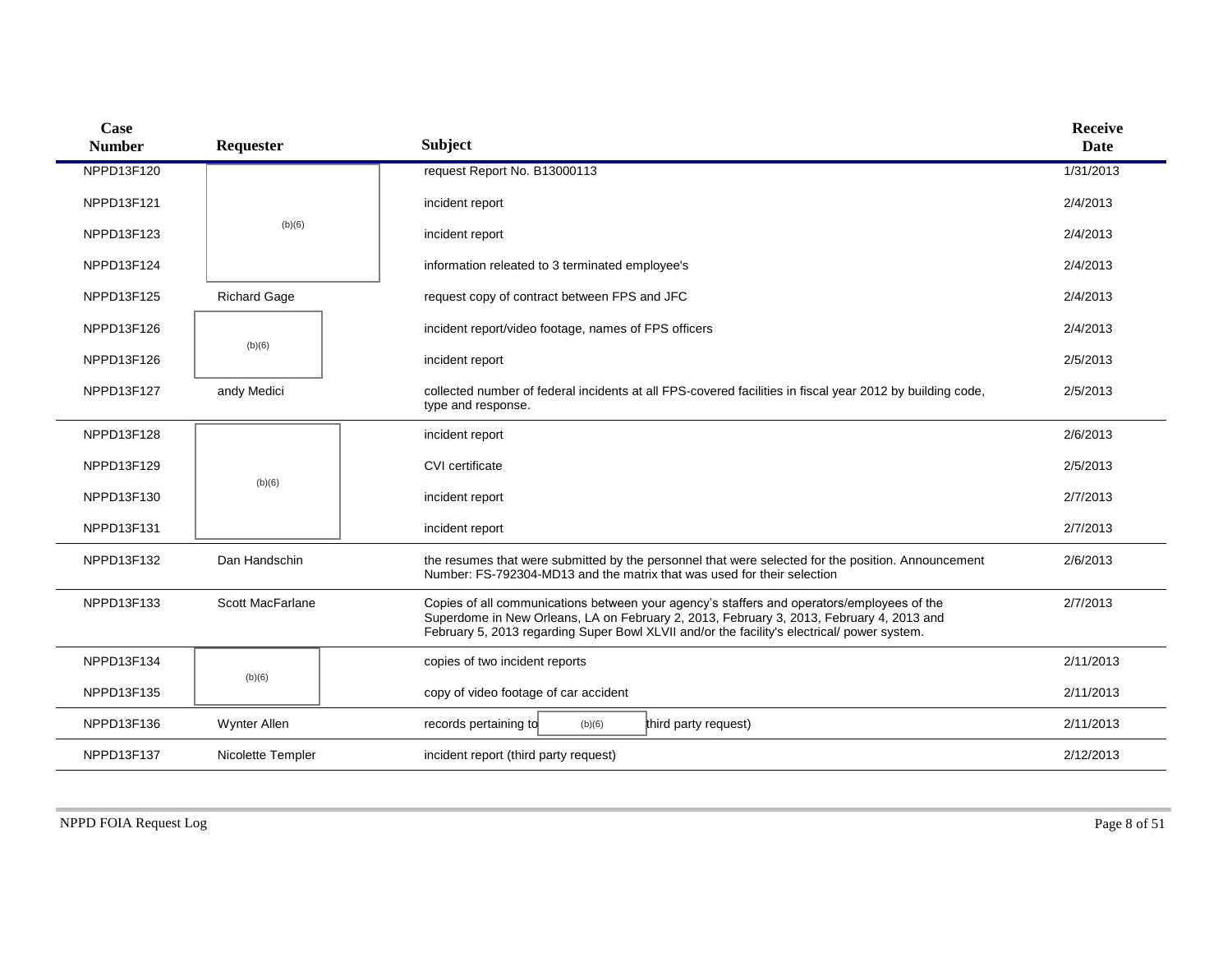| Case Number | Requester | Subject | Receive Date |
|---|---|---|---|
| NPPD13F120 | (b)(6) | request Report No. B13000113 | 1/31/2013 |
| NPPD13F121 | | incident report | 2/4/2013 |
| NPPD13F123 | | incident report | 2/4/2013 |
| NPPD13F124 | | information releated to 3 terminated employee's | 2/4/2013 |
| NPPD13F125 | Richard Gage | request copy of contract between FPS and JFC | 2/4/2013 |
| NPPD13F126 | (b)(6) | incident report/video footage, names of FPS officers | 2/4/2013 |
| NPPD13F126 | | incident report | 2/5/2013 |
| NPPD13F127 | andy Medici | collected number of federal incidents at all FPS-covered facilities in fiscal year 2012 by building code, type and response. | 2/5/2013 |
| NPPD13F128 | (b)(6) | incident report | 2/6/2013 |
| NPPD13F129 | | CVI certificate | 2/5/2013 |
| NPPD13F130 | | incident report | 2/7/2013 |
| NPPD13F131 | | incident report | 2/7/2013 |
| NPPD13F132 | Dan Handschin | the resumes that were submitted by the personnel that were selected for the position. Announcement Number: FS-792304-MD13 and the matrix that was used for their selection | 2/6/2013 |
| NPPD13F133 | Scott MacFarlane | Copies of all communications between your agency's staffers and operators/employees of the Superdome in New Orleans, LA on February 2, 2013, February 3, 2013, February 4, 2013 and February 5, 2013 regarding Super Bowl XLVII and/or the facility's electrical/ power system. | 2/7/2013 |
| NPPD13F134 | (b)(6) | copies of two incident reports | 2/11/2013 |
| NPPD13F135 | | copy of video footage of car accident | 2/11/2013 |
| NPPD13F136 | Wynter Allen | records pertaining to (b)(6) third party request) | 2/11/2013 |
| NPPD13F137 | Nicolette Templer | incident report (third party request) | 2/12/2013 |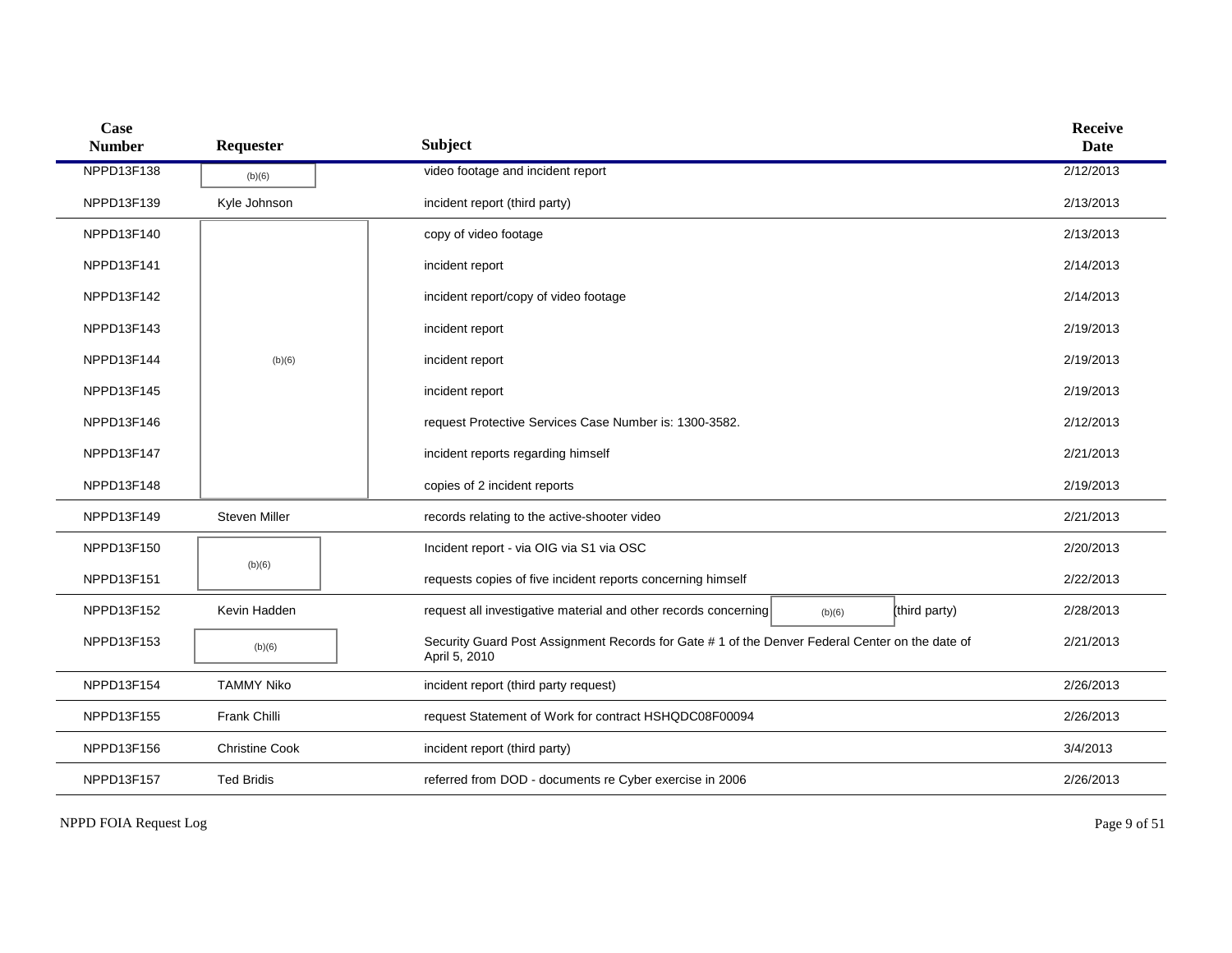| Case Number | Requester | Subject | Receive Date |
| --- | --- | --- | --- |
| NPPD13F138 | (b)(6) | video footage and incident report | 2/12/2013 |
| NPPD13F139 | Kyle Johnson | incident report (third party) | 2/13/2013 |
| NPPD13F140 | (b)(6) | copy of video footage | 2/13/2013 |
| NPPD13F141 | | incident report | 2/14/2013 |
| NPPD13F142 | | incident report/copy of video footage | 2/14/2013 |
| NPPD13F143 | | incident report | 2/19/2013 |
| NPPD13F144 | | incident report | 2/19/2013 |
| NPPD13F145 | | incident report | 2/19/2013 |
| NPPD13F146 | | request Protective Services Case Number is: 1300-3582. | 2/12/2013 |
| NPPD13F147 | | incident reports regarding himself | 2/21/2013 |
| NPPD13F148 | | copies of 2 incident reports | 2/19/2013 |
| NPPD13F149 | Steven Miller | records relating to the active-shooter video | 2/21/2013 |
| NPPD13F150 | (b)(6) | Incident report - via OIG via S1 via OSC | 2/20/2013 |
| NPPD13F151 | | requests copies of five incident reports concerning himself | 2/22/2013 |
| NPPD13F152 | Kevin Hadden | request all investigative material and other records concerning (b)(6) (third party) | 2/28/2013 |
| NPPD13F153 | (b)(6) | Security Guard Post Assignment Records for Gate # 1 of the Denver Federal Center on the date of April 5, 2010 | 2/21/2013 |
| NPPD13F154 | TAMMY Niko | incident report (third party request) | 2/26/2013 |
| NPPD13F155 | Frank Chilli | request Statement of Work for contract HSHQDC08F00094 | 2/26/2013 |
| NPPD13F156 | Christine Cook | incident report (third party) | 3/4/2013 |
| NPPD13F157 | Ted Bridis | referred from DOD - documents re Cyber exercise in 2006 | 2/26/2013 |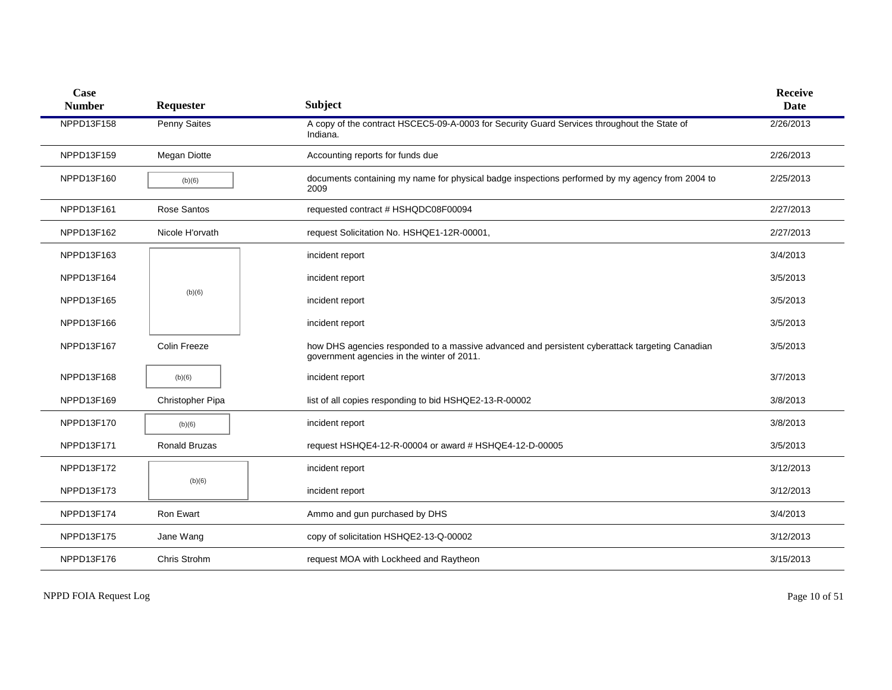| Case Number | Requester | Subject | Receive Date |
|---|---|---|---|
| NPPD13F158 | Penny Saites | A copy of the contract HSCEC5-09-A-0003 for Security Guard Services throughout the State of Indiana. | 2/26/2013 |
| NPPD13F159 | Megan Diotte | Accounting reports for funds due | 2/26/2013 |
| NPPD13F160 | (b)(6) | documents containing my name for physical badge inspections performed by my agency from 2004 to 2009 | 2/25/2013 |
| NPPD13F161 | Rose Santos | requested contract # HSHQDC08F00094 | 2/27/2013 |
| NPPD13F162 | Nicole H'orvath | request Solicitation No. HSHQE1-12R-00001, | 2/27/2013 |
| NPPD13F163 | (b)(6) | incident report | 3/4/2013 |
| NPPD13F164 | (b)(6) | incident report | 3/5/2013 |
| NPPD13F165 | (b)(6) | incident report | 3/5/2013 |
| NPPD13F166 | (b)(6) | incident report | 3/5/2013 |
| NPPD13F167 | Colin Freeze | how DHS agencies responded to a massive advanced and persistent cyberattack targeting Canadian government agencies in the winter of 2011. | 3/5/2013 |
| NPPD13F168 | (b)(6) | incident report | 3/7/2013 |
| NPPD13F169 | Christopher Pipa | list of all copies responding to bid HSHQE2-13-R-00002 | 3/8/2013 |
| NPPD13F170 | (b)(6) | incident report | 3/8/2013 |
| NPPD13F171 | Ronald Bruzas | request HSHQE4-12-R-00004 or award # HSHQE4-12-D-00005 | 3/5/2013 |
| NPPD13F172 | (b)(6) | incident report | 3/12/2013 |
| NPPD13F173 | (b)(6) | incident report | 3/12/2013 |
| NPPD13F174 | Ron Ewart | Ammo and gun purchased by DHS | 3/4/2013 |
| NPPD13F175 | Jane Wang | copy of solicitation HSHQE2-13-Q-00002 | 3/12/2013 |
| NPPD13F176 | Chris Strohm | request MOA with Lockheed and Raytheon | 3/15/2013 |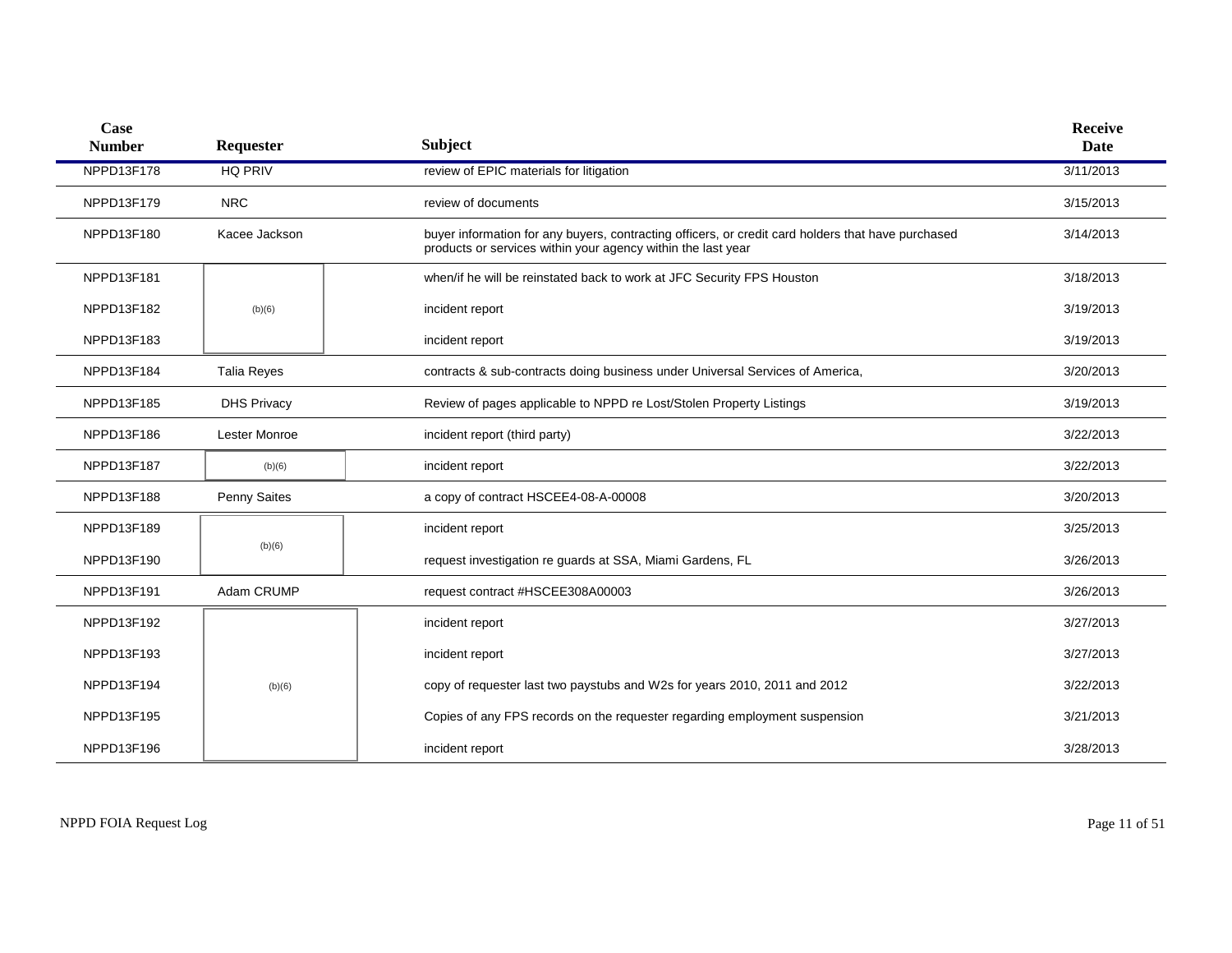| Case Number | Requester | Subject | Receive Date |
|---|---|---|---|
| NPPD13F178 | HQ PRIV | review of EPIC materials for litigation | 3/11/2013 |
| NPPD13F179 | NRC | review of documents | 3/15/2013 |
| NPPD13F180 | Kacee Jackson | buyer information for any buyers, contracting officers, or credit card holders that have purchased products or services within your agency within the last year | 3/14/2013 |
| NPPD13F181 | (b)(6) | when/if he will be reinstated back to work at JFC Security FPS Houston | 3/18/2013 |
| NPPD13F182 | (b)(6) | incident report | 3/19/2013 |
| NPPD13F183 | (b)(6) | incident report | 3/19/2013 |
| NPPD13F184 | Talia Reyes | contracts & sub-contracts doing business under Universal Services of America, | 3/20/2013 |
| NPPD13F185 | DHS Privacy | Review of pages applicable to NPPD re Lost/Stolen Property Listings | 3/19/2013 |
| NPPD13F186 | Lester Monroe | incident report (third party) | 3/22/2013 |
| NPPD13F187 | (b)(6) | incident report | 3/22/2013 |
| NPPD13F188 | Penny Saites | a copy of contract HSCEE4-08-A-00008 | 3/20/2013 |
| NPPD13F189 | (b)(6) | incident report | 3/25/2013 |
| NPPD13F190 | (b)(6) | request investigation re guards at SSA, Miami Gardens, FL | 3/26/2013 |
| NPPD13F191 | Adam CRUMP | request contract #HSCEE308A00003 | 3/26/2013 |
| NPPD13F192 | (b)(6) | incident report | 3/27/2013 |
| NPPD13F193 | (b)(6) | incident report | 3/27/2013 |
| NPPD13F194 | (b)(6) | copy of requester last two paystubs and W2s for years 2010, 2011 and 2012 | 3/22/2013 |
| NPPD13F195 | (b)(6) | Copies of any FPS records on the requester regarding employment suspension | 3/21/2013 |
| NPPD13F196 | (b)(6) | incident report | 3/28/2013 |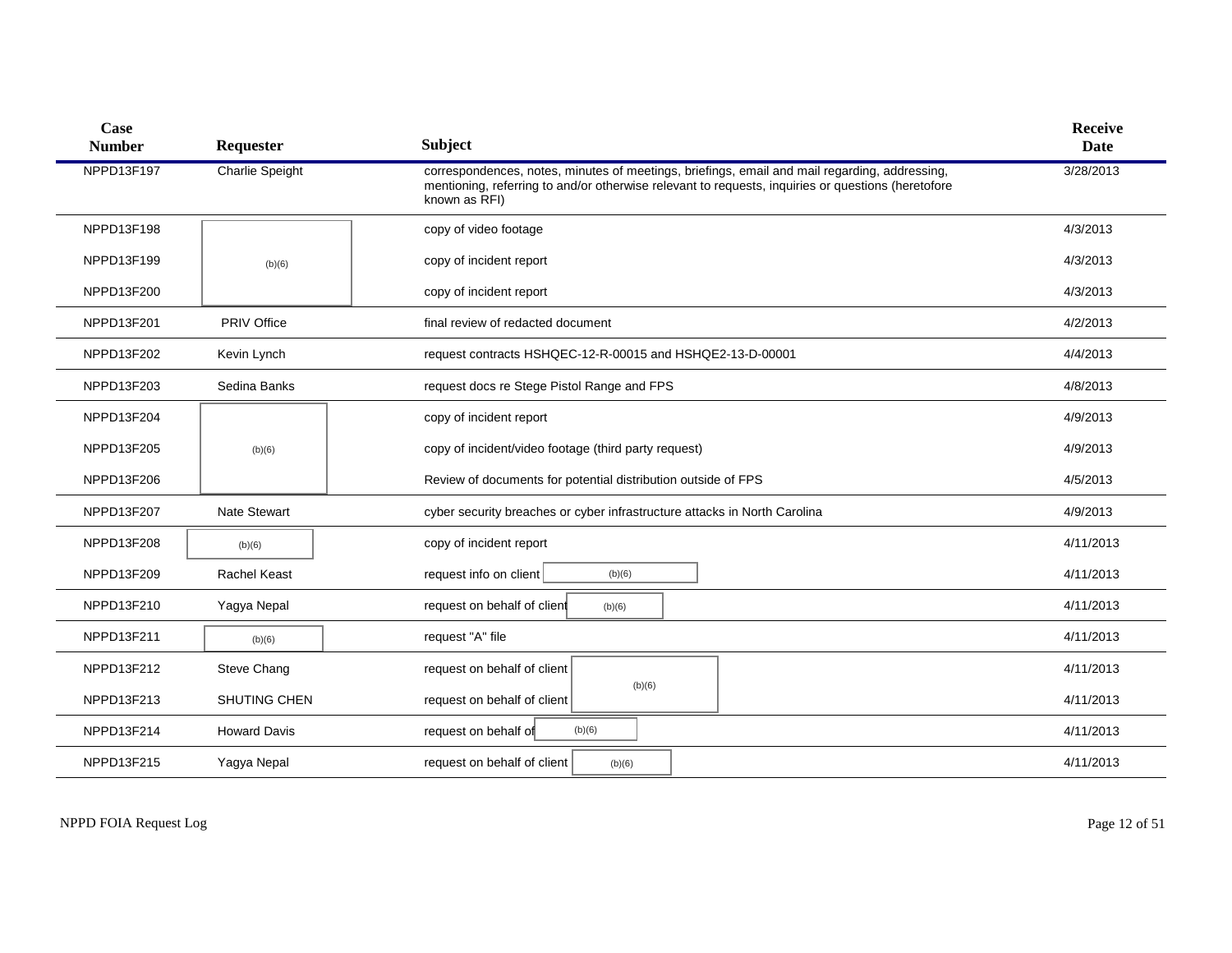| Case Number | Requester | Subject | Receive Date |
|---|---|---|---|
| NPPD13F197 | Charlie Speight | correspondences, notes, minutes of meetings, briefings, email and mail regarding, addressing, mentioning, referring to and/or otherwise relevant to requests, inquiries or questions (heretofore known as RFI) | 3/28/2013 |
| NPPD13F198 | (b)(6) | copy of video footage | 4/3/2013 |
| NPPD13F199 | (b)(6) | copy of incident report | 4/3/2013 |
| NPPD13F200 | (b)(6) | copy of incident report | 4/3/2013 |
| NPPD13F201 | PRIV Office | final review of redacted document | 4/2/2013 |
| NPPD13F202 | Kevin Lynch | request contracts HSHQEC-12-R-00015 and HSHQE2-13-D-00001 | 4/4/2013 |
| NPPD13F203 | Sedina Banks | request docs re Stege Pistol Range and FPS | 4/8/2013 |
| NPPD13F204 | (b)(6) | copy of incident report | 4/9/2013 |
| NPPD13F205 | (b)(6) | copy of incident/video footage (third party request) | 4/9/2013 |
| NPPD13F206 | (b)(6) | Review of documents for potential distribution outside of FPS | 4/5/2013 |
| NPPD13F207 | Nate Stewart | cyber security breaches or cyber infrastructure attacks in North Carolina | 4/9/2013 |
| NPPD13F208 | (b)(6) | copy of incident report | 4/11/2013 |
| NPPD13F209 | Rachel Keast | request info on client (b)(6) | 4/11/2013 |
| NPPD13F210 | Yagya Nepal | request on behalf of client (b)(6) | 4/11/2013 |
| NPPD13F211 | (b)(6) | request "A" file | 4/11/2013 |
| NPPD13F212 | Steve Chang | request on behalf of client (b)(6) | 4/11/2013 |
| NPPD13F213 | SHUTING CHEN | request on behalf of client (b)(6) | 4/11/2013 |
| NPPD13F214 | Howard Davis | request on behalf of (b)(6) | 4/11/2013 |
| NPPD13F215 | Yagya Nepal | request on behalf of client (b)(6) | 4/11/2013 |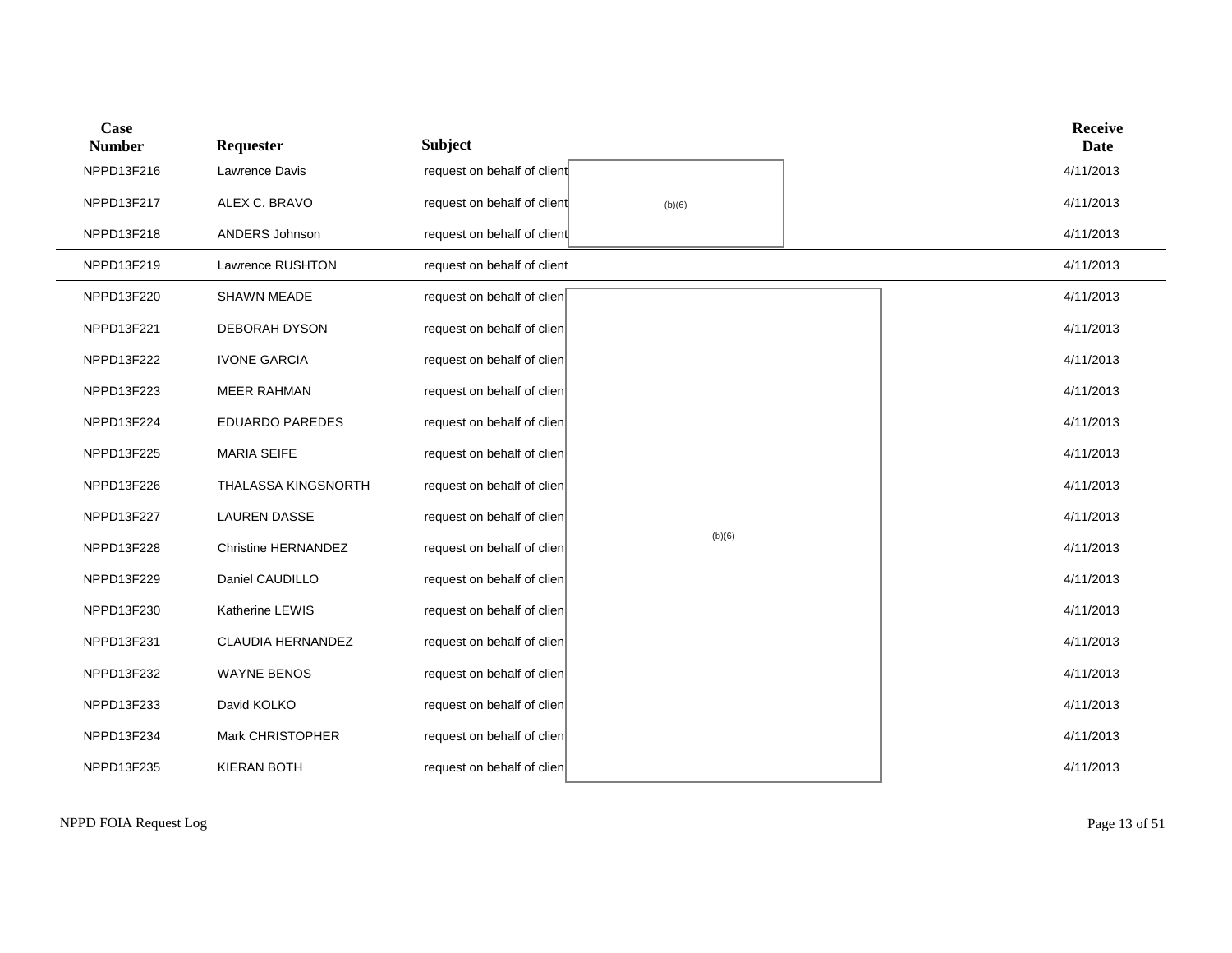| Case Number | Requester | Subject | Receive Date |
|---|---|---|---|
| NPPD13F216 | Lawrence Davis | request on behalf of client (b)(6) | 4/11/2013 |
| NPPD13F217 | ALEX C. BRAVO | request on behalf of client (b)(6) | 4/11/2013 |
| NPPD13F218 | ANDERS Johnson | request on behalf of client (b)(6) | 4/11/2013 |
| NPPD13F219 | Lawrence RUSHTON | request on behalf of client | 4/11/2013 |
| NPPD13F220 | SHAWN MEADE | request on behalf of clien (b)(6) | 4/11/2013 |
| NPPD13F221 | DEBORAH DYSON | request on behalf of clien (b)(6) | 4/11/2013 |
| NPPD13F222 | IVONE GARCIA | request on behalf of clien (b)(6) | 4/11/2013 |
| NPPD13F223 | MEER RAHMAN | request on behalf of clien (b)(6) | 4/11/2013 |
| NPPD13F224 | EDUARDO PAREDES | request on behalf of clien (b)(6) | 4/11/2013 |
| NPPD13F225 | MARIA SEIFE | request on behalf of clien (b)(6) | 4/11/2013 |
| NPPD13F226 | THALASSA KINGSNORTH | request on behalf of clien (b)(6) | 4/11/2013 |
| NPPD13F227 | LAUREN DASSE | request on behalf of clien (b)(6) | 4/11/2013 |
| NPPD13F228 | Christine HERNANDEZ | request on behalf of clien (b)(6) | 4/11/2013 |
| NPPD13F229 | Daniel CAUDILLO | request on behalf of clien (b)(6) | 4/11/2013 |
| NPPD13F230 | Katherine LEWIS | request on behalf of clien (b)(6) | 4/11/2013 |
| NPPD13F231 | CLAUDIA HERNANDEZ | request on behalf of clien (b)(6) | 4/11/2013 |
| NPPD13F232 | WAYNE BENOS | request on behalf of clien (b)(6) | 4/11/2013 |
| NPPD13F233 | David KOLKO | request on behalf of clien (b)(6) | 4/11/2013 |
| NPPD13F234 | Mark CHRISTOPHER | request on behalf of clien (b)(6) | 4/11/2013 |
| NPPD13F235 | KIERAN BOTH | request on behalf of clien (b)(6) | 4/11/2013 |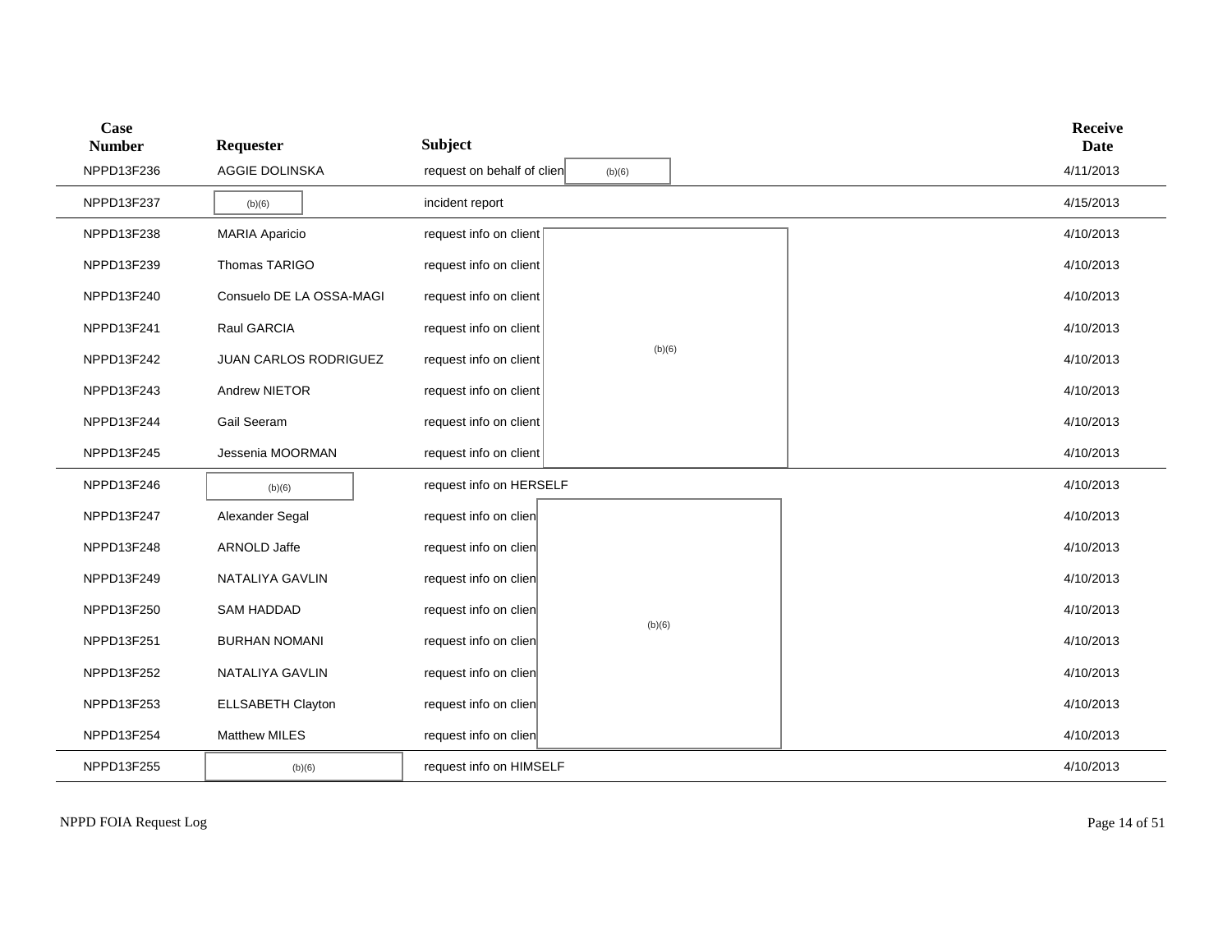| Case Number | Requester | Subject | Receive Date |
|---|---|---|---|
| NPPD13F236 | AGGIE DOLINSKA | request on behalf of clien (b)(6) | 4/11/2013 |
| NPPD13F237 | (b)(6) | incident report | 4/15/2013 |
| NPPD13F238 | MARIA Aparicio | request info on client (b)(6) | 4/10/2013 |
| NPPD13F239 | Thomas TARIGO | request info on client (b)(6) | 4/10/2013 |
| NPPD13F240 | Consuelo DE LA OSSA-MAGI | request info on client (b)(6) | 4/10/2013 |
| NPPD13F241 | Raul GARCIA | request info on client (b)(6) | 4/10/2013 |
| NPPD13F242 | JUAN CARLOS RODRIGUEZ | request info on client (b)(6) | 4/10/2013 |
| NPPD13F243 | Andrew NIETOR | request info on client (b)(6) | 4/10/2013 |
| NPPD13F244 | Gail Seeram | request info on client (b)(6) | 4/10/2013 |
| NPPD13F245 | Jessenia MOORMAN | request info on client (b)(6) | 4/10/2013 |
| NPPD13F246 | (b)(6) | request info on HERSELF | 4/10/2013 |
| NPPD13F247 | Alexander Segal | request info on clien (b)(6) | 4/10/2013 |
| NPPD13F248 | ARNOLD Jaffe | request info on clien (b)(6) | 4/10/2013 |
| NPPD13F249 | NATALIYA GAVLIN | request info on clien (b)(6) | 4/10/2013 |
| NPPD13F250 | SAM HADDAD | request info on clien (b)(6) | 4/10/2013 |
| NPPD13F251 | BURHAN NOMANI | request info on clien (b)(6) | 4/10/2013 |
| NPPD13F252 | NATALIYA GAVLIN | request info on clien (b)(6) | 4/10/2013 |
| NPPD13F253 | ELLSABETH Clayton | request info on clien (b)(6) | 4/10/2013 |
| NPPD13F254 | Matthew MILES | request info on clien (b)(6) | 4/10/2013 |
| NPPD13F255 | (b)(6) | request info on HIMSELF | 4/10/2013 |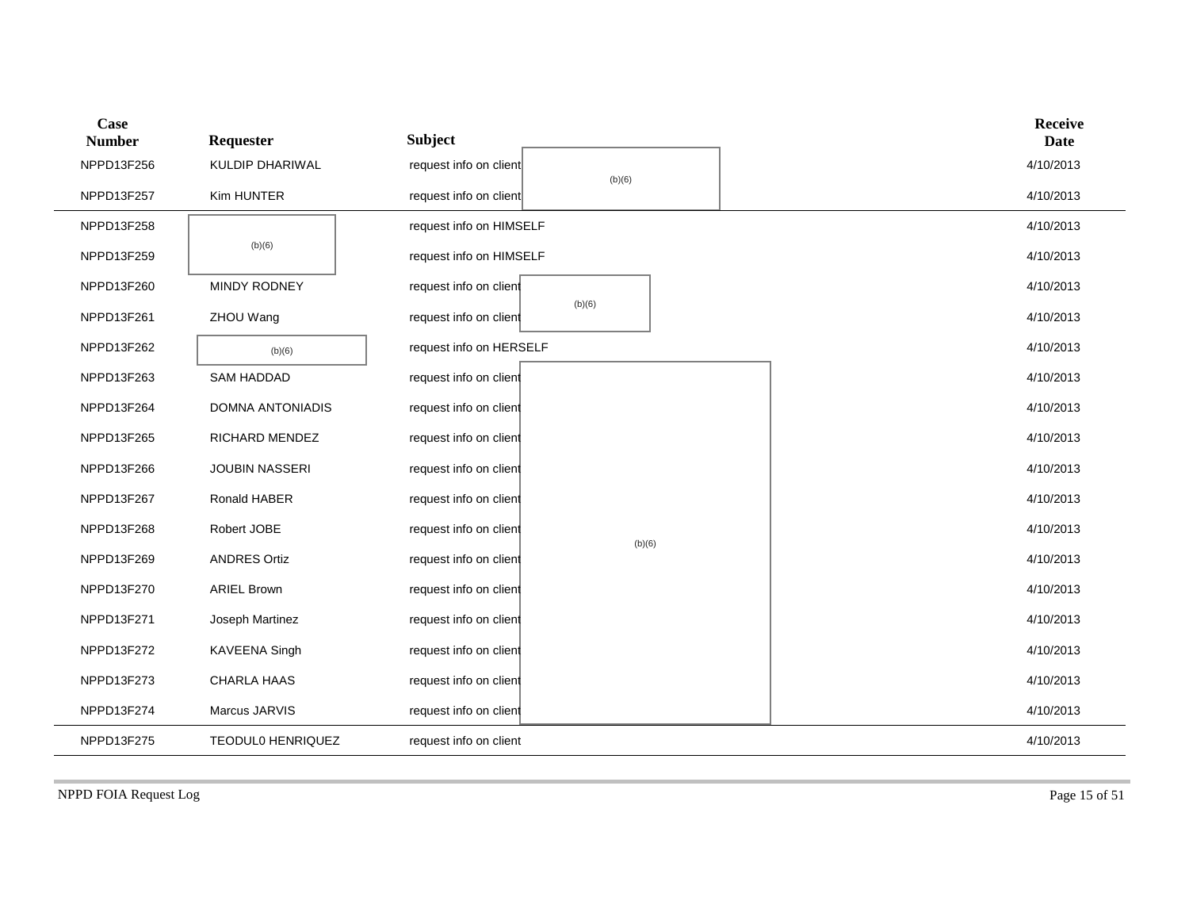| Case Number | Requester | Subject | Receive Date |
| --- | --- | --- | --- |
| NPPD13F256 | KULDIP DHARIWAL | request info on client (b)(6) | 4/10/2013 |
| NPPD13F257 | Kim HUNTER | request info on client | 4/10/2013 |
| NPPD13F258 | (b)(6) | request info on HIMSELF | 4/10/2013 |
| NPPD13F259 | | request info on HIMSELF | 4/10/2013 |
| NPPD13F260 | MINDY RODNEY | request info on client (b)(6) | 4/10/2013 |
| NPPD13F261 | ZHOU Wang | request info on client | 4/10/2013 |
| NPPD13F262 | (b)(6) | request info on HERSELF | 4/10/2013 |
| NPPD13F263 | SAM HADDAD | request info on client (b)(6) | 4/10/2013 |
| NPPD13F264 | DOMNA ANTONIADIS | request info on client | 4/10/2013 |
| NPPD13F265 | RICHARD MENDEZ | request info on client | 4/10/2013 |
| NPPD13F266 | JOUBIN NASSERI | request info on client | 4/10/2013 |
| NPPD13F267 | Ronald HABER | request info on client | 4/10/2013 |
| NPPD13F268 | Robert JOBE | request info on client | 4/10/2013 |
| NPPD13F269 | ANDRES Ortiz | request info on client | 4/10/2013 |
| NPPD13F270 | ARIEL Brown | request info on client | 4/10/2013 |
| NPPD13F271 | Joseph Martinez | request info on client | 4/10/2013 |
| NPPD13F272 | KAVEENA Singh | request info on client | 4/10/2013 |
| NPPD13F273 | CHARLA HAAS | request info on client | 4/10/2013 |
| NPPD13F274 | Marcus JARVIS | request info on client | 4/10/2013 |
| NPPD13F275 | TEODUL0 HENRIQUEZ | request info on client | 4/10/2013 |

NPPD FOIA Request Log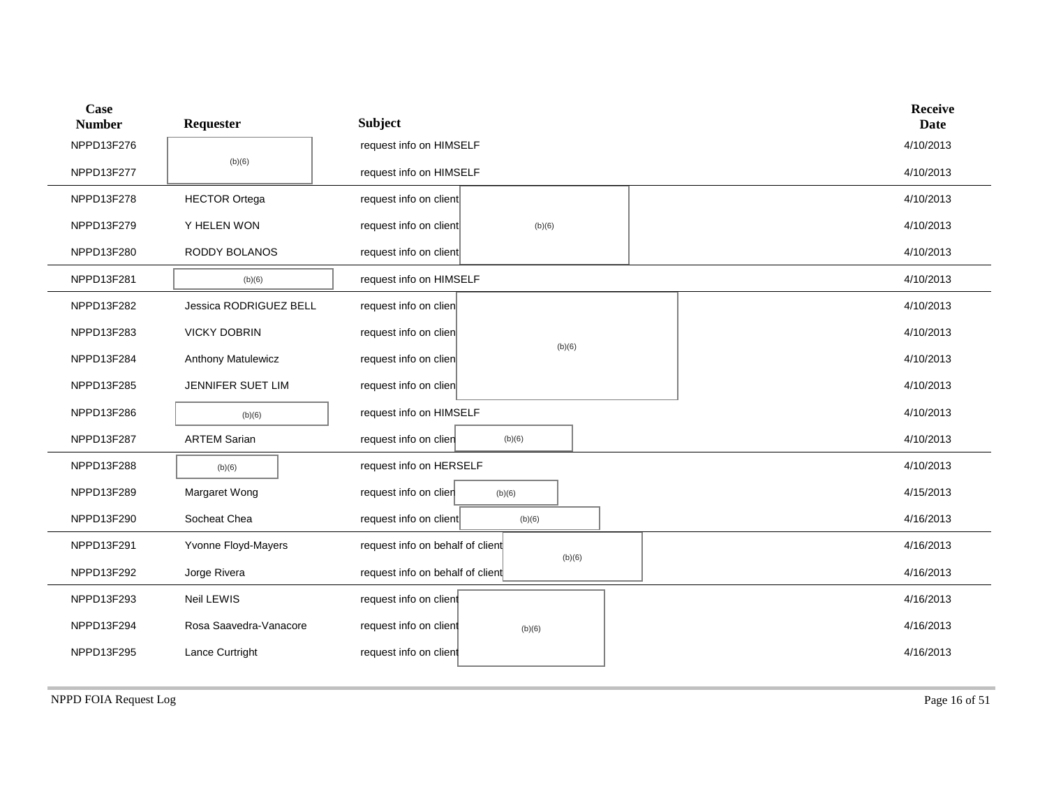| Case Number | Requester | Subject | Receive Date |
|---|---|---|---|
| NPPD13F276 | (b)(6) | request info on HIMSELF | 4/10/2013 |
| NPPD13F277 | | request info on HIMSELF | 4/10/2013 |
| NPPD13F278 | HECTOR Ortega | request info on client (b)(6) | 4/10/2013 |
| NPPD13F279 | Y HELEN WON | request info on client | 4/10/2013 |
| NPPD13F280 | RODDY BOLANOS | request info on client | 4/10/2013 |
| NPPD13F281 | (b)(6) | request info on HIMSELF | 4/10/2013 |
| NPPD13F282 | Jessica RODRIGUEZ BELL | request info on clien (b)(6) | 4/10/2013 |
| NPPD13F283 | VICKY DOBRIN | request info on clien | 4/10/2013 |
| NPPD13F284 | Anthony Matulewicz | request info on clien | 4/10/2013 |
| NPPD13F285 | JENNIFER SUET LIM | request info on clien | 4/10/2013 |
| NPPD13F286 | (b)(6) | request info on HIMSELF | 4/10/2013 |
| NPPD13F287 | ARTEM Sarian | request info on clien (b)(6) | 4/10/2013 |
| NPPD13F288 | (b)(6) | request info on HERSELF | 4/10/2013 |
| NPPD13F289 | Margaret Wong | request info on clien (b)(6) | 4/15/2013 |
| NPPD13F290 | Socheat Chea | request info on client (b)(6) | 4/16/2013 |
| NPPD13F291 | Yvonne Floyd-Mayers | request info on behalf of client (b)(6) | 4/16/2013 |
| NPPD13F292 | Jorge Rivera | request info on behalf of client | 4/16/2013 |
| NPPD13F293 | Neil LEWIS | request info on client (b)(6) | 4/16/2013 |
| NPPD13F294 | Rosa Saavedra-Vanacore | request info on client | 4/16/2013 |
| NPPD13F295 | Lance Curtright | request info on client | 4/16/2013 |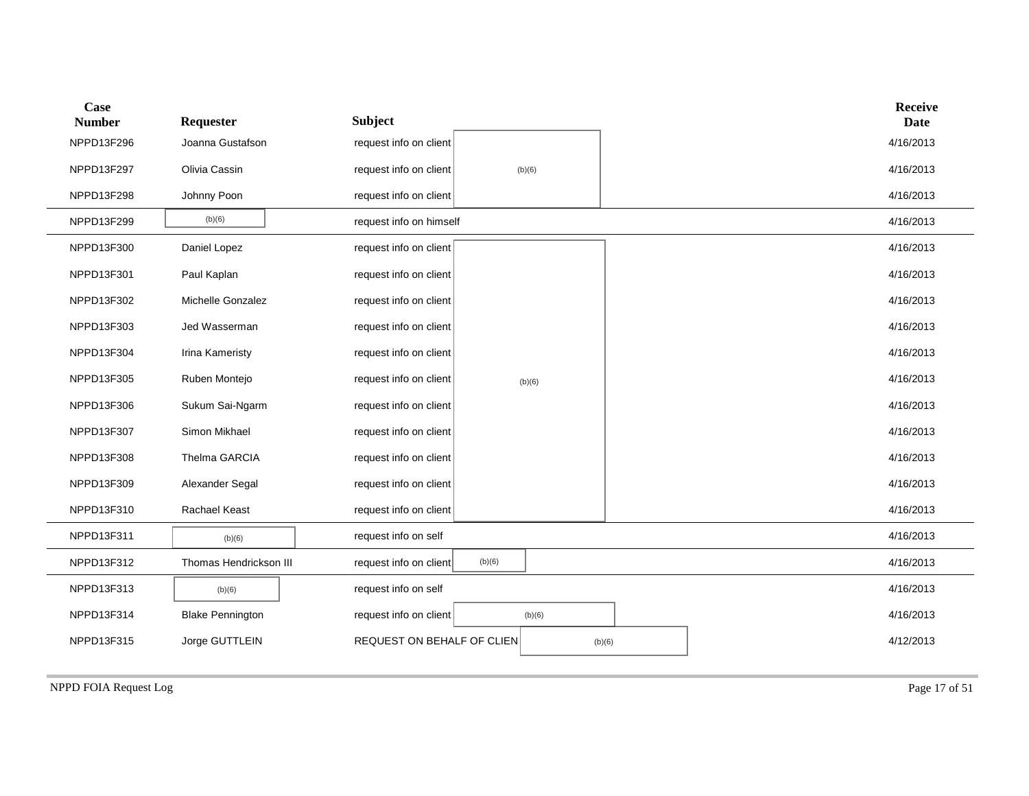| Case Number | Requester | Subject | Receive Date |
|---|---|---|---|
| NPPD13F296 | Joanna Gustafson | request info on client (b)(6) | 4/16/2013 |
| NPPD13F297 | Olivia Cassin | request info on client (b)(6) | 4/16/2013 |
| NPPD13F298 | Johnny Poon | request info on client (b)(6) | 4/16/2013 |
| NPPD13F299 | (b)(6) | request info on himself | 4/16/2013 |
| NPPD13F300 | Daniel Lopez | request info on client (b)(6) | 4/16/2013 |
| NPPD13F301 | Paul Kaplan | request info on client (b)(6) | 4/16/2013 |
| NPPD13F302 | Michelle Gonzalez | request info on client (b)(6) | 4/16/2013 |
| NPPD13F303 | Jed Wasserman | request info on client (b)(6) | 4/16/2013 |
| NPPD13F304 | Irina Kameristy | request info on client (b)(6) | 4/16/2013 |
| NPPD13F305 | Ruben Montejo | request info on client (b)(6) | 4/16/2013 |
| NPPD13F306 | Sukum Sai-Ngarm | request info on client (b)(6) | 4/16/2013 |
| NPPD13F307 | Simon Mikhael | request info on client (b)(6) | 4/16/2013 |
| NPPD13F308 | Thelma GARCIA | request info on client (b)(6) | 4/16/2013 |
| NPPD13F309 | Alexander Segal | request info on client (b)(6) | 4/16/2013 |
| NPPD13F310 | Rachael Keast | request info on client (b)(6) | 4/16/2013 |
| NPPD13F311 | (b)(6) | request info on self | 4/16/2013 |
| NPPD13F312 | Thomas Hendrickson III | request info on client (b)(6) | 4/16/2013 |
| NPPD13F313 | (b)(6) | request info on self | 4/16/2013 |
| NPPD13F314 | Blake Pennington | request info on client (b)(6) | 4/16/2013 |
| NPPD13F315 | Jorge GUTTLEIN | REQUEST ON BEHALF OF CLIEN (b)(6) | 4/12/2013 |

NPPD FOIA Request Log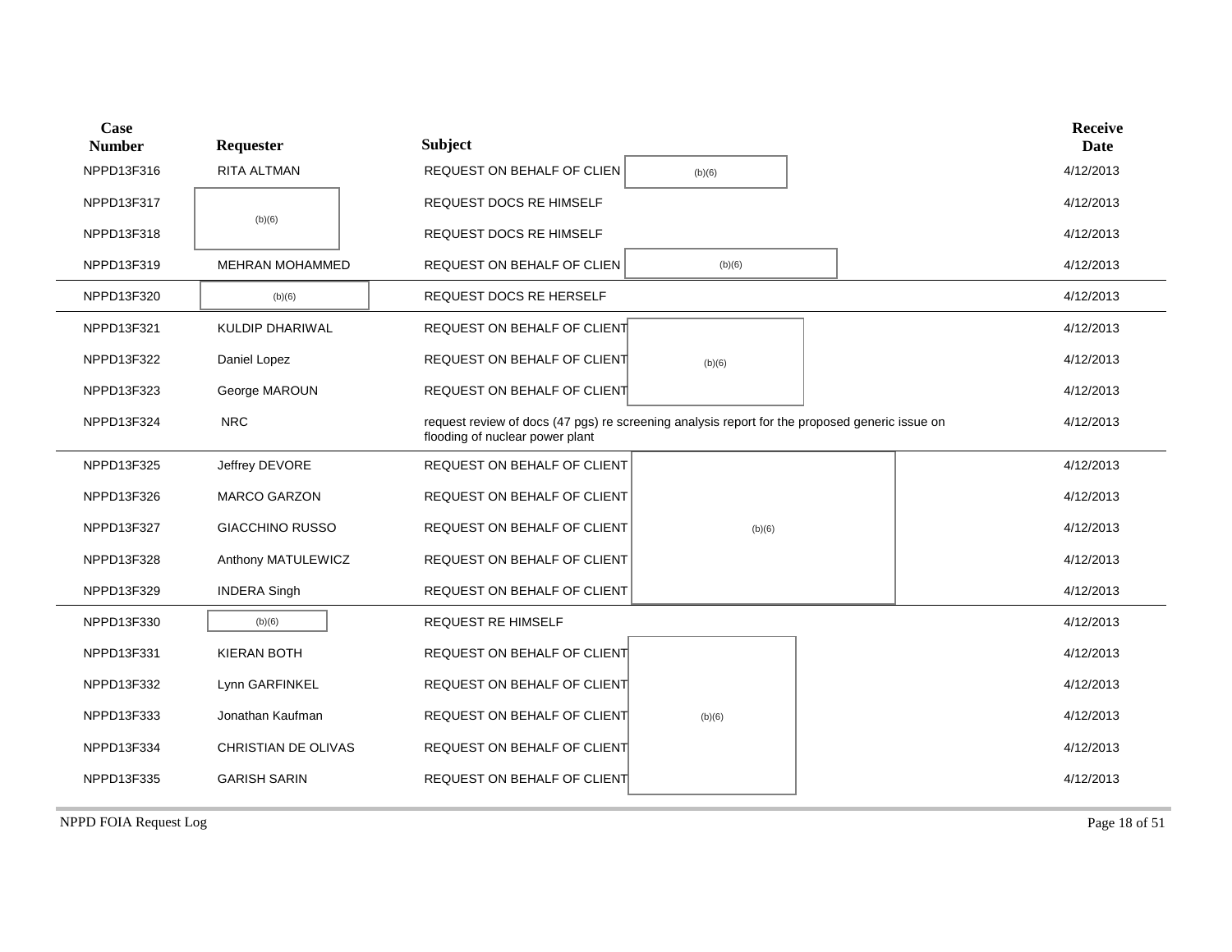| Case Number | Requester | Subject | Receive Date |
|---|---|---|---|
| NPPD13F316 | RITA ALTMAN | REQUEST ON BEHALF OF CLIEN (b)(6) | 4/12/2013 |
| NPPD13F317 | (b)(6) | REQUEST DOCS RE HIMSELF | 4/12/2013 |
| NPPD13F318 | | REQUEST DOCS RE HIMSELF | 4/12/2013 |
| NPPD13F319 | MEHRAN MOHAMMED | REQUEST ON BEHALF OF CLIEN (b)(6) | 4/12/2013 |
| NPPD13F320 | (b)(6) | REQUEST DOCS RE HERSELF | 4/12/2013 |
| NPPD13F321 | KULDIP DHARIWAL | REQUEST ON BEHALF OF CLIENT (b)(6) | 4/12/2013 |
| NPPD13F322 | Daniel Lopez | REQUEST ON BEHALF OF CLIENT | 4/12/2013 |
| NPPD13F323 | George MAROUN | REQUEST ON BEHALF OF CLIENT | 4/12/2013 |
| NPPD13F324 | NRC | request review of docs (47 pgs) re screening analysis report for the proposed generic issue on flooding of nuclear power plant | 4/12/2013 |
| NPPD13F325 | Jeffrey DEVORE | REQUEST ON BEHALF OF CLIENT (b)(6) | 4/12/2013 |
| NPPD13F326 | MARCO GARZON | REQUEST ON BEHALF OF CLIENT | 4/12/2013 |
| NPPD13F327 | GIACCHINO RUSSO | REQUEST ON BEHALF OF CLIENT | 4/12/2013 |
| NPPD13F328 | Anthony MATULEWICZ | REQUEST ON BEHALF OF CLIENT | 4/12/2013 |
| NPPD13F329 | INDERA Singh | REQUEST ON BEHALF OF CLIENT | 4/12/2013 |
| NPPD13F330 | (b)(6) | REQUEST RE HIMSELF | 4/12/2013 |
| NPPD13F331 | KIERAN BOTH | REQUEST ON BEHALF OF CLIENT (b)(6) | 4/12/2013 |
| NPPD13F332 | Lynn GARFINKEL | REQUEST ON BEHALF OF CLIENT | 4/12/2013 |
| NPPD13F333 | Jonathan Kaufman | REQUEST ON BEHALF OF CLIENT | 4/12/2013 |
| NPPD13F334 | CHRISTIAN DE OLIVAS | REQUEST ON BEHALF OF CLIENT | 4/12/2013 |
| NPPD13F335 | GARISH SARIN | REQUEST ON BEHALF OF CLIENT | 4/12/2013 |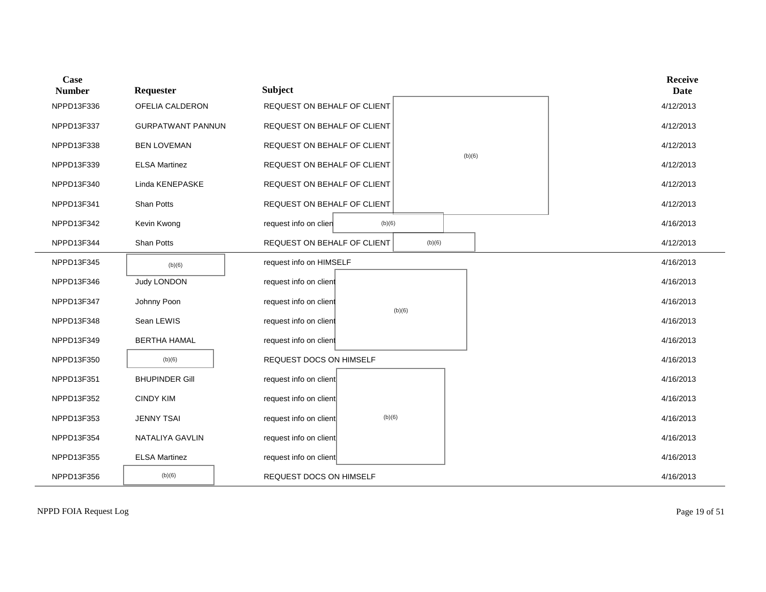| Case Number | Requester | Subject | Receive Date |
|---|---|---|---|
| NPPD13F336 | OFELIA CALDERON | REQUEST ON BEHALF OF CLIENT (b)(6) | 4/12/2013 |
| NPPD13F337 | GURPATWANT PANNUN | REQUEST ON BEHALF OF CLIENT (b)(6) | 4/12/2013 |
| NPPD13F338 | BEN LOVEMAN | REQUEST ON BEHALF OF CLIENT (b)(6) | 4/12/2013 |
| NPPD13F339 | ELSA Martinez | REQUEST ON BEHALF OF CLIENT (b)(6) | 4/12/2013 |
| NPPD13F340 | Linda KENEPASKE | REQUEST ON BEHALF OF CLIENT (b)(6) | 4/12/2013 |
| NPPD13F341 | Shan Potts | REQUEST ON BEHALF OF CLIENT (b)(6) | 4/12/2013 |
| NPPD13F342 | Kevin Kwong | request info on clien (b)(6) | 4/16/2013 |
| NPPD13F344 | Shan Potts | REQUEST ON BEHALF OF CLIENT (b)(6) | 4/12/2013 |
| NPPD13F345 | (b)(6) | request info on HIMSELF | 4/16/2013 |
| NPPD13F346 | Judy LONDON | request info on client (b)(6) | 4/16/2013 |
| NPPD13F347 | Johnny Poon | request info on client (b)(6) | 4/16/2013 |
| NPPD13F348 | Sean LEWIS | request info on client (b)(6) | 4/16/2013 |
| NPPD13F349 | BERTHA HAMAL | request info on client (b)(6) | 4/16/2013 |
| NPPD13F350 | (b)(6) | REQUEST DOCS ON HIMSELF | 4/16/2013 |
| NPPD13F351 | BHUPINDER Gill | request info on client (b)(6) | 4/16/2013 |
| NPPD13F352 | CINDY KIM | request info on client (b)(6) | 4/16/2013 |
| NPPD13F353 | JENNY TSAI | request info on client (b)(6) | 4/16/2013 |
| NPPD13F354 | NATALIYA GAVLIN | request info on client (b)(6) | 4/16/2013 |
| NPPD13F355 | ELSA Martinez | request info on client (b)(6) | 4/16/2013 |
| NPPD13F356 | (b)(6) | REQUEST DOCS ON HIMSELF | 4/16/2013 |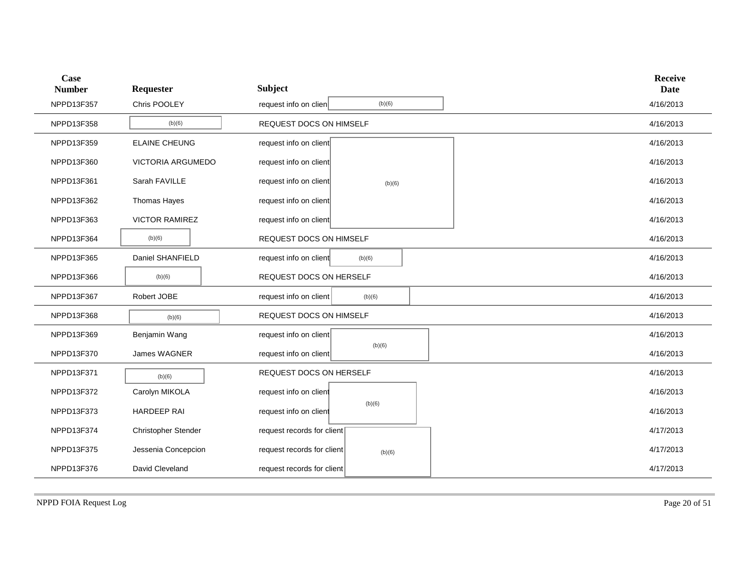| Case Number | Requester | Subject | Receive Date |
|---|---|---|---|
| NPPD13F357 | Chris POOLEY | request info on clien (b)(6) | 4/16/2013 |
| NPPD13F358 | (b)(6) | REQUEST DOCS ON HIMSELF | 4/16/2013 |
| NPPD13F359 | ELAINE CHEUNG | request info on client (b)(6) | 4/16/2013 |
| NPPD13F360 | VICTORIA ARGUMEDO | request info on client | 4/16/2013 |
| NPPD13F361 | Sarah FAVILLE | request info on client | 4/16/2013 |
| NPPD13F362 | Thomas Hayes | request info on client | 4/16/2013 |
| NPPD13F363 | VICTOR RAMIREZ | request info on client | 4/16/2013 |
| NPPD13F364 | (b)(6) | REQUEST DOCS ON HIMSELF | 4/16/2013 |
| NPPD13F365 | Daniel SHANFIELD | request info on client (b)(6) | 4/16/2013 |
| NPPD13F366 | (b)(6) | REQUEST DOCS ON HERSELF | 4/16/2013 |
| NPPD13F367 | Robert JOBE | request info on client (b)(6) | 4/16/2013 |
| NPPD13F368 | (b)(6) | REQUEST DOCS ON HIMSELF | 4/16/2013 |
| NPPD13F369 | Benjamin Wang | request info on client (b)(6) | 4/16/2013 |
| NPPD13F370 | James WAGNER | request info on client | 4/16/2013 |
| NPPD13F371 | (b)(6) | REQUEST DOCS ON HERSELF | 4/16/2013 |
| NPPD13F372 | Carolyn MIKOLA | request info on client (b)(6) | 4/16/2013 |
| NPPD13F373 | HARDEEP RAI | request info on client | 4/16/2013 |
| NPPD13F374 | Christopher Stender | request records for client (b)(6) | 4/17/2013 |
| NPPD13F375 | Jessenia Concepcion | request records for client | 4/17/2013 |
| NPPD13F376 | David Cleveland | request records for client | 4/17/2013 |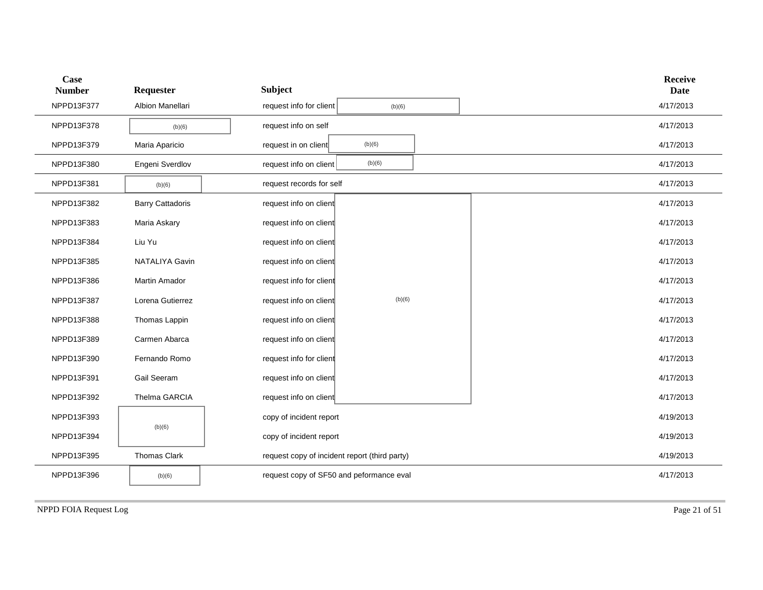| Case Number | Requester | Subject | Receive Date |
|---|---|---|---|
| NPPD13F377 | Albion Manellari | request info for client (b)(6) | 4/17/2013 |
| NPPD13F378 | (b)(6) | request info on self | 4/17/2013 |
| NPPD13F379 | Maria Aparicio | request in on client (b)(6) | 4/17/2013 |
| NPPD13F380 | Engeni Sverdlov | request info on client (b)(6) | 4/17/2013 |
| NPPD13F381 | (b)(6) | request records for self | 4/17/2013 |
| NPPD13F382 | Barry Cattadoris | request info on client (b)(6) | 4/17/2013 |
| NPPD13F383 | Maria Askary | request info on client (b)(6) | 4/17/2013 |
| NPPD13F384 | Liu Yu | request info on client (b)(6) | 4/17/2013 |
| NPPD13F385 | NATALIYA Gavin | request info on client (b)(6) | 4/17/2013 |
| NPPD13F386 | Martin Amador | request info for client (b)(6) | 4/17/2013 |
| NPPD13F387 | Lorena Gutierrez | request info on client (b)(6) | 4/17/2013 |
| NPPD13F388 | Thomas Lappin | request info on client (b)(6) | 4/17/2013 |
| NPPD13F389 | Carmen Abarca | request info on client (b)(6) | 4/17/2013 |
| NPPD13F390 | Fernando Romo | request info for client (b)(6) | 4/17/2013 |
| NPPD13F391 | Gail Seeram | request info on client (b)(6) | 4/17/2013 |
| NPPD13F392 | Thelma GARCIA | request info on client (b)(6) | 4/17/2013 |
| NPPD13F393 | (b)(6) | copy of incident report | 4/19/2013 |
| NPPD13F394 | (b)(6) | copy of incident report | 4/19/2013 |
| NPPD13F395 | Thomas Clark | request copy of incident report (third party) | 4/19/2013 |
| NPPD13F396 | (b)(6) | request copy of SF50 and peformance eval | 4/17/2013 |

NPPD FOIA Request Log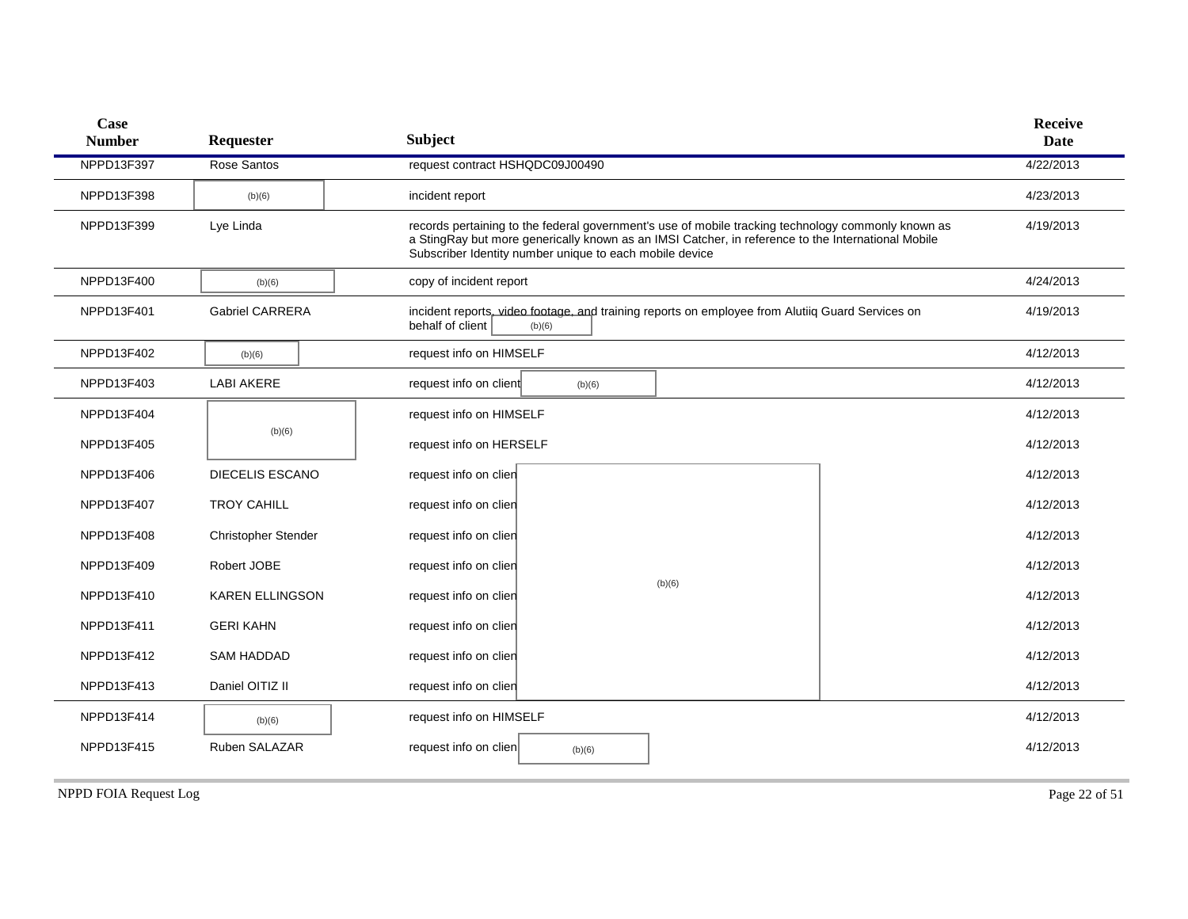| Case Number | Requester | Subject | Receive Date |
|---|---|---|---|
| NPPD13F397 | Rose Santos | request contract HSHQDC09J00490 | 4/22/2013 |
| NPPD13F398 | (b)(6) | incident report | 4/23/2013 |
| NPPD13F399 | Lye Linda | records pertaining to the federal government's use of mobile tracking technology commonly known as a StingRay but more generically known as an IMSI Catcher, in reference to the International Mobile Subscriber Identity number unique to each mobile device | 4/19/2013 |
| NPPD13F400 | (b)(6) | copy of incident report | 4/24/2013 |
| NPPD13F401 | Gabriel CARRERA | incident reports, video footage, and training reports on employee from Alutiiq Guard Services on behalf of client (b)(6) | 4/19/2013 |
| NPPD13F402 | (b)(6) | request info on HIMSELF | 4/12/2013 |
| NPPD13F403 | LABI AKERE | request info on client (b)(6) | 4/12/2013 |
| NPPD13F404 | (b)(6) | request info on HIMSELF | 4/12/2013 |
| NPPD13F405 | (b)(6) | request info on HERSELF | 4/12/2013 |
| NPPD13F406 | DIECELIS ESCANO | request info on clien (b)(6) | 4/12/2013 |
| NPPD13F407 | TROY CAHILL | request info on clien (b)(6) | 4/12/2013 |
| NPPD13F408 | Christopher Stender | request info on clien (b)(6) | 4/12/2013 |
| NPPD13F409 | Robert JOBE | request info on clien (b)(6) | 4/12/2013 |
| NPPD13F410 | KAREN ELLINGSON | request info on clien (b)(6) | 4/12/2013 |
| NPPD13F411 | GERI KAHN | request info on clien (b)(6) | 4/12/2013 |
| NPPD13F412 | SAM HADDAD | request info on clien (b)(6) | 4/12/2013 |
| NPPD13F413 | Daniel OITIZ II | request info on clien (b)(6) | 4/12/2013 |
| NPPD13F414 | (b)(6) | request info on HIMSELF | 4/12/2013 |
| NPPD13F415 | Ruben SALAZAR | request info on clien (b)(6) | 4/12/2013 |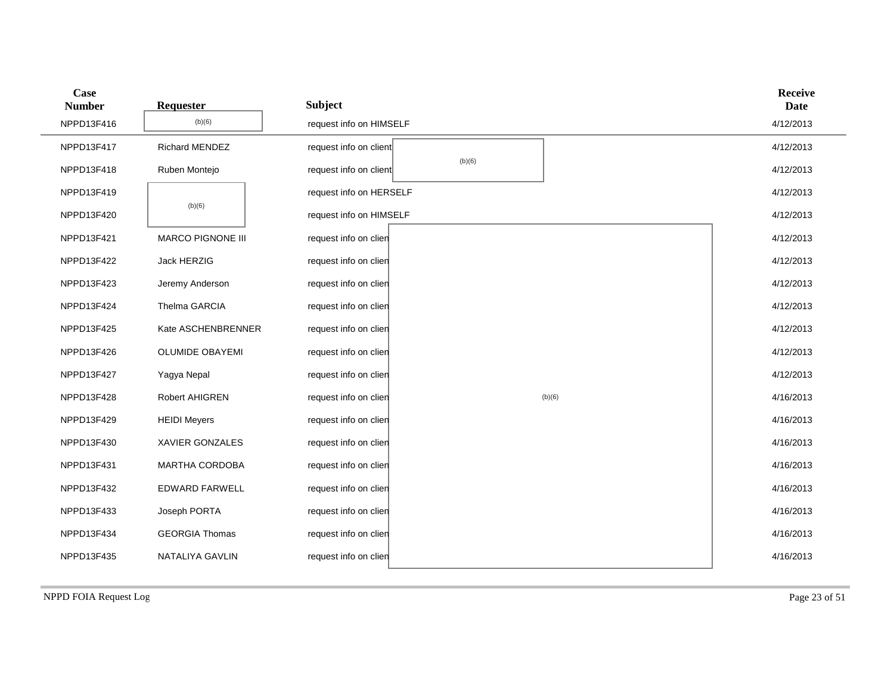| Case Number | Requester | Subject | Receive Date |
|---|---|---|---|
| NPPD13F416 | (b)(6) | request info on HIMSELF | 4/12/2013 |
| NPPD13F417 | Richard MENDEZ | request info on client (b)(6) | 4/12/2013 |
| NPPD13F418 | Ruben Montejo | request info on client (b)(6) | 4/12/2013 |
| NPPD13F419 | (b)(6) | request info on HERSELF | 4/12/2013 |
| NPPD13F420 | (b)(6) | request info on HIMSELF | 4/12/2013 |
| NPPD13F421 | MARCO PIGNONE III | request info on clien (b)(6) | 4/12/2013 |
| NPPD13F422 | Jack HERZIG | request info on clien (b)(6) | 4/12/2013 |
| NPPD13F423 | Jeremy Anderson | request info on clien (b)(6) | 4/12/2013 |
| NPPD13F424 | Thelma GARCIA | request info on clien (b)(6) | 4/12/2013 |
| NPPD13F425 | Kate ASCHENBRENNER | request info on clien (b)(6) | 4/12/2013 |
| NPPD13F426 | OLUMIDE OBAYEMI | request info on clien (b)(6) | 4/12/2013 |
| NPPD13F427 | Yagya Nepal | request info on clien (b)(6) | 4/12/2013 |
| NPPD13F428 | Robert AHIGREN | request info on clien (b)(6) | 4/16/2013 |
| NPPD13F429 | HEIDI Meyers | request info on clien (b)(6) | 4/16/2013 |
| NPPD13F430 | XAVIER GONZALES | request info on clien (b)(6) | 4/16/2013 |
| NPPD13F431 | MARTHA CORDOBA | request info on clien (b)(6) | 4/16/2013 |
| NPPD13F432 | EDWARD FARWELL | request info on clien (b)(6) | 4/16/2013 |
| NPPD13F433 | Joseph PORTA | request info on clien (b)(6) | 4/16/2013 |
| NPPD13F434 | GEORGIA Thomas | request info on clien (b)(6) | 4/16/2013 |
| NPPD13F435 | NATALIYA GAVLIN | request info on clien (b)(6) | 4/16/2013 |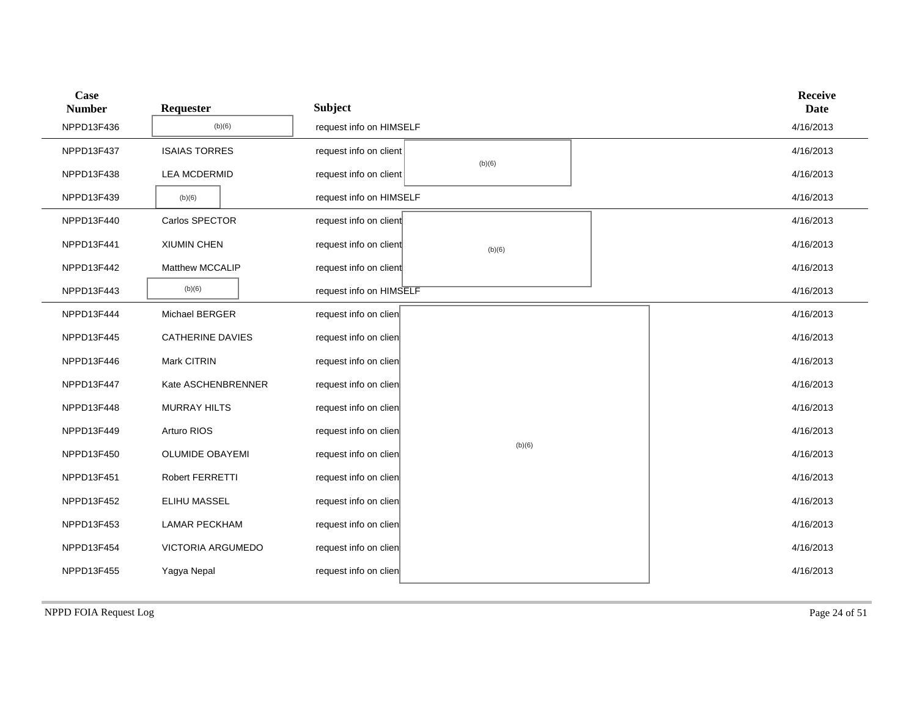| Case Number | Requester | Subject | Receive Date |
|---|---|---|---|
| NPPD13F436 | (b)(6) | request info on HIMSELF | 4/16/2013 |
| NPPD13F437 | ISAIAS TORRES | request info on client (b)(6) | 4/16/2013 |
| NPPD13F438 | LEA MCDERMID | request info on client | 4/16/2013 |
| NPPD13F439 | (b)(6) | request info on HIMSELF | 4/16/2013 |
| NPPD13F440 | Carlos SPECTOR | request info on client (b)(6) | 4/16/2013 |
| NPPD13F441 | XIUMIN CHEN | request info on client | 4/16/2013 |
| NPPD13F442 | Matthew MCCALIP | request info on client | 4/16/2013 |
| NPPD13F443 | (b)(6) | request info on HIMSELF | 4/16/2013 |
| NPPD13F444 | Michael BERGER | request info on clien (b)(6) | 4/16/2013 |
| NPPD13F445 | CATHERINE DAVIES | request info on clien | 4/16/2013 |
| NPPD13F446 | Mark CITRIN | request info on clien | 4/16/2013 |
| NPPD13F447 | Kate ASCHENBRENNER | request info on clien | 4/16/2013 |
| NPPD13F448 | MURRAY HILTS | request info on clien | 4/16/2013 |
| NPPD13F449 | Arturo RIOS | request info on clien | 4/16/2013 |
| NPPD13F450 | OLUMIDE OBAYEMI | request info on clien | 4/16/2013 |
| NPPD13F451 | Robert FERRETTI | request info on clien | 4/16/2013 |
| NPPD13F452 | ELIHU MASSEL | request info on clien | 4/16/2013 |
| NPPD13F453 | LAMAR PECKHAM | request info on clien | 4/16/2013 |
| NPPD13F454 | VICTORIA ARGUMEDO | request info on clien | 4/16/2013 |
| NPPD13F455 | Yagya Nepal | request info on clien | 4/16/2013 |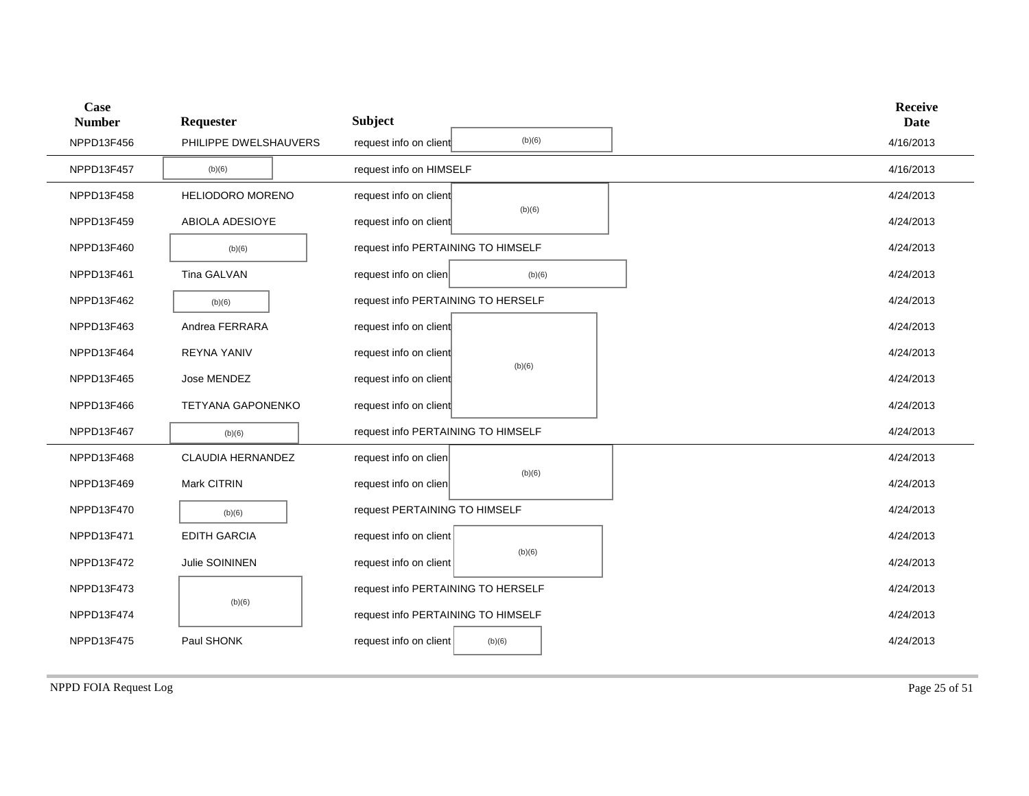| Case Number | Requester | Subject | Receive Date |
|---|---|---|---|
| NPPD13F456 | PHILIPPE DWELSHAUVERS | request info on client (b)(6) | 4/16/2013 |
| NPPD13F457 | (b)(6) | request info on HIMSELF | 4/16/2013 |
| NPPD13F458 | HELIODORO MORENO | request info on client (b)(6) | 4/24/2013 |
| NPPD13F459 | ABIOLA ADESIOYE | request info on client (b)(6) | 4/24/2013 |
| NPPD13F460 | (b)(6) | request info PERTAINING TO HIMSELF | 4/24/2013 |
| NPPD13F461 | Tina GALVAN | request info on clien (b)(6) | 4/24/2013 |
| NPPD13F462 | (b)(6) | request info PERTAINING TO HERSELF | 4/24/2013 |
| NPPD13F463 | Andrea FERRARA | request info on client (b)(6) | 4/24/2013 |
| NPPD13F464 | REYNA YANIV | request info on client (b)(6) | 4/24/2013 |
| NPPD13F465 | Jose MENDEZ | request info on client (b)(6) | 4/24/2013 |
| NPPD13F466 | TETYANA GAPONENKO | request info on client (b)(6) | 4/24/2013 |
| NPPD13F467 | (b)(6) | request info PERTAINING TO HIMSELF | 4/24/2013 |
| NPPD13F468 | CLAUDIA HERNANDEZ | request info on clien (b)(6) | 4/24/2013 |
| NPPD13F469 | Mark CITRIN | request info on clien (b)(6) | 4/24/2013 |
| NPPD13F470 | (b)(6) | request PERTAINING TO HIMSELF | 4/24/2013 |
| NPPD13F471 | EDITH GARCIA | request info on client (b)(6) | 4/24/2013 |
| NPPD13F472 | Julie SOININEN | request info on client (b)(6) | 4/24/2013 |
| NPPD13F473 | (b)(6) | request info PERTAINING TO HERSELF | 4/24/2013 |
| NPPD13F474 | (b)(6) | request info PERTAINING TO HIMSELF | 4/24/2013 |
| NPPD13F475 | Paul SHONK | request info on client (b)(6) | 4/24/2013 |

NPPD FOIA Request Log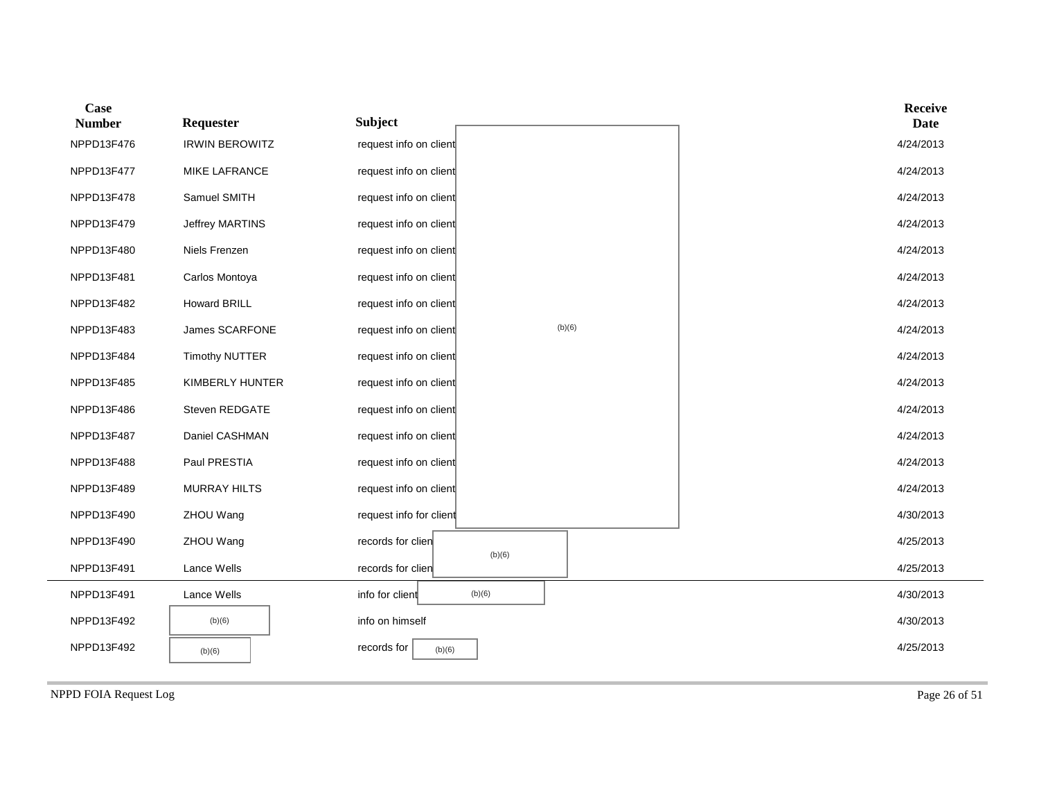| Case Number | Requester | Subject | Receive Date |
|---|---|---|---|
| NPPD13F476 | IRWIN BEROWITZ | request info on client (b)(6) | 4/24/2013 |
| NPPD13F477 | MIKE LAFRANCE | request info on client | 4/24/2013 |
| NPPD13F478 | Samuel SMITH | request info on client | 4/24/2013 |
| NPPD13F479 | Jeffrey MARTINS | request info on client | 4/24/2013 |
| NPPD13F480 | Niels Frenzen | request info on client | 4/24/2013 |
| NPPD13F481 | Carlos Montoya | request info on client | 4/24/2013 |
| NPPD13F482 | Howard BRILL | request info on client | 4/24/2013 |
| NPPD13F483 | James SCARFONE | request info on client | 4/24/2013 |
| NPPD13F484 | Timothy NUTTER | request info on client | 4/24/2013 |
| NPPD13F485 | KIMBERLY HUNTER | request info on client | 4/24/2013 |
| NPPD13F486 | Steven REDGATE | request info on client | 4/24/2013 |
| NPPD13F487 | Daniel CASHMAN | request info on client | 4/24/2013 |
| NPPD13F488 | Paul PRESTIA | request info on client | 4/24/2013 |
| NPPD13F489 | MURRAY HILTS | request info on client | 4/24/2013 |
| NPPD13F490 | ZHOU Wang | request info for client | 4/30/2013 |
| NPPD13F490 | ZHOU Wang | records for clien (b)(6) | 4/25/2013 |
| NPPD13F491 | Lance Wells | records for clien | 4/25/2013 |
| NPPD13F491 | Lance Wells | info for client (b)(6) | 4/30/2013 |
| NPPD13F492 | (b)(6) | info on himself | 4/30/2013 |
| NPPD13F492 | (b)(6) | records for (b)(6) | 4/25/2013 |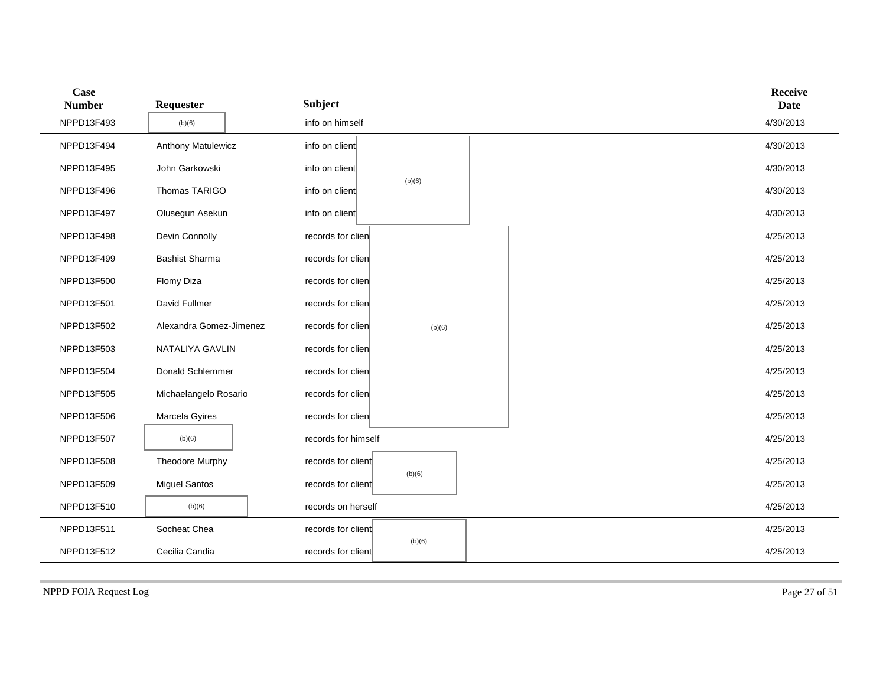| Case Number | Requester | Subject | Receive Date |
|---|---|---|---|
| NPPD13F493 | (b)(6) | info on himself | 4/30/2013 |
| NPPD13F494 | Anthony Matulewicz | info on client (b)(6) | 4/30/2013 |
| NPPD13F495 | John Garkowski | info on client | 4/30/2013 |
| NPPD13F496 | Thomas TARIGO | info on client | 4/30/2013 |
| NPPD13F497 | Olusegun Asekun | info on client | 4/30/2013 |
| NPPD13F498 | Devin Connolly | records for clien (b)(6) | 4/25/2013 |
| NPPD13F499 | Bashist Sharma | records for clien | 4/25/2013 |
| NPPD13F500 | Flomy Diza | records for clien | 4/25/2013 |
| NPPD13F501 | David Fullmer | records for clien | 4/25/2013 |
| NPPD13F502 | Alexandra Gomez-Jimenez | records for clien | 4/25/2013 |
| NPPD13F503 | NATALIYA GAVLIN | records for clien | 4/25/2013 |
| NPPD13F504 | Donald Schlemmer | records for clien | 4/25/2013 |
| NPPD13F505 | Michaelangelo Rosario | records for clien | 4/25/2013 |
| NPPD13F506 | Marcela Gyires | records for clien | 4/25/2013 |
| NPPD13F507 | (b)(6) | records for himself | 4/25/2013 |
| NPPD13F508 | Theodore Murphy | records for client (b)(6) | 4/25/2013 |
| NPPD13F509 | Miguel Santos | records for client | 4/25/2013 |
| NPPD13F510 | (b)(6) | records on herself | 4/25/2013 |
| NPPD13F511 | Socheat Chea | records for client (b)(6) | 4/25/2013 |
| NPPD13F512 | Cecilia Candia | records for client | 4/25/2013 |

NPPD FOIA Request Log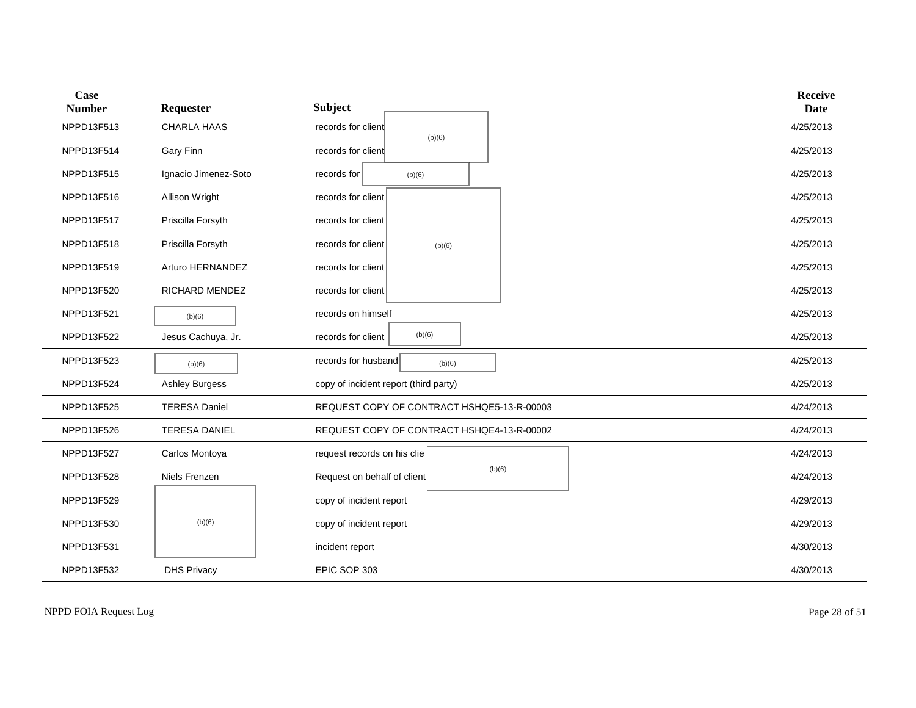| Case Number | Requester | Subject | Receive Date |
| --- | --- | --- | --- |
| NPPD13F513 | CHARLA HAAS | records for client (b)(6) | 4/25/2013 |
| NPPD13F514 | Gary Finn | records for client | 4/25/2013 |
| NPPD13F515 | Ignacio Jimenez-Soto | records for (b)(6) | 4/25/2013 |
| NPPD13F516 | Allison Wright | records for client | 4/25/2013 |
| NPPD13F517 | Priscilla Forsyth | records for client | 4/25/2013 |
| NPPD13F518 | Priscilla Forsyth | records for client (b)(6) | 4/25/2013 |
| NPPD13F519 | Arturo HERNANDEZ | records for client | 4/25/2013 |
| NPPD13F520 | RICHARD MENDEZ | records for client | 4/25/2013 |
| NPPD13F521 | (b)(6) | records on himself | 4/25/2013 |
| NPPD13F522 | Jesus Cachuya, Jr. | records for client (b)(6) | 4/25/2013 |
| NPPD13F523 | (b)(6) | records for husband (b)(6) | 4/25/2013 |
| NPPD13F524 | Ashley Burgess | copy of incident report (third party) | 4/25/2013 |
| NPPD13F525 | TERESA Daniel | REQUEST COPY OF CONTRACT HSHQE5-13-R-00003 | 4/24/2013 |
| NPPD13F526 | TERESA DANIEL | REQUEST COPY OF CONTRACT HSHQE4-13-R-00002 | 4/24/2013 |
| NPPD13F527 | Carlos Montoya | request records on his clie (b)(6) | 4/24/2013 |
| NPPD13F528 | Niels Frenzen | Request on behalf of client | 4/24/2013 |
| NPPD13F529 | (b)(6) | copy of incident report | 4/29/2013 |
| NPPD13F530 | | copy of incident report | 4/29/2013 |
| NPPD13F531 | | incident report | 4/30/2013 |
| NPPD13F532 | DHS Privacy | EPIC SOP 303 | 4/30/2013 |

NPPD FOIA Request Log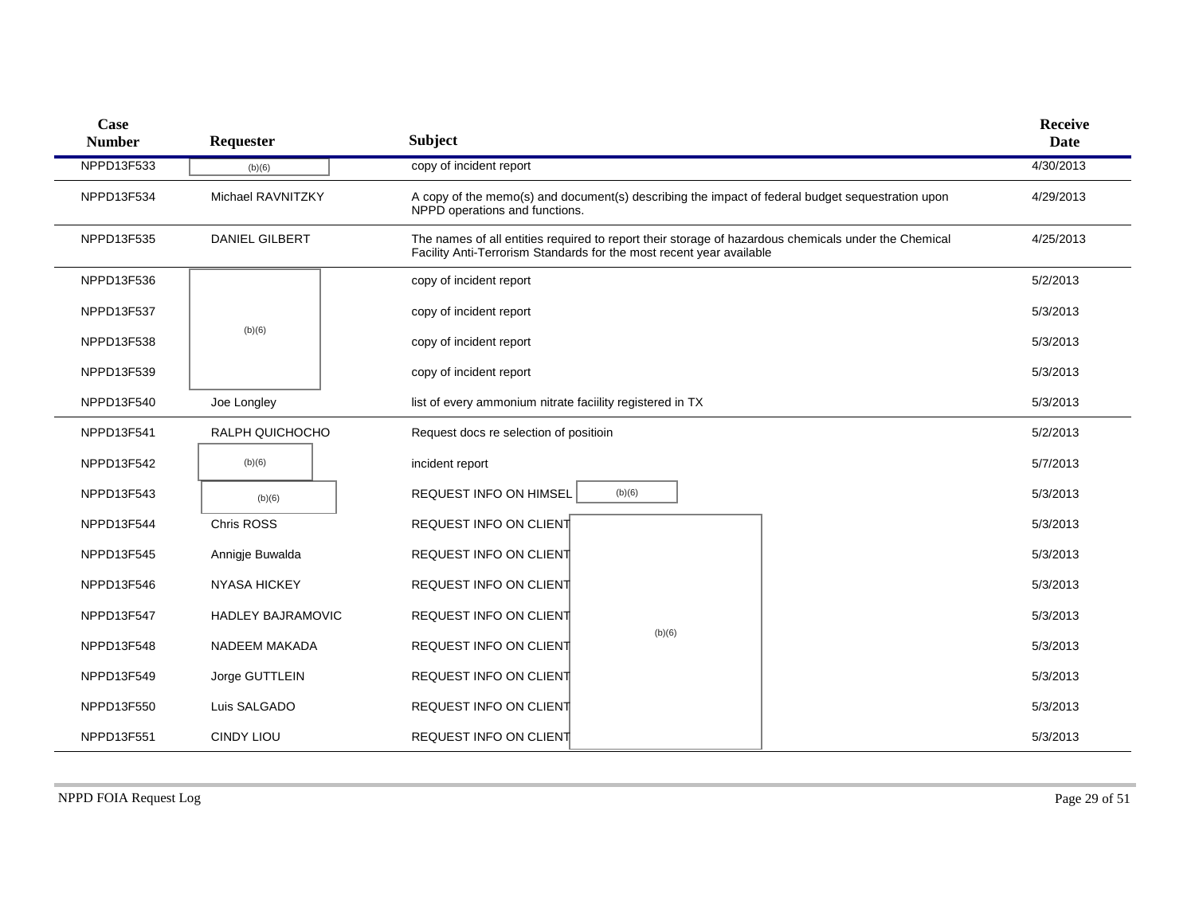| Case Number | Requester | Subject | Receive Date |
|---|---|---|---|
| NPPD13F533 | (b)(6) | copy of incident report | 4/30/2013 |
| NPPD13F534 | Michael RAVNITZKY | A copy of the memo(s) and document(s) describing the impact of federal budget sequestration upon NPPD operations and functions. | 4/29/2013 |
| NPPD13F535 | DANIEL GILBERT | The names of all entities required to report their storage of hazardous chemicals under the Chemical Facility Anti-Terrorism Standards for the most recent year available | 4/25/2013 |
| NPPD13F536 | (b)(6) | copy of incident report | 5/2/2013 |
| NPPD13F537 | (b)(6) | copy of incident report | 5/3/2013 |
| NPPD13F538 | (b)(6) | copy of incident report | 5/3/2013 |
| NPPD13F539 | (b)(6) | copy of incident report | 5/3/2013 |
| NPPD13F540 | Joe Longley | list of every ammonium nitrate faciility registered in TX | 5/3/2013 |
| NPPD13F541 | RALPH QUICHOCHO | Request docs re selection of positioin | 5/2/2013 |
| NPPD13F542 | (b)(6) | incident report | 5/7/2013 |
| NPPD13F543 | (b)(6) | REQUEST INFO ON HIMSEL (b)(6) | 5/3/2013 |
| NPPD13F544 | Chris ROSS | REQUEST INFO ON CLIENT (b)(6) | 5/3/2013 |
| NPPD13F545 | Annigje Buwalda | REQUEST INFO ON CLIENT (b)(6) | 5/3/2013 |
| NPPD13F546 | NYASA HICKEY | REQUEST INFO ON CLIENT (b)(6) | 5/3/2013 |
| NPPD13F547 | HADLEY BAJRAMOVIC | REQUEST INFO ON CLIENT (b)(6) | 5/3/2013 |
| NPPD13F548 | NADEEM MAKADA | REQUEST INFO ON CLIENT (b)(6) | 5/3/2013 |
| NPPD13F549 | Jorge GUTTLEIN | REQUEST INFO ON CLIENT (b)(6) | 5/3/2013 |
| NPPD13F550 | Luis SALGADO | REQUEST INFO ON CLIENT (b)(6) | 5/3/2013 |
| NPPD13F551 | CINDY LIOU | REQUEST INFO ON CLIENT (b)(6) | 5/3/2013 |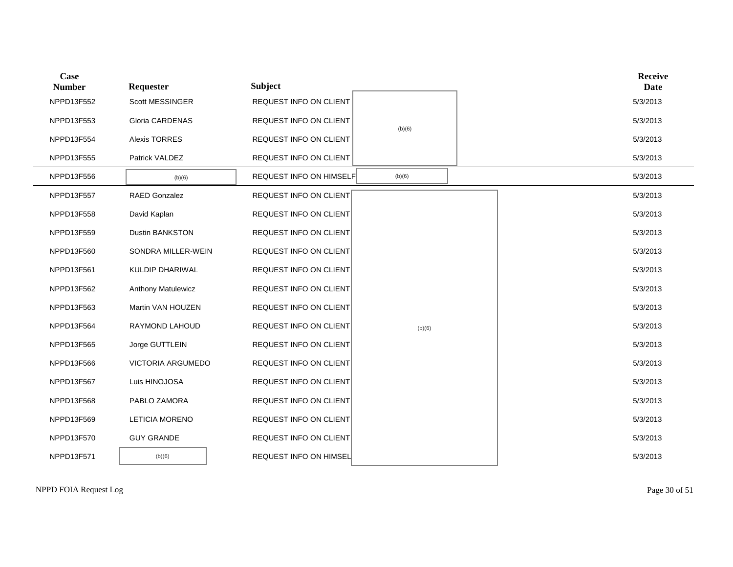| Case Number | Requester | Subject | | Receive Date |
|---|---|---|---|---|
| NPPD13F552 | Scott MESSINGER | REQUEST INFO ON CLIENT | (b)(6) | 5/3/2013 |
| NPPD13F553 | Gloria CARDENAS | REQUEST INFO ON CLIENT | | 5/3/2013 |
| NPPD13F554 | Alexis TORRES | REQUEST INFO ON CLIENT | | 5/3/2013 |
| NPPD13F555 | Patrick VALDEZ | REQUEST INFO ON CLIENT | | 5/3/2013 |
| NPPD13F556 | (b)(6) | REQUEST INFO ON HIMSELF | (b)(6) | 5/3/2013 |
| NPPD13F557 | RAED Gonzalez | REQUEST INFO ON CLIENT | (b)(6) | 5/3/2013 |
| NPPD13F558 | David Kaplan | REQUEST INFO ON CLIENT | | 5/3/2013 |
| NPPD13F559 | Dustin BANKSTON | REQUEST INFO ON CLIENT | | 5/3/2013 |
| NPPD13F560 | SONDRA MILLER-WEIN | REQUEST INFO ON CLIENT | | 5/3/2013 |
| NPPD13F561 | KULDIP DHARIWAL | REQUEST INFO ON CLIENT | | 5/3/2013 |
| NPPD13F562 | Anthony Matulewicz | REQUEST INFO ON CLIENT | | 5/3/2013 |
| NPPD13F563 | Martin VAN HOUZEN | REQUEST INFO ON CLIENT | | 5/3/2013 |
| NPPD13F564 | RAYMOND LAHOUD | REQUEST INFO ON CLIENT | | 5/3/2013 |
| NPPD13F565 | Jorge GUTTLEIN | REQUEST INFO ON CLIENT | | 5/3/2013 |
| NPPD13F566 | VICTORIA ARGUMEDO | REQUEST INFO ON CLIENT | | 5/3/2013 |
| NPPD13F567 | Luis HINOJOSA | REQUEST INFO ON CLIENT | | 5/3/2013 |
| NPPD13F568 | PABLO ZAMORA | REQUEST INFO ON CLIENT | | 5/3/2013 |
| NPPD13F569 | LETICIA MORENO | REQUEST INFO ON CLIENT | | 5/3/2013 |
| NPPD13F570 | GUY GRANDE | REQUEST INFO ON CLIENT | | 5/3/2013 |
| NPPD13F571 | (b)(6) | REQUEST INFO ON HIMSEL | | 5/3/2013 |

NPPD FOIA Request Log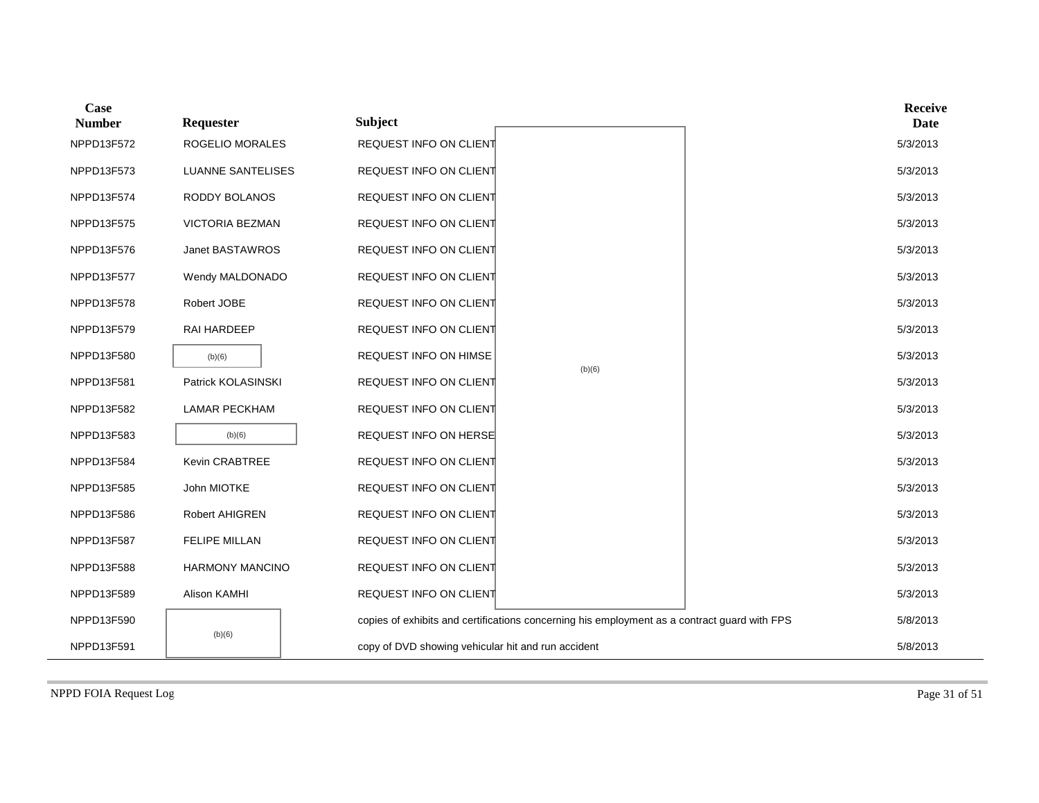| Case Number | Requester | Subject | Receive Date |
|---|---|---|---|
| NPPD13F572 | ROGELIO MORALES | REQUEST INFO ON CLIENT | 5/3/2013 |
| NPPD13F573 | LUANNE SANTELISES | REQUEST INFO ON CLIENT | 5/3/2013 |
| NPPD13F574 | RODDY BOLANOS | REQUEST INFO ON CLIENT | 5/3/2013 |
| NPPD13F575 | VICTORIA BEZMAN | REQUEST INFO ON CLIENT | 5/3/2013 |
| NPPD13F576 | Janet BASTAWROS | REQUEST INFO ON CLIENT | 5/3/2013 |
| NPPD13F577 | Wendy MALDONADO | REQUEST INFO ON CLIENT | 5/3/2013 |
| NPPD13F578 | Robert JOBE | REQUEST INFO ON CLIENT | 5/3/2013 |
| NPPD13F579 | RAI HARDEEP | REQUEST INFO ON CLIENT | 5/3/2013 |
| NPPD13F580 | (b)(6) | REQUEST INFO ON HIMSE (b)(6) | 5/3/2013 |
| NPPD13F581 | Patrick KOLASINSKI | REQUEST INFO ON CLIENT | 5/3/2013 |
| NPPD13F582 | LAMAR PECKHAM | REQUEST INFO ON CLIENT | 5/3/2013 |
| NPPD13F583 | (b)(6) | REQUEST INFO ON HERSE | 5/3/2013 |
| NPPD13F584 | Kevin CRABTREE | REQUEST INFO ON CLIENT | 5/3/2013 |
| NPPD13F585 | John MIOTKE | REQUEST INFO ON CLIENT | 5/3/2013 |
| NPPD13F586 | Robert AHIGREN | REQUEST INFO ON CLIENT | 5/3/2013 |
| NPPD13F587 | FELIPE MILLAN | REQUEST INFO ON CLIENT | 5/3/2013 |
| NPPD13F588 | HARMONY MANCINO | REQUEST INFO ON CLIENT | 5/3/2013 |
| NPPD13F589 | Alison KAMHI | REQUEST INFO ON CLIENT | 5/3/2013 |
| NPPD13F590 | (b)(6) | copies of exhibits and certifications concerning his employment as a contract guard with FPS | 5/8/2013 |
| NPPD13F591 | (b)(6) | copy of DVD showing vehicular hit and run accident | 5/8/2013 |

NPPD FOIA Request Log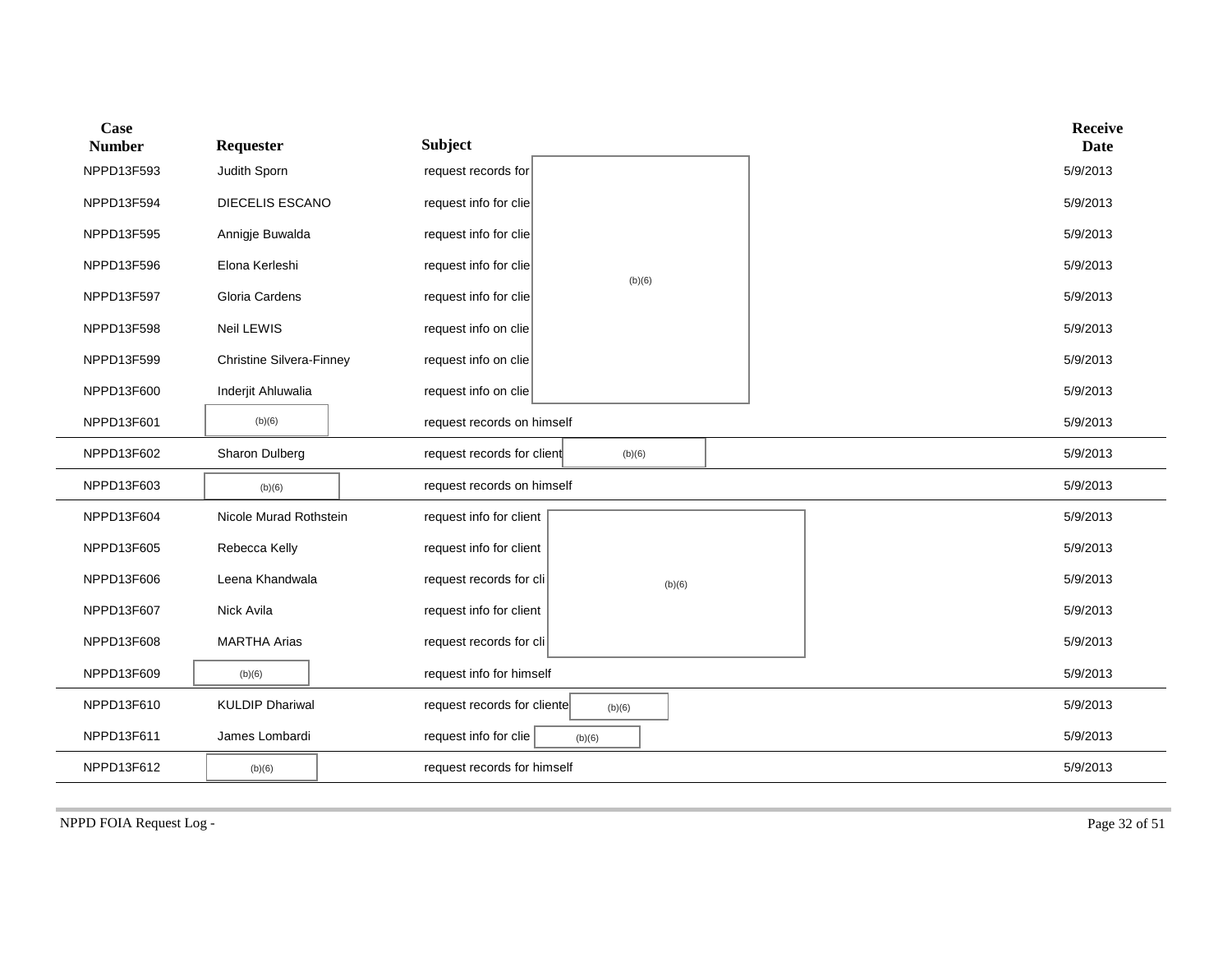| Case Number | Requester | Subject | Receive Date |
| --- | --- | --- | --- |
| NPPD13F593 | Judith Sporn | request records for (b)(6) | 5/9/2013 |
| NPPD13F594 | DIECELIS ESCANO | request info for clie | 5/9/2013 |
| NPPD13F595 | Annigje Buwalda | request info for clie | 5/9/2013 |
| NPPD13F596 | Elona Kerleshi | request info for clie | 5/9/2013 |
| NPPD13F597 | Gloria Cardens | request info for clie | 5/9/2013 |
| NPPD13F598 | Neil LEWIS | request info on clie | 5/9/2013 |
| NPPD13F599 | Christine Silvera-Finney | request info on clie | 5/9/2013 |
| NPPD13F600 | Inderjit Ahluwalia | request info on clie | 5/9/2013 |
| NPPD13F601 | (b)(6) | request records on himself | 5/9/2013 |
| NPPD13F602 | Sharon Dulberg | request records for client (b)(6) | 5/9/2013 |
| NPPD13F603 | (b)(6) | request records on himself | 5/9/2013 |
| NPPD13F604 | Nicole Murad Rothstein | request info for client (b)(6) | 5/9/2013 |
| NPPD13F605 | Rebecca Kelly | request info for client | 5/9/2013 |
| NPPD13F606 | Leena Khandwala | request records for cli | 5/9/2013 |
| NPPD13F607 | Nick Avila | request info for client | 5/9/2013 |
| NPPD13F608 | MARTHA Arias | request records for cli | 5/9/2013 |
| NPPD13F609 | (b)(6) | request info for himself | 5/9/2013 |
| NPPD13F610 | KULDIP Dhariwal | request records for cliente (b)(6) | 5/9/2013 |
| NPPD13F611 | James Lombardi | request info for clie (b)(6) | 5/9/2013 |
| NPPD13F612 | (b)(6) | request records for himself | 5/9/2013 |

NPPD FOIA Request Log -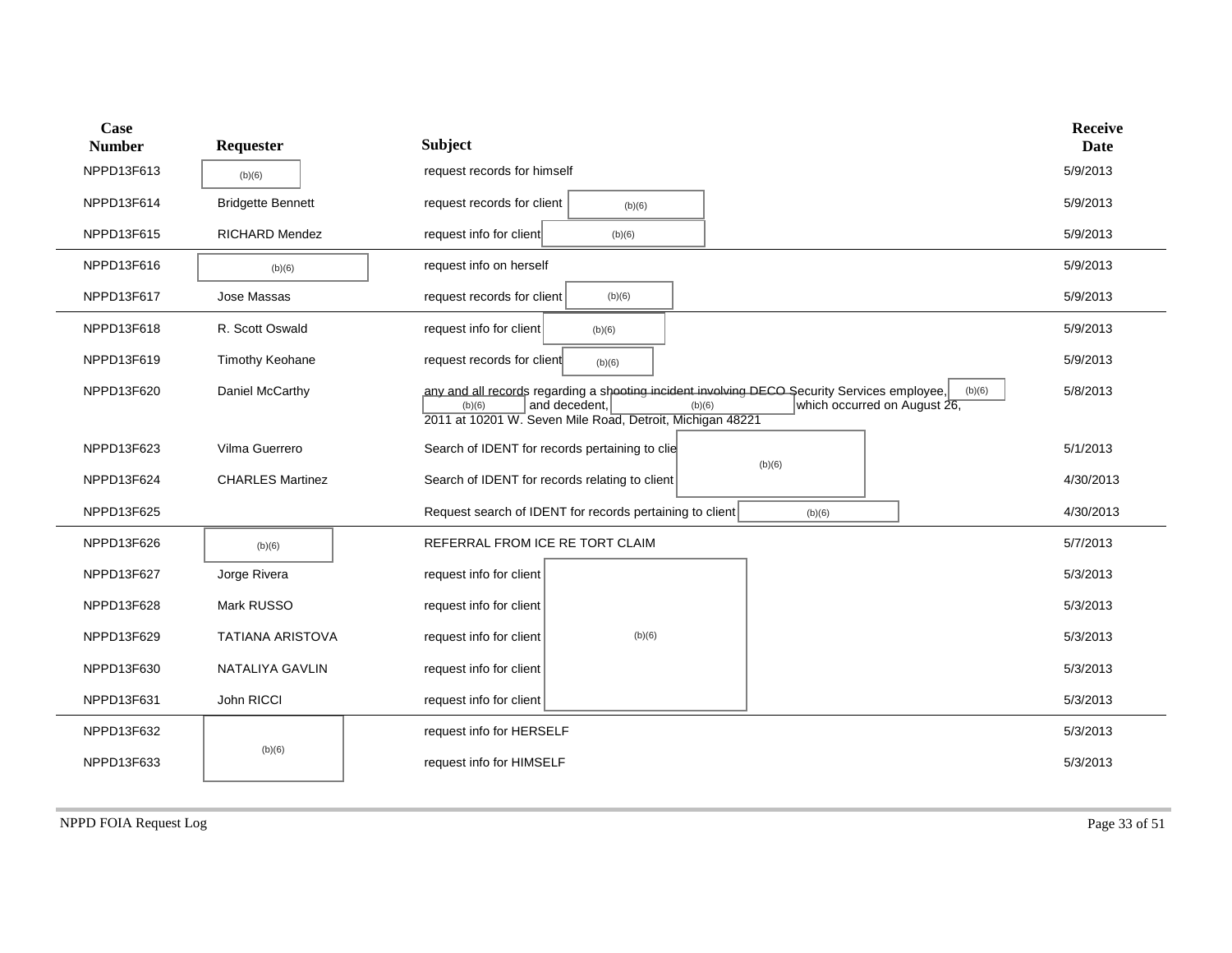| Case Number | Requester | Subject | Receive Date |
|---|---|---|---|
| NPPD13F613 | (b)(6) | request records for himself | 5/9/2013 |
| NPPD13F614 | Bridgette Bennett | request records for client (b)(6) | 5/9/2013 |
| NPPD13F615 | RICHARD Mendez | request info for client (b)(6) | 5/9/2013 |
| NPPD13F616 | (b)(6) | request info on herself | 5/9/2013 |
| NPPD13F617 | Jose Massas | request records for client (b)(6) | 5/9/2013 |
| NPPD13F618 | R. Scott Oswald | request info for client (b)(6) | 5/9/2013 |
| NPPD13F619 | Timothy Keohane | request records for client (b)(6) | 5/9/2013 |
| NPPD13F620 | Daniel McCarthy | any and all records regarding a shooting incident involving DECO Security Services employee, (b)(6) (b)(6) and decedent, (b)(6) which occurred on August 26, 2011 at 10201 W. Seven Mile Road, Detroit, Michigan 48221 | 5/8/2013 |
| NPPD13F623 | Vilma Guerrero | Search of IDENT for records pertaining to clie (b)(6) | 5/1/2013 |
| NPPD13F624 | CHARLES Martinez | Search of IDENT for records relating to client (b)(6) | 4/30/2013 |
| NPPD13F625 | | Request search of IDENT for records pertaining to client (b)(6) | 4/30/2013 |
| NPPD13F626 | (b)(6) | REFERRAL FROM ICE RE TORT CLAIM | 5/7/2013 |
| NPPD13F627 | Jorge Rivera | request info for client (b)(6) | 5/3/2013 |
| NPPD13F628 | Mark RUSSO | request info for client (b)(6) | 5/3/2013 |
| NPPD13F629 | TATIANA ARISTOVA | request info for client (b)(6) | 5/3/2013 |
| NPPD13F630 | NATALIYA GAVLIN | request info for client (b)(6) | 5/3/2013 |
| NPPD13F631 | John RICCI | request info for client (b)(6) | 5/3/2013 |
| NPPD13F632 | (b)(6) | request info for HERSELF | 5/3/2013 |
| NPPD13F633 | (b)(6) | request info for HIMSELF | 5/3/2013 |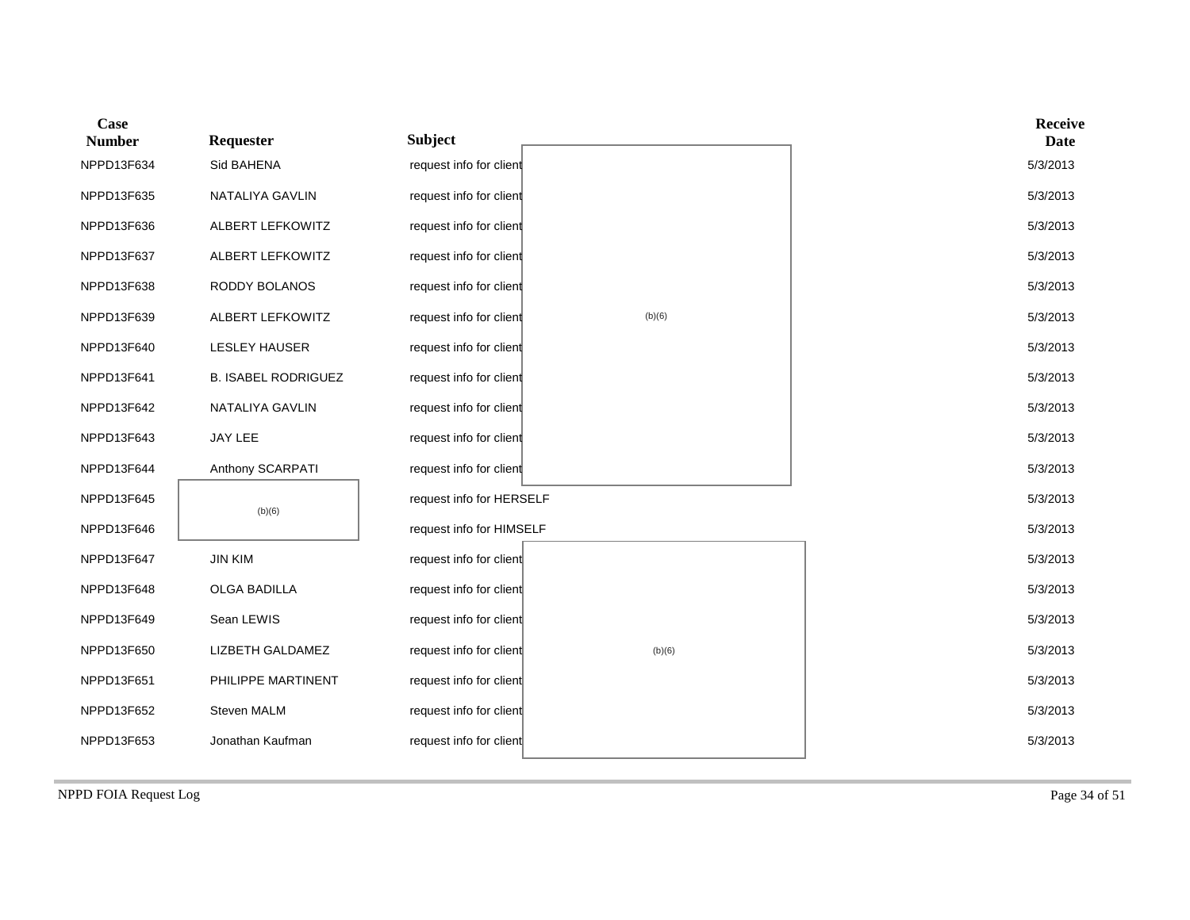| Case Number | Requester | Subject | Receive Date |
|---|---|---|---|
| NPPD13F634 | Sid BAHENA | request info for client (b)(6) | 5/3/2013 |
| NPPD13F635 | NATALIYA GAVLIN | request info for client | 5/3/2013 |
| NPPD13F636 | ALBERT LEFKOWITZ | request info for client | 5/3/2013 |
| NPPD13F637 | ALBERT LEFKOWITZ | request info for client | 5/3/2013 |
| NPPD13F638 | RODDY BOLANOS | request info for client | 5/3/2013 |
| NPPD13F639 | ALBERT LEFKOWITZ | request info for client | 5/3/2013 |
| NPPD13F640 | LESLEY HAUSER | request info for client | 5/3/2013 |
| NPPD13F641 | B. ISABEL RODRIGUEZ | request info for client | 5/3/2013 |
| NPPD13F642 | NATALIYA GAVLIN | request info for client | 5/3/2013 |
| NPPD13F643 | JAY LEE | request info for client | 5/3/2013 |
| NPPD13F644 | Anthony SCARPATI | request info for client | 5/3/2013 |
| NPPD13F645 | (b)(6) | request info for HERSELF | 5/3/2013 |
| NPPD13F646 | | request info for HIMSELF | 5/3/2013 |
| NPPD13F647 | JIN KIM | request info for client (b)(6) | 5/3/2013 |
| NPPD13F648 | OLGA BADILLA | request info for client | 5/3/2013 |
| NPPD13F649 | Sean LEWIS | request info for client | 5/3/2013 |
| NPPD13F650 | LIZBETH GALDAMEZ | request info for client | 5/3/2013 |
| NPPD13F651 | PHILIPPE MARTINENT | request info for client | 5/3/2013 |
| NPPD13F652 | Steven MALM | request info for client | 5/3/2013 |
| NPPD13F653 | Jonathan Kaufman | request info for client | 5/3/2013 |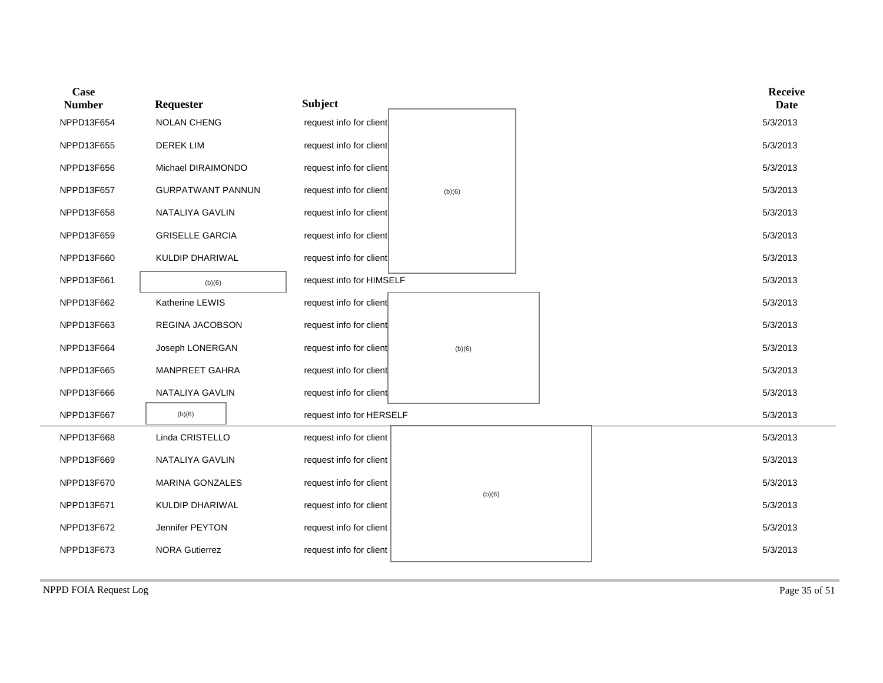| Case Number | Requester | Subject | Receive Date |
|---|---|---|---|
| NPPD13F654 | NOLAN CHENG | request info for client (b)(6) | 5/3/2013 |
| NPPD13F655 | DEREK LIM | request info for client | 5/3/2013 |
| NPPD13F656 | Michael DIRAIMONDO | request info for client | 5/3/2013 |
| NPPD13F657 | GURPATWANT PANNUN | request info for client | 5/3/2013 |
| NPPD13F658 | NATALIYA GAVLIN | request info for client | 5/3/2013 |
| NPPD13F659 | GRISELLE GARCIA | request info for client | 5/3/2013 |
| NPPD13F660 | KULDIP DHARIWAL | request info for client | 5/3/2013 |
| NPPD13F661 | (b)(6) | request info for HIMSELF | 5/3/2013 |
| NPPD13F662 | Katherine LEWIS | request info for client (b)(6) | 5/3/2013 |
| NPPD13F663 | REGINA JACOBSON | request info for client | 5/3/2013 |
| NPPD13F664 | Joseph LONERGAN | request info for client | 5/3/2013 |
| NPPD13F665 | MANPREET GAHRA | request info for client | 5/3/2013 |
| NPPD13F666 | NATALIYA GAVLIN | request info for client | 5/3/2013 |
| NPPD13F667 | (b)(6) | request info for HERSELF | 5/3/2013 |
| NPPD13F668 | Linda CRISTELLO | request info for client (b)(6) | 5/3/2013 |
| NPPD13F669 | NATALIYA GAVLIN | request info for client | 5/3/2013 |
| NPPD13F670 | MARINA GONZALES | request info for client | 5/3/2013 |
| NPPD13F671 | KULDIP DHARIWAL | request info for client | 5/3/2013 |
| NPPD13F672 | Jennifer PEYTON | request info for client | 5/3/2013 |
| NPPD13F673 | NORA Gutierrez | request info for client | 5/3/2013 |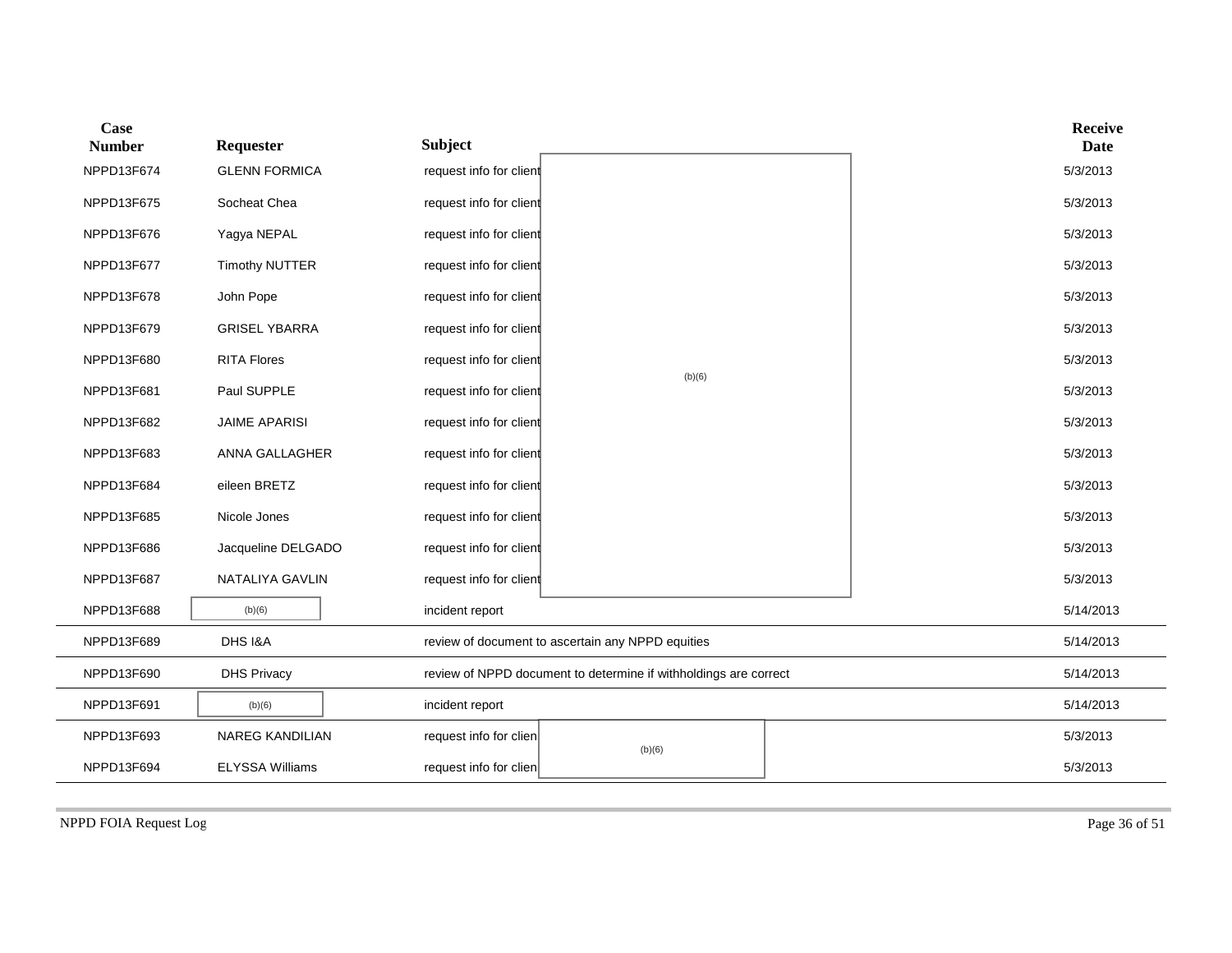| Case Number | Requester | Subject | Receive Date |
|---|---|---|---|
| NPPD13F674 | GLENN FORMICA | request info for client (b)(6) | 5/3/2013 |
| NPPD13F675 | Socheat Chea | request info for client | 5/3/2013 |
| NPPD13F676 | Yagya NEPAL | request info for client | 5/3/2013 |
| NPPD13F677 | Timothy NUTTER | request info for client | 5/3/2013 |
| NPPD13F678 | John Pope | request info for client | 5/3/2013 |
| NPPD13F679 | GRISEL YBARRA | request info for client | 5/3/2013 |
| NPPD13F680 | RITA Flores | request info for client | 5/3/2013 |
| NPPD13F681 | Paul SUPPLE | request info for client | 5/3/2013 |
| NPPD13F682 | JAIME APARISI | request info for client | 5/3/2013 |
| NPPD13F683 | ANNA GALLAGHER | request info for client | 5/3/2013 |
| NPPD13F684 | eileen BRETZ | request info for client | 5/3/2013 |
| NPPD13F685 | Nicole Jones | request info for client | 5/3/2013 |
| NPPD13F686 | Jacqueline DELGADO | request info for client | 5/3/2013 |
| NPPD13F687 | NATALIYA GAVLIN | request info for client | 5/3/2013 |
| NPPD13F688 | (b)(6) | incident report | 5/14/2013 |
| NPPD13F689 | DHS I&A | review of document to ascertain any NPPD equities | 5/14/2013 |
| NPPD13F690 | DHS Privacy | review of NPPD document to determine if withholdings are correct | 5/14/2013 |
| NPPD13F691 | (b)(6) | incident report | 5/14/2013 |
| NPPD13F693 | NAREG KANDILIAN | request info for clien (b)(6) | 5/3/2013 |
| NPPD13F694 | ELYSSA Williams | request info for clien | 5/3/2013 |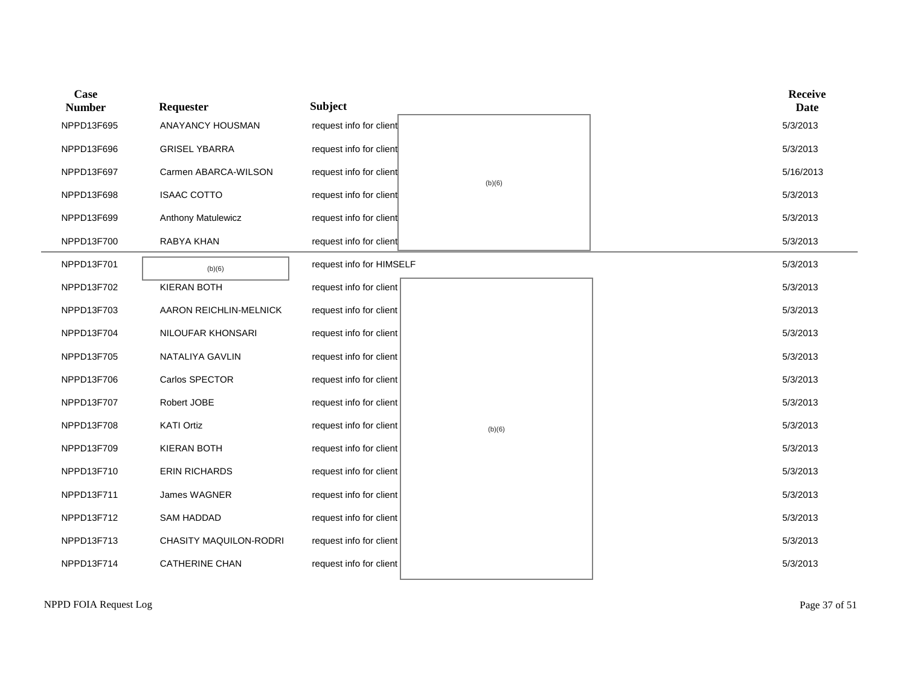| Case Number | Requester | Subject | Receive Date |
|---|---|---|---|
| NPPD13F695 | ANAYANCY HOUSMAN | request info for client (b)(6) | 5/3/2013 |
| NPPD13F696 | GRISEL YBARRA | request info for client | 5/3/2013 |
| NPPD13F697 | Carmen ABARCA-WILSON | request info for client | 5/16/2013 |
| NPPD13F698 | ISAAC COTTO | request info for client | 5/3/2013 |
| NPPD13F699 | Anthony Matulewicz | request info for client | 5/3/2013 |
| NPPD13F700 | RABYA KHAN | request info for client | 5/3/2013 |
| NPPD13F701 | (b)(6) | request info for HIMSELF | 5/3/2013 |
| NPPD13F702 | KIERAN BOTH | request info for client (b)(6) | 5/3/2013 |
| NPPD13F703 | AARON REICHLIN-MELNICK | request info for client | 5/3/2013 |
| NPPD13F704 | NILOUFAR KHONSARI | request info for client | 5/3/2013 |
| NPPD13F705 | NATALIYA GAVLIN | request info for client | 5/3/2013 |
| NPPD13F706 | Carlos SPECTOR | request info for client | 5/3/2013 |
| NPPD13F707 | Robert JOBE | request info for client | 5/3/2013 |
| NPPD13F708 | KATI Ortiz | request info for client | 5/3/2013 |
| NPPD13F709 | KIERAN BOTH | request info for client | 5/3/2013 |
| NPPD13F710 | ERIN RICHARDS | request info for client | 5/3/2013 |
| NPPD13F711 | James WAGNER | request info for client | 5/3/2013 |
| NPPD13F712 | SAM HADDAD | request info for client | 5/3/2013 |
| NPPD13F713 | CHASITY MAQUILON-RODRI | request info for client | 5/3/2013 |
| NPPD13F714 | CATHERINE CHAN | request info for client | 5/3/2013 |

NPPD FOIA Request Log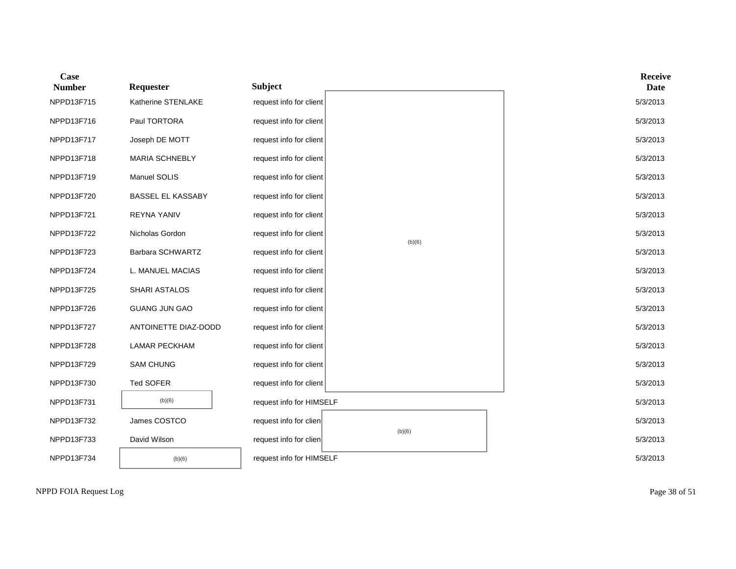| Case Number | Requester | Subject | Receive Date |
|---|---|---|---|
| NPPD13F715 | Katherine STENLAKE | request info for client (b)(6) | 5/3/2013 |
| NPPD13F716 | Paul TORTORA | request info for client | 5/3/2013 |
| NPPD13F717 | Joseph DE MOTT | request info for client | 5/3/2013 |
| NPPD13F718 | MARIA SCHNEBLY | request info for client | 5/3/2013 |
| NPPD13F719 | Manuel SOLIS | request info for client | 5/3/2013 |
| NPPD13F720 | BASSEL EL KASSABY | request info for client | 5/3/2013 |
| NPPD13F721 | REYNA YANIV | request info for client | 5/3/2013 |
| NPPD13F722 | Nicholas Gordon | request info for client | 5/3/2013 |
| NPPD13F723 | Barbara SCHWARTZ | request info for client | 5/3/2013 |
| NPPD13F724 | L. MANUEL MACIAS | request info for client | 5/3/2013 |
| NPPD13F725 | SHARI ASTALOS | request info for client | 5/3/2013 |
| NPPD13F726 | GUANG JUN GAO | request info for client | 5/3/2013 |
| NPPD13F727 | ANTOINETTE DIAZ-DODD | request info for client | 5/3/2013 |
| NPPD13F728 | LAMAR PECKHAM | request info for client | 5/3/2013 |
| NPPD13F729 | SAM CHUNG | request info for client | 5/3/2013 |
| NPPD13F730 | Ted SOFER | request info for client | 5/3/2013 |
| NPPD13F731 | (b)(6) | request info for HIMSELF | 5/3/2013 |
| NPPD13F732 | James COSTCO | request info for clien (b)(6) | 5/3/2013 |
| NPPD13F733 | David Wilson | request info for clien | 5/3/2013 |
| NPPD13F734 | (b)(6) | request info for HIMSELF | 5/3/2013 |

NPPD FOIA Request Log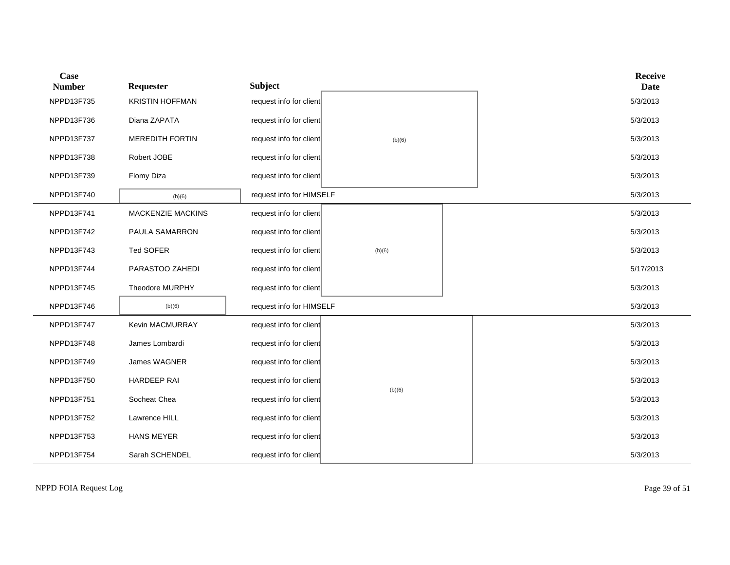| Case Number | Requester | Subject | Receive Date |
|---|---|---|---|
| NPPD13F735 | KRISTIN HOFFMAN | request info for client (b)(6) | 5/3/2013 |
| NPPD13F736 | Diana ZAPATA | request info for client | 5/3/2013 |
| NPPD13F737 | MEREDITH FORTIN | request info for client | 5/3/2013 |
| NPPD13F738 | Robert JOBE | request info for client | 5/3/2013 |
| NPPD13F739 | Flomy Diza | request info for client | 5/3/2013 |
| NPPD13F740 | (b)(6) | request info for HIMSELF | 5/3/2013 |
| NPPD13F741 | MACKENZIE MACKINS | request info for client (b)(6) | 5/3/2013 |
| NPPD13F742 | PAULA SAMARRON | request info for client | 5/3/2013 |
| NPPD13F743 | Ted SOFER | request info for client | 5/3/2013 |
| NPPD13F744 | PARASTOO ZAHEDI | request info for client | 5/17/2013 |
| NPPD13F745 | Theodore MURPHY | request info for client | 5/3/2013 |
| NPPD13F746 | (b)(6) | request info for HIMSELF | 5/3/2013 |
| NPPD13F747 | Kevin MACMURRAY | request info for client (b)(6) | 5/3/2013 |
| NPPD13F748 | James Lombardi | request info for client | 5/3/2013 |
| NPPD13F749 | James WAGNER | request info for client | 5/3/2013 |
| NPPD13F750 | HARDEEP RAI | request info for client | 5/3/2013 |
| NPPD13F751 | Socheat Chea | request info for client | 5/3/2013 |
| NPPD13F752 | Lawrence HILL | request info for client | 5/3/2013 |
| NPPD13F753 | HANS MEYER | request info for client | 5/3/2013 |
| NPPD13F754 | Sarah SCHENDEL | request info for client | 5/3/2013 |

NPPD FOIA Request Log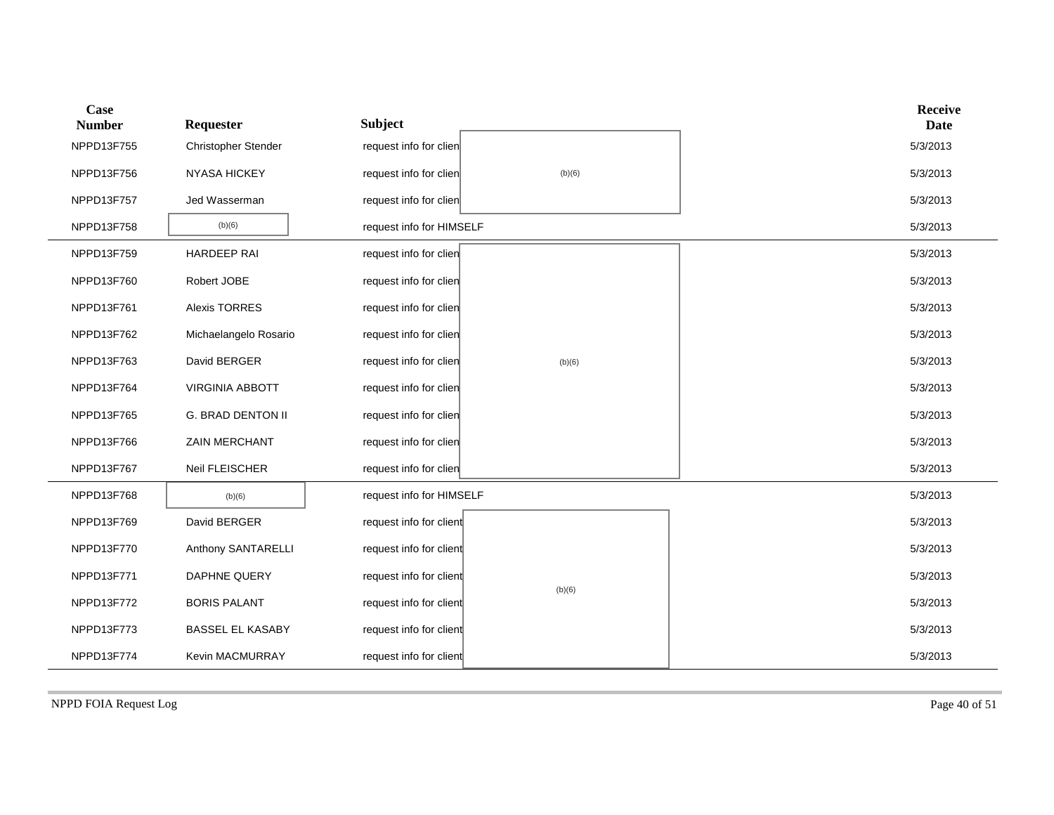| Case Number | Requester | Subject | Receive Date |
|---|---|---|---|
| NPPD13F755 | Christopher Stender | request info for clien (b)(6) | 5/3/2013 |
| NPPD13F756 | NYASA HICKEY | request info for clien (b)(6) | 5/3/2013 |
| NPPD13F757 | Jed Wasserman | request info for clien (b)(6) | 5/3/2013 |
| NPPD13F758 | (b)(6) | request info for HIMSELF | 5/3/2013 |
| NPPD13F759 | HARDEEP RAI | request info for clien (b)(6) | 5/3/2013 |
| NPPD13F760 | Robert JOBE | request info for clien (b)(6) | 5/3/2013 |
| NPPD13F761 | Alexis TORRES | request info for clien (b)(6) | 5/3/2013 |
| NPPD13F762 | Michaelangelo Rosario | request info for clien (b)(6) | 5/3/2013 |
| NPPD13F763 | David BERGER | request info for clien (b)(6) | 5/3/2013 |
| NPPD13F764 | VIRGINIA ABBOTT | request info for clien (b)(6) | 5/3/2013 |
| NPPD13F765 | G. BRAD DENTON II | request info for clien (b)(6) | 5/3/2013 |
| NPPD13F766 | ZAIN MERCHANT | request info for clien (b)(6) | 5/3/2013 |
| NPPD13F767 | Neil FLEISCHER | request info for clien (b)(6) | 5/3/2013 |
| NPPD13F768 | (b)(6) | request info for HIMSELF | 5/3/2013 |
| NPPD13F769 | David BERGER | request info for client (b)(6) | 5/3/2013 |
| NPPD13F770 | Anthony SANTARELLI | request info for client (b)(6) | 5/3/2013 |
| NPPD13F771 | DAPHNE QUERY | request info for client (b)(6) | 5/3/2013 |
| NPPD13F772 | BORIS PALANT | request info for client (b)(6) | 5/3/2013 |
| NPPD13F773 | BASSEL EL KASABY | request info for client (b)(6) | 5/3/2013 |
| NPPD13F774 | Kevin MACMURRAY | request info for client (b)(6) | 5/3/2013 |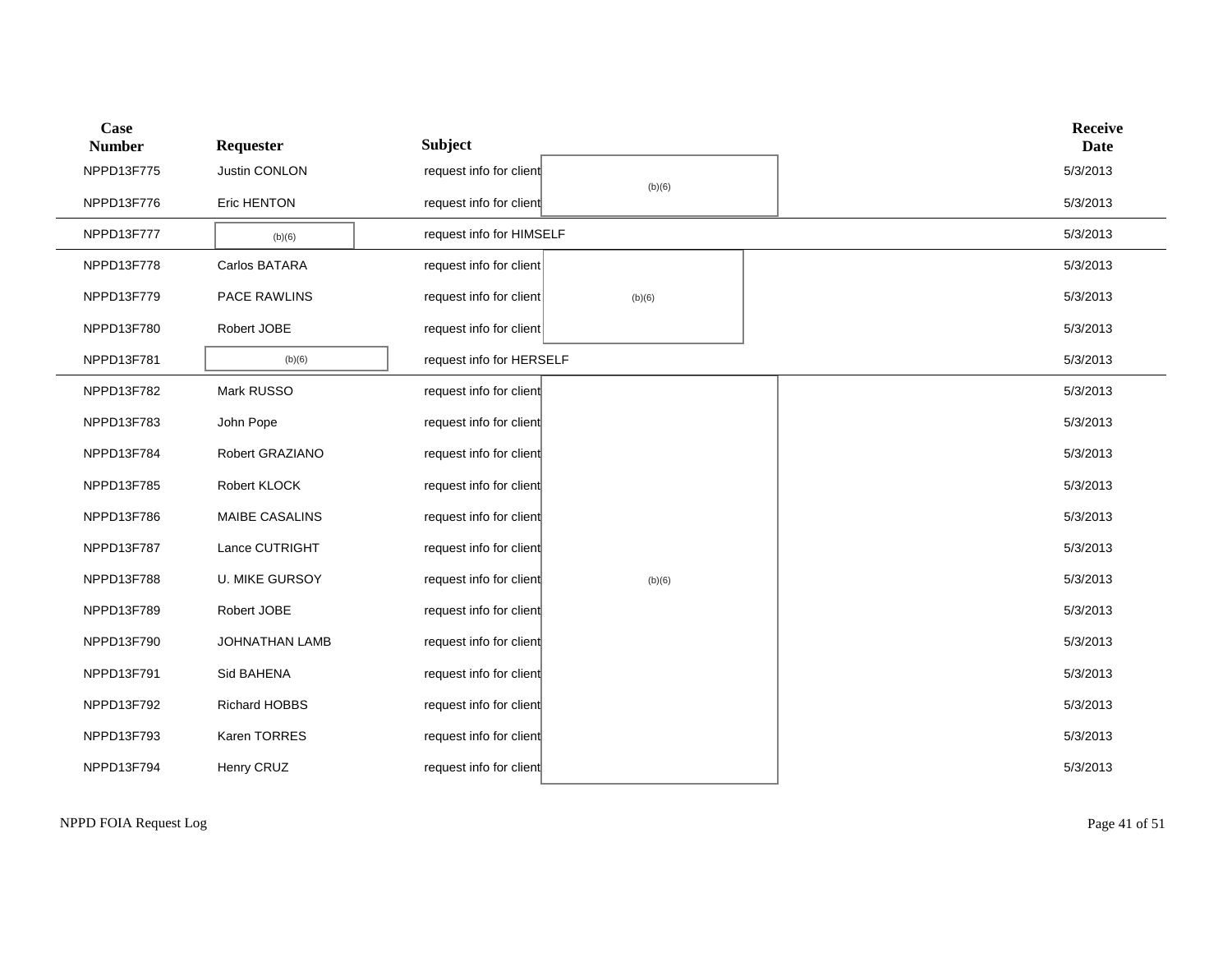| Case Number | Requester | Subject | Receive Date |
|---|---|---|---|
| NPPD13F775 | Justin CONLON | request info for client (b)(6) | 5/3/2013 |
| NPPD13F776 | Eric HENTON | request info for client | 5/3/2013 |
| NPPD13F777 | (b)(6) | request info for HIMSELF | 5/3/2013 |
| NPPD13F778 | Carlos BATARA | request info for client | 5/3/2013 |
| NPPD13F779 | PACE RAWLINS | request info for client (b)(6) | 5/3/2013 |
| NPPD13F780 | Robert JOBE | request info for client | 5/3/2013 |
| NPPD13F781 | (b)(6) | request info for HERSELF | 5/3/2013 |
| NPPD13F782 | Mark RUSSO | request info for client | 5/3/2013 |
| NPPD13F783 | John Pope | request info for client | 5/3/2013 |
| NPPD13F784 | Robert GRAZIANO | request info for client | 5/3/2013 |
| NPPD13F785 | Robert KLOCK | request info for client | 5/3/2013 |
| NPPD13F786 | MAIBE CASALINS | request info for client | 5/3/2013 |
| NPPD13F787 | Lance CUTRIGHT | request info for client | 5/3/2013 |
| NPPD13F788 | U. MIKE GURSOY | request info for client (b)(6) | 5/3/2013 |
| NPPD13F789 | Robert JOBE | request info for client | 5/3/2013 |
| NPPD13F790 | JOHNATHAN LAMB | request info for client | 5/3/2013 |
| NPPD13F791 | Sid BAHENA | request info for client | 5/3/2013 |
| NPPD13F792 | Richard HOBBS | request info for client | 5/3/2013 |
| NPPD13F793 | Karen TORRES | request info for client | 5/3/2013 |
| NPPD13F794 | Henry CRUZ | request info for client | 5/3/2013 |

NPPD FOIA Request Log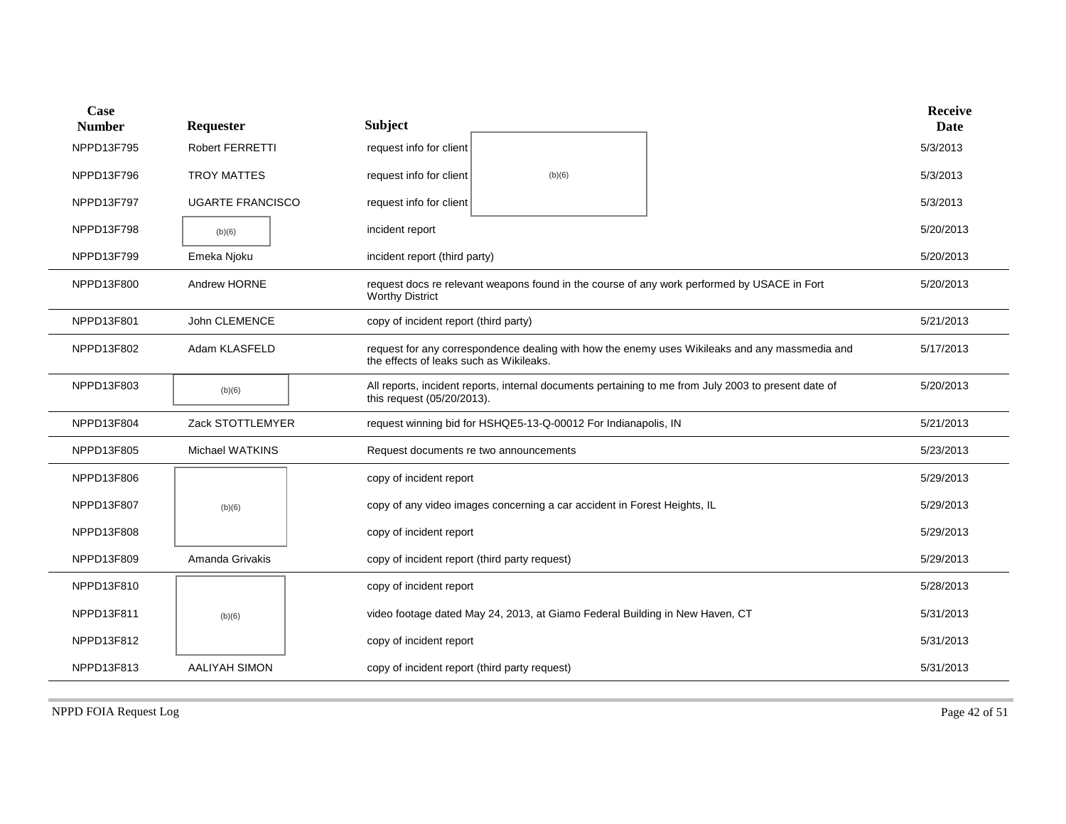| Case Number | Requester | Subject | Receive Date |
|---|---|---|---|
| NPPD13F795 | Robert FERRETTI | request info for client (b)(6) | 5/3/2013 |
| NPPD13F796 | TROY MATTES | request info for client (b)(6) | 5/3/2013 |
| NPPD13F797 | UGARTE FRANCISCO | request info for client (b)(6) | 5/3/2013 |
| NPPD13F798 | (b)(6) | incident report | 5/20/2013 |
| NPPD13F799 | Emeka Njoku | incident report (third party) | 5/20/2013 |
| NPPD13F800 | Andrew HORNE | request docs re relevant weapons found in the course of any work performed by USACE in Fort Worthy District | 5/20/2013 |
| NPPD13F801 | John CLEMENCE | copy of incident report (third party) | 5/21/2013 |
| NPPD13F802 | Adam KLASFELD | request for any correspondence dealing with how the enemy uses Wikileaks and any massmedia and the effects of leaks such as Wikileaks. | 5/17/2013 |
| NPPD13F803 | (b)(6) | All reports, incident reports, internal documents pertaining to me from July 2003 to present date of this request (05/20/2013). | 5/20/2013 |
| NPPD13F804 | Zack STOTTLEMYER | request winning bid for HSHQE5-13-Q-00012 For Indianapolis, IN | 5/21/2013 |
| NPPD13F805 | Michael WATKINS | Request documents re two announcements | 5/23/2013 |
| NPPD13F806 | (b)(6) | copy of incident report | 5/29/2013 |
| NPPD13F807 | (b)(6) | copy of any video images concerning a car accident in Forest Heights, IL | 5/29/2013 |
| NPPD13F808 | (b)(6) | copy of incident report | 5/29/2013 |
| NPPD13F809 | Amanda Grivakis | copy of incident report (third party request) | 5/29/2013 |
| NPPD13F810 | (b)(6) | copy of incident report | 5/28/2013 |
| NPPD13F811 | (b)(6) | video footage dated May 24, 2013, at Giamo Federal Building in New Haven, CT | 5/31/2013 |
| NPPD13F812 | (b)(6) | copy of incident report | 5/31/2013 |
| NPPD13F813 | AALIYAH SIMON | copy of incident report (third party request) | 5/31/2013 |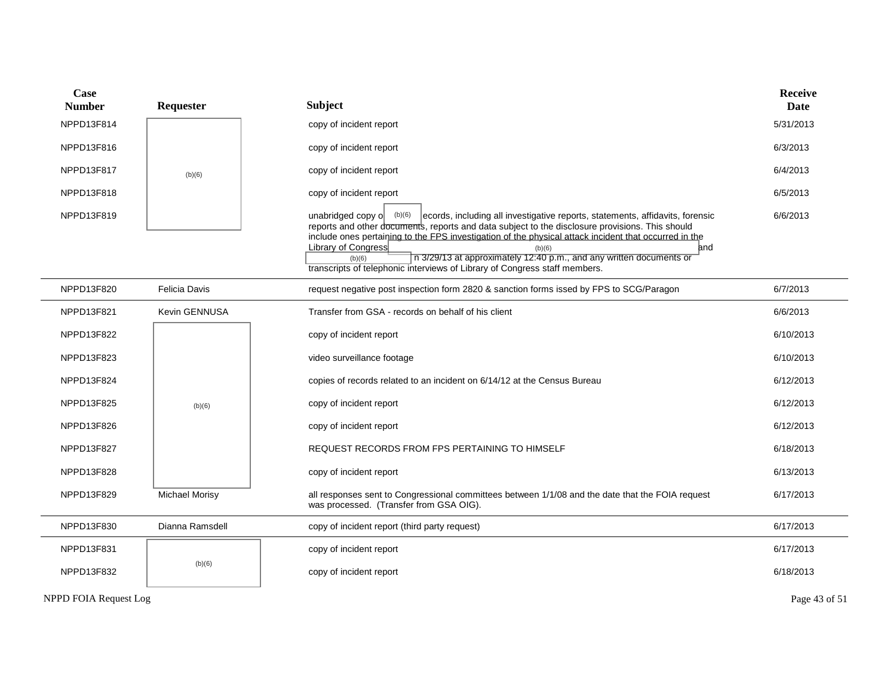| Case Number | Requester | Subject | Receive Date |
|---|---|---|---|
| NPPD13F814 | (b)(6) | copy of incident report | 5/31/2013 |
| NPPD13F816 | | copy of incident report | 6/3/2013 |
| NPPD13F817 | | copy of incident report | 6/4/2013 |
| NPPD13F818 | | copy of incident report | 6/5/2013 |
| NPPD13F819 | | unabridged copy o (b)(6) ecords, including all investigative reports, statements, affidavits, forensic reports and other documents, reports and data subject to the disclosure provisions. This should include ones pertaining to the FPS investigation of the physical attack incident that occurred in the Library of Congress (b)(6) and (b)(6) n 3/29/13 at approximately 12:40 p.m., and any written documents or transcripts of telephonic interviews of Library of Congress staff members. | 6/6/2013 |
| NPPD13F820 | Felicia Davis | request negative post inspection form 2820 & sanction forms issed by FPS to SCG/Paragon | 6/7/2013 |
| NPPD13F821 | Kevin GENNUSA | Transfer from GSA - records on behalf of his client | 6/6/2013 |
| NPPD13F822 | (b)(6) | copy of incident report | 6/10/2013 |
| NPPD13F823 | | video surveillance footage | 6/10/2013 |
| NPPD13F824 | | copies of records related to an incident on 6/14/12 at the Census Bureau | 6/12/2013 |
| NPPD13F825 | | copy of incident report | 6/12/2013 |
| NPPD13F826 | | copy of incident report | 6/12/2013 |
| NPPD13F827 | | REQUEST RECORDS FROM FPS PERTAINING TO HIMSELF | 6/18/2013 |
| NPPD13F828 | | copy of incident report | 6/13/2013 |
| NPPD13F829 | Michael Morisy | all responses sent to Congressional committees between 1/1/08 and the date that the FOIA request was processed. (Transfer from GSA OIG). | 6/17/2013 |
| NPPD13F830 | Dianna Ramsdell | copy of incident report (third party request) | 6/17/2013 |
| NPPD13F831 | (b)(6) | copy of incident report | 6/17/2013 |
| NPPD13F832 | | copy of incident report | 6/18/2013 |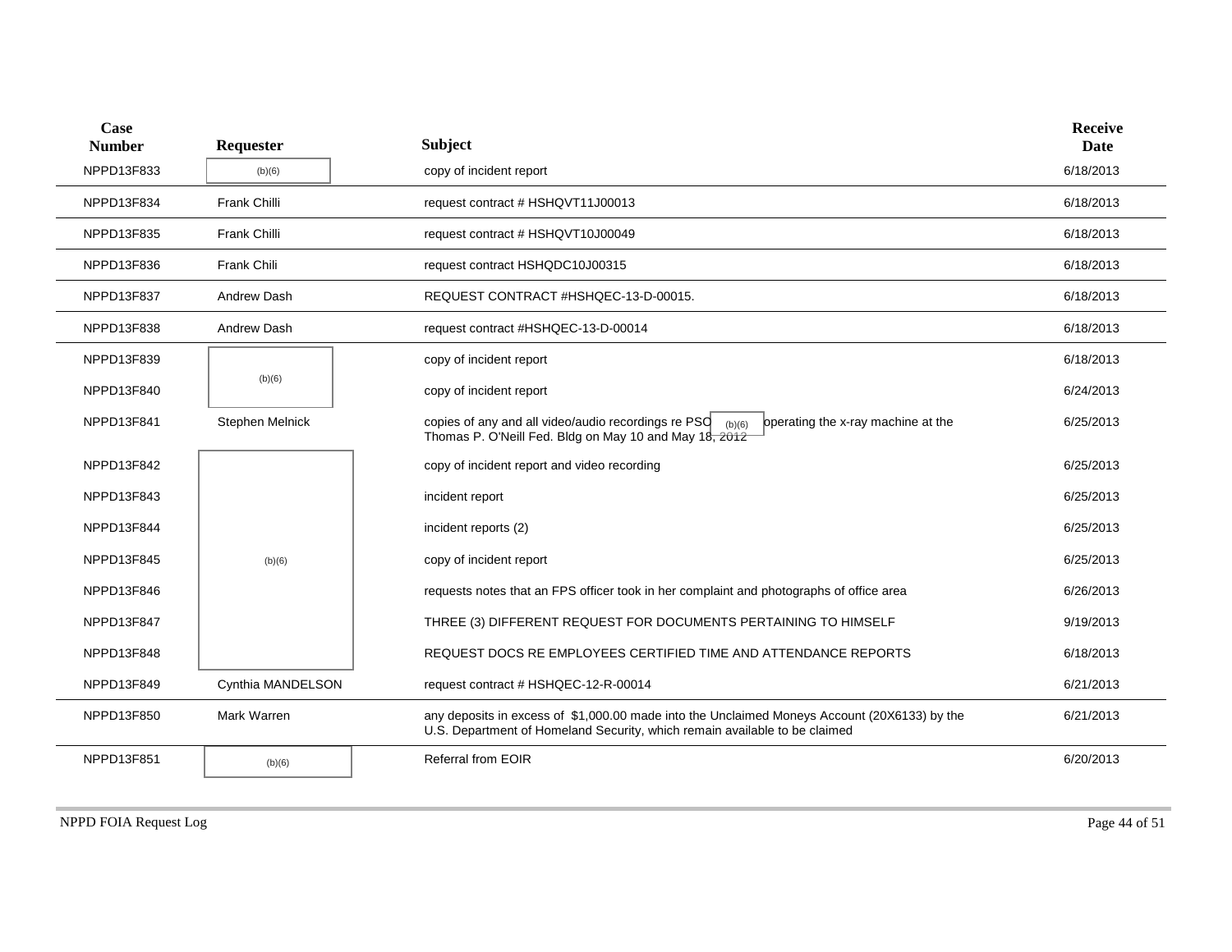| Case Number | Requester | Subject | Receive Date |
|---|---|---|---|
| NPPD13F833 | (b)(6) | copy of incident report | 6/18/2013 |
| NPPD13F834 | Frank Chilli | request contract # HSHQVT11J00013 | 6/18/2013 |
| NPPD13F835 | Frank Chilli | request contract # HSHQVT10J00049 | 6/18/2013 |
| NPPD13F836 | Frank Chili | request contract HSHQDC10J00315 | 6/18/2013 |
| NPPD13F837 | Andrew Dash | REQUEST CONTRACT #HSHQEC-13-D-00015. | 6/18/2013 |
| NPPD13F838 | Andrew Dash | request contract #HSHQEC-13-D-00014 | 6/18/2013 |
| NPPD13F839 | (b)(6) | copy of incident report | 6/18/2013 |
| NPPD13F840 | | copy of incident report | 6/24/2013 |
| NPPD13F841 | Stephen Melnick | copies of any and all video/audio recordings re PSO (b)(6) operating the x-ray machine at the Thomas P. O'Neill Fed. Bldg on May 10 and May 18, 2012 | 6/25/2013 |
| NPPD13F842 | (b)(6) | copy of incident report and video recording | 6/25/2013 |
| NPPD13F843 | | incident report | 6/25/2013 |
| NPPD13F844 | | incident reports (2) | 6/25/2013 |
| NPPD13F845 | | copy of incident report | 6/25/2013 |
| NPPD13F846 | | requests notes that an FPS officer took in her complaint and photographs of office area | 6/26/2013 |
| NPPD13F847 | | THREE (3) DIFFERENT REQUEST FOR DOCUMENTS PERTAINING TO HIMSELF | 9/19/2013 |
| NPPD13F848 | | REQUEST DOCS RE EMPLOYEES CERTIFIED TIME AND ATTENDANCE REPORTS | 6/18/2013 |
| NPPD13F849 | Cynthia MANDELSON | request contract # HSHQEC-12-R-00014 | 6/21/2013 |
| NPPD13F850 | Mark Warren | any deposits in excess of $1,000.00 made into the Unclaimed Moneys Account (20X6133) by the U.S. Department of Homeland Security, which remain available to be claimed | 6/21/2013 |
| NPPD13F851 | (b)(6) | Referral from EOIR | 6/20/2013 |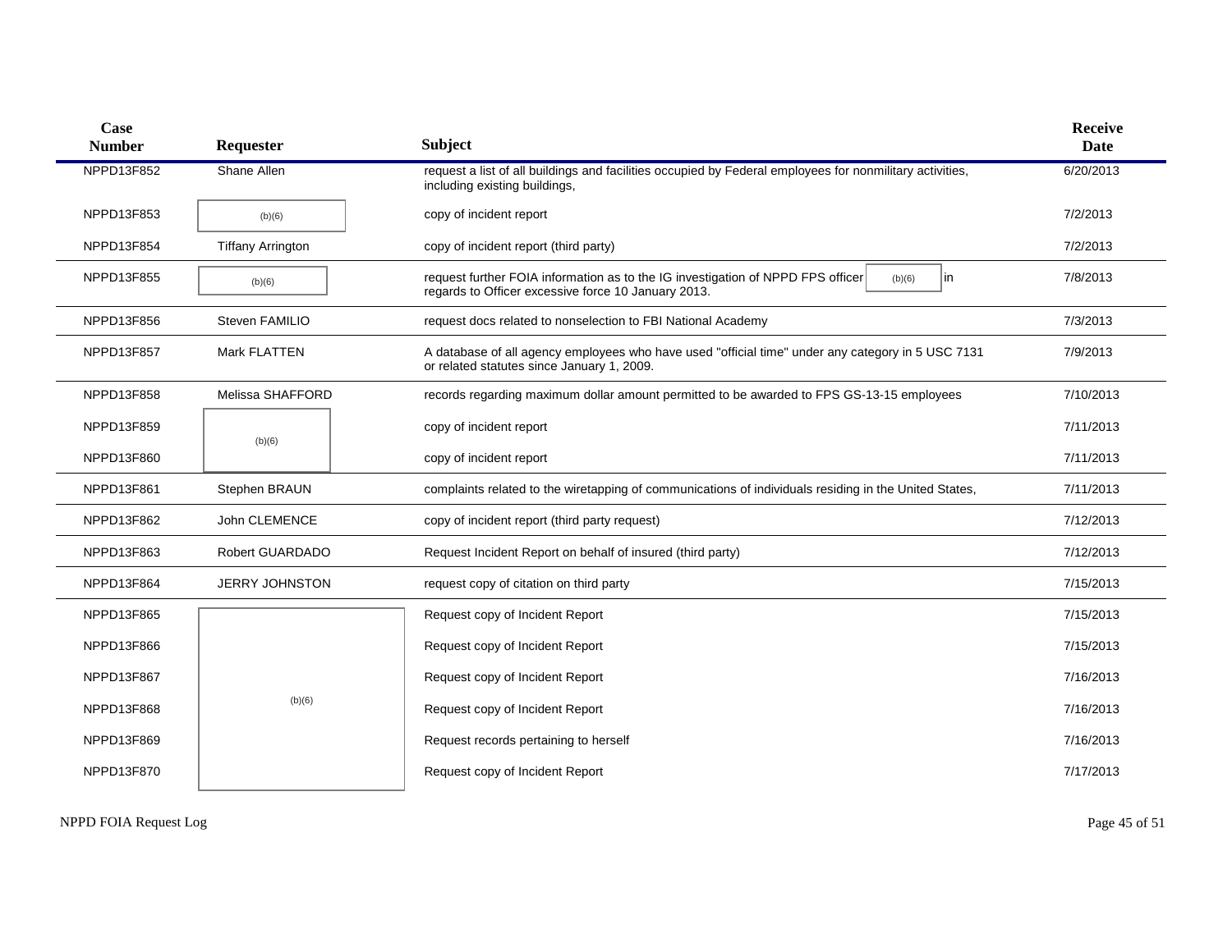| Case Number | Requester | Subject | Receive Date |
|---|---|---|---|
| NPPD13F852 | Shane Allen | request a list of all buildings and facilities occupied by Federal employees for nonmilitary activities, including existing buildings, | 6/20/2013 |
| NPPD13F853 | (b)(6) | copy of incident report | 7/2/2013 |
| NPPD13F854 | Tiffany Arrington | copy of incident report (third party) | 7/2/2013 |
| NPPD13F855 | (b)(6) | request further FOIA information as to the IG investigation of NPPD FPS officer (b)(6) in regards to Officer excessive force 10 January 2013. | 7/8/2013 |
| NPPD13F856 | Steven FAMILIO | request docs related to nonselection to FBI National Academy | 7/3/2013 |
| NPPD13F857 | Mark FLATTEN | A database of all agency employees who have used "official time" under any category in 5 USC 7131 or related statutes since January 1, 2009. | 7/9/2013 |
| NPPD13F858 | Melissa SHAFFORD | records regarding maximum dollar amount permitted to be awarded to FPS GS-13-15 employees | 7/10/2013 |
| NPPD13F859 | (b)(6) | copy of incident report | 7/11/2013 |
| NPPD13F860 | (b)(6) | copy of incident report | 7/11/2013 |
| NPPD13F861 | Stephen BRAUN | complaints related to the wiretapping of communications of individuals residing in the United States, | 7/11/2013 |
| NPPD13F862 | John CLEMENCE | copy of incident report (third party request) | 7/12/2013 |
| NPPD13F863 | Robert GUARDADO | Request Incident Report on behalf of insured (third party) | 7/12/2013 |
| NPPD13F864 | JERRY JOHNSTON | request copy of citation on third party | 7/15/2013 |
| NPPD13F865 | (b)(6) | Request copy of Incident Report | 7/15/2013 |
| NPPD13F866 | (b)(6) | Request copy of Incident Report | 7/15/2013 |
| NPPD13F867 | (b)(6) | Request copy of Incident Report | 7/16/2013 |
| NPPD13F868 | (b)(6) | Request copy of Incident Report | 7/16/2013 |
| NPPD13F869 | (b)(6) | Request records pertaining to herself | 7/16/2013 |
| NPPD13F870 | (b)(6) | Request copy of Incident Report | 7/17/2013 |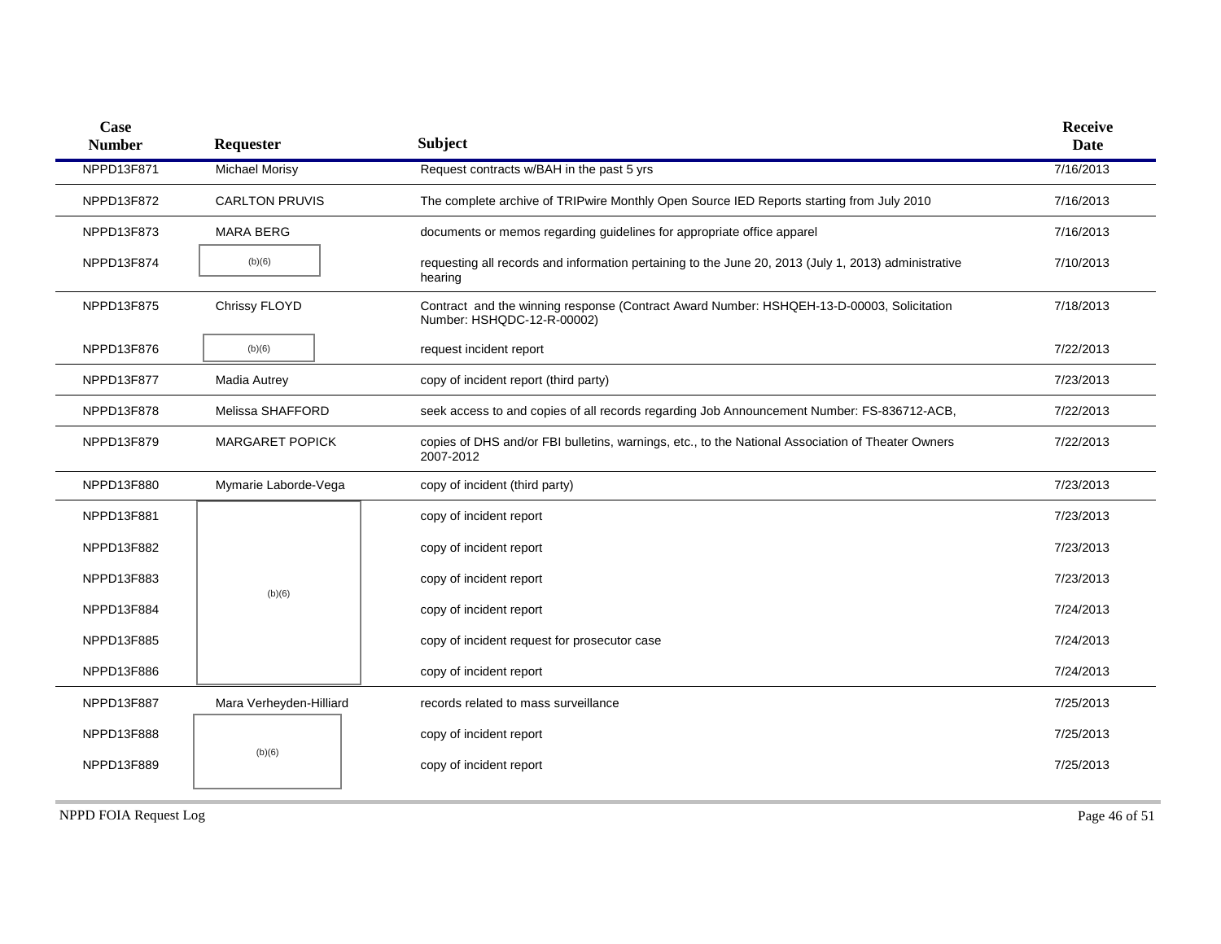| Case Number | Requester | Subject | Receive Date |
|---|---|---|---|
| NPPD13F871 | Michael Morisy | Request contracts w/BAH in the past 5 yrs | 7/16/2013 |
| NPPD13F872 | CARLTON PRUVIS | The complete archive of TRIPwire Monthly Open Source IED Reports starting from July 2010 | 7/16/2013 |
| NPPD13F873 | MARA BERG | documents or memos regarding guidelines for appropriate office apparel | 7/16/2013 |
| NPPD13F874 | (b)(6) | requesting all records and information pertaining to the June 20, 2013 (July 1, 2013) administrative hearing | 7/10/2013 |
| NPPD13F875 | Chrissy FLOYD | Contract and the winning response (Contract Award Number: HSHQEH-13-D-00003, Solicitation Number: HSHQDC-12-R-00002) | 7/18/2013 |
| NPPD13F876 | (b)(6) | request incident report | 7/22/2013 |
| NPPD13F877 | Madia Autrey | copy of incident report (third party) | 7/23/2013 |
| NPPD13F878 | Melissa SHAFFORD | seek access to and copies of all records regarding Job Announcement Number: FS-836712-ACB, | 7/22/2013 |
| NPPD13F879 | MARGARET POPICK | copies of DHS and/or FBI bulletins, warnings, etc., to the National Association of Theater Owners 2007-2012 | 7/22/2013 |
| NPPD13F880 | Mymarie Laborde-Vega | copy of incident (third party) | 7/23/2013 |
| NPPD13F881 | (b)(6) | copy of incident report | 7/23/2013 |
| NPPD13F882 | (b)(6) | copy of incident report | 7/23/2013 |
| NPPD13F883 | (b)(6) | copy of incident report | 7/23/2013 |
| NPPD13F884 | (b)(6) | copy of incident report | 7/24/2013 |
| NPPD13F885 | (b)(6) | copy of incident request for prosecutor case | 7/24/2013 |
| NPPD13F886 | (b)(6) | copy of incident report | 7/24/2013 |
| NPPD13F887 | Mara Verheyden-Hilliard | records related to mass surveillance | 7/25/2013 |
| NPPD13F888 | (b)(6) | copy of incident report | 7/25/2013 |
| NPPD13F889 | (b)(6) | copy of incident report | 7/25/2013 |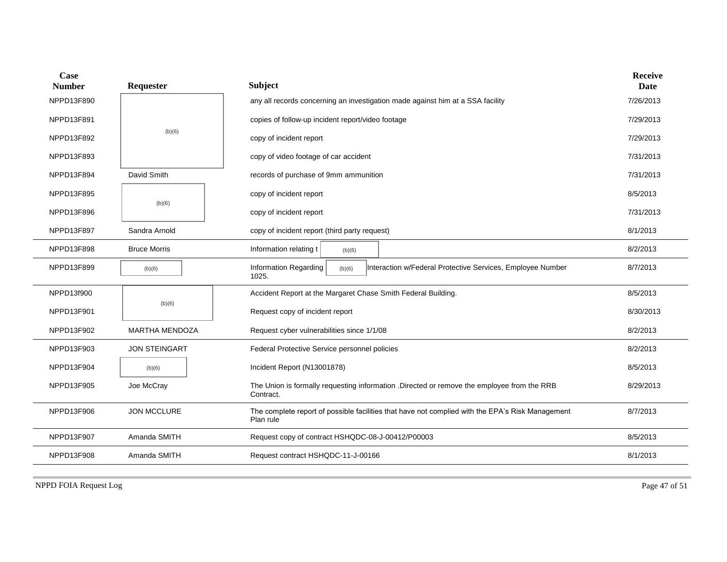| Case Number | Requester | Subject | Receive Date |
|---|---|---|---|
| NPPD13F890 | (b)(6) | any all records concerning an investigation made against him at a SSA facility | 7/26/2013 |
| NPPD13F891 | (b)(6) | copies of follow-up incident report/video footage | 7/29/2013 |
| NPPD13F892 | (b)(6) | copy of incident report | 7/29/2013 |
| NPPD13F893 | (b)(6) | copy of video footage of car accident | 7/31/2013 |
| NPPD13F894 | David Smith | records of purchase of 9mm ammunition | 7/31/2013 |
| NPPD13F895 | (b)(6) | copy of incident report | 8/5/2013 |
| NPPD13F896 | (b)(6) | copy of incident report | 7/31/2013 |
| NPPD13F897 | Sandra Arnold | copy of incident report (third party request) | 8/1/2013 |
| NPPD13F898 | Bruce Morris | Information relating t (b)(6) | 8/2/2013 |
| NPPD13F899 | (b)(6) | Information Regarding (b)(6) Interaction w/Federal Protective Services, Employee Number 1025. | 8/7/2013 |
| NPPD13f900 | (b)(6) | Accident Report at the Margaret Chase Smith Federal Building. | 8/5/2013 |
| NPPD13F901 | (b)(6) | Request copy of incident report | 8/30/2013 |
| NPPD13F902 | MARTHA MENDOZA | Request cyber vulnerabilities since 1/1/08 | 8/2/2013 |
| NPPD13F903 | JON STEINGART | Federal Protective Service personnel policies | 8/2/2013 |
| NPPD13F904 | (b)(6) | Incident Report (N13001878) | 8/5/2013 |
| NPPD13F905 | Joe McCray | The Union is formally requesting information .Directed or remove the employee from the RRB Contract. | 8/29/2013 |
| NPPD13F906 | JON MCCLURE | The complete report of possible facilities that have not complied with the EPA's Risk Management Plan rule | 8/7/2013 |
| NPPD13F907 | Amanda SMITH | Request copy of contract HSHQDC-08-J-00412/P00003 | 8/5/2013 |
| NPPD13F908 | Amanda SMITH | Request contract HSHQDC-11-J-00166 | 8/1/2013 |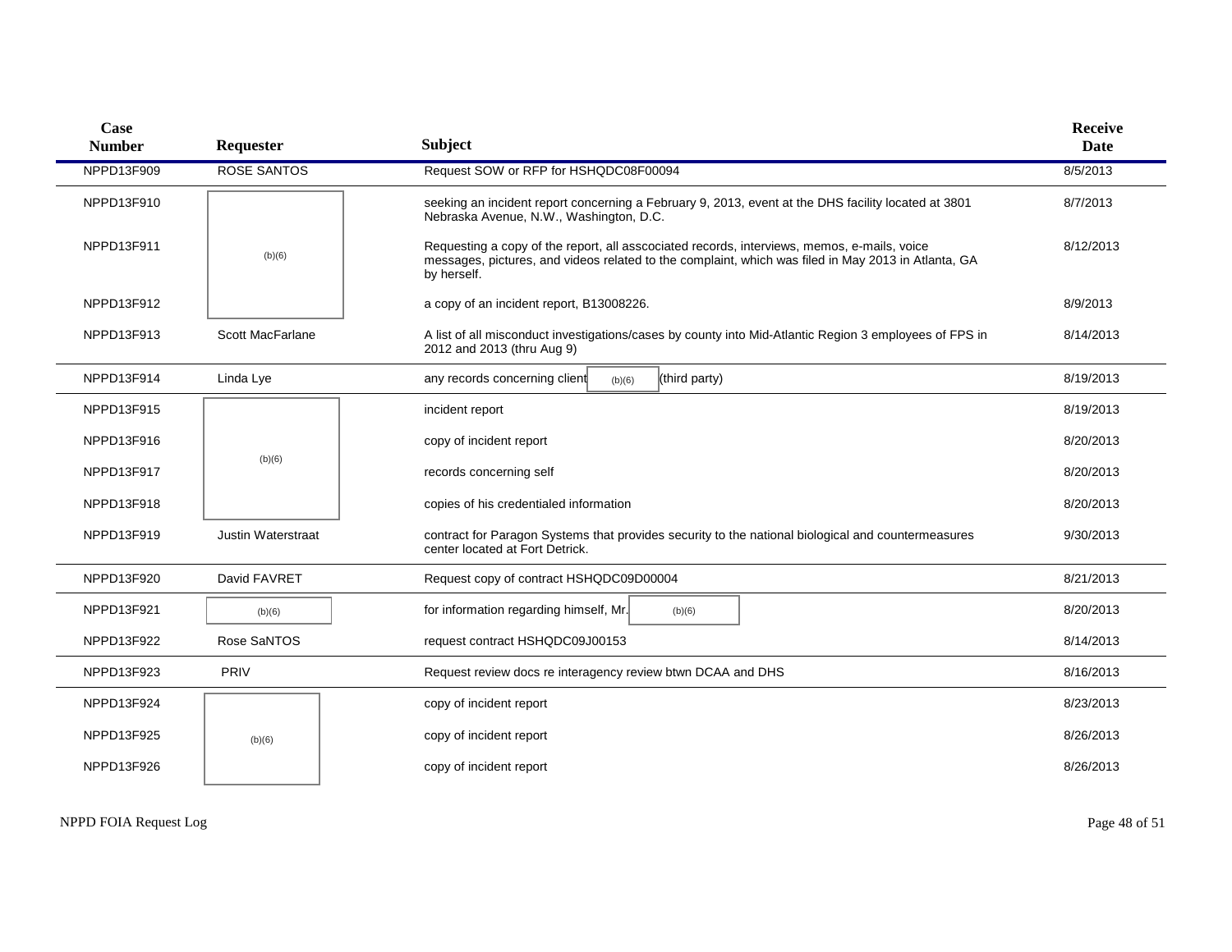| Case Number | Requester | Subject | Receive Date |
|---|---|---|---|
| NPPD13F909 | ROSE SANTOS | Request SOW or RFP for HSHQDC08F00094 | 8/5/2013 |
| NPPD13F910 | (b)(6) | seeking an incident report concerning a February 9, 2013, event at the DHS facility located at 3801 Nebraska Avenue, N.W., Washington, D.C. | 8/7/2013 |
| NPPD13F911 | (b)(6) | Requesting a copy of the report, all asscociated records, interviews, memos, e-mails, voice messages, pictures, and videos related to the complaint, which was filed in May 2013 in Atlanta, GA by herself. | 8/12/2013 |
| NPPD13F912 | (b)(6) | a copy of an incident report, B13008226. | 8/9/2013 |
| NPPD13F913 | Scott MacFarlane | A list of all misconduct investigations/cases by county into Mid-Atlantic Region 3 employees of FPS in 2012 and 2013 (thru Aug 9) | 8/14/2013 |
| NPPD13F914 | Linda Lye | any records concerning client (b)(6) (third party) | 8/19/2013 |
| NPPD13F915 | (b)(6) | incident report | 8/19/2013 |
| NPPD13F916 | (b)(6) | copy of incident report | 8/20/2013 |
| NPPD13F917 | (b)(6) | records concerning self | 8/20/2013 |
| NPPD13F918 | (b)(6) | copies of his credentialed information | 8/20/2013 |
| NPPD13F919 | Justin Waterstraat | contract for Paragon Systems that provides security to the national biological and countermeasures center located at Fort Detrick. | 9/30/2013 |
| NPPD13F920 | David FAVRET | Request copy of contract HSHQDC09D00004 | 8/21/2013 |
| NPPD13F921 | (b)(6) | for information regarding himself, Mr. (b)(6) | 8/20/2013 |
| NPPD13F922 | Rose SaNTOS | request contract HSHQDC09J00153 | 8/14/2013 |
| NPPD13F923 | PRIV | Request review docs re interagency review btwn DCAA and DHS | 8/16/2013 |
| NPPD13F924 | (b)(6) | copy of incident report | 8/23/2013 |
| NPPD13F925 | (b)(6) | copy of incident report | 8/26/2013 |
| NPPD13F926 | (b)(6) | copy of incident report | 8/26/2013 |

NPPD FOIA Request Log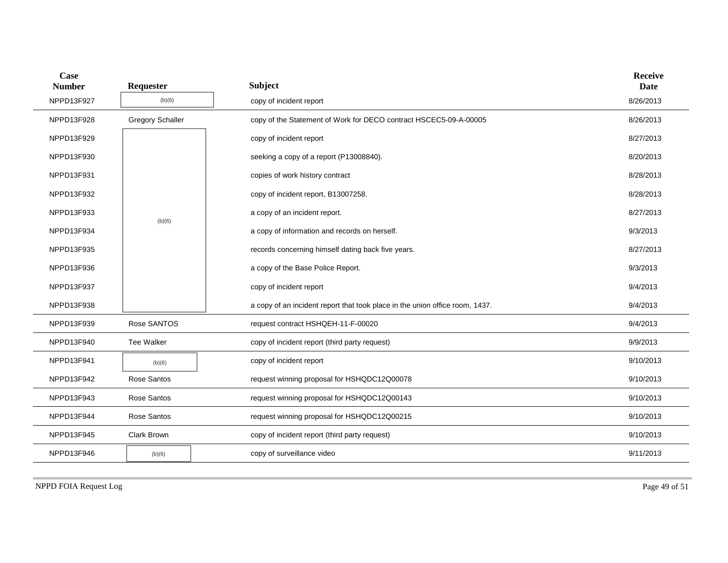| Case Number | Requester | Subject | Receive Date |
|---|---|---|---|
| NPPD13F927 | (b)(6) | copy of incident report | 8/26/2013 |
| NPPD13F928 | Gregory Schaller | copy of the Statement of Work for DECO contract HSCEC5-09-A-00005 | 8/26/2013 |
| NPPD13F929 | (b)(6) | copy of incident report | 8/27/2013 |
| NPPD13F930 | (b)(6) | seeking a copy of a report (P13008840). | 8/20/2013 |
| NPPD13F931 | (b)(6) | copies of work history contract | 8/28/2013 |
| NPPD13F932 | (b)(6) | copy of incident report, B13007258. | 8/28/2013 |
| NPPD13F933 | (b)(6) | a copy of an incident report. | 8/27/2013 |
| NPPD13F934 | (b)(6) | a copy of information and records on herself. | 9/3/2013 |
| NPPD13F935 | (b)(6) | records concerning himself dating back five years. | 8/27/2013 |
| NPPD13F936 | (b)(6) | a copy of the Base Police Report. | 9/3/2013 |
| NPPD13F937 | (b)(6) | copy of incident report | 9/4/2013 |
| NPPD13F938 | (b)(6) | a copy of an incident report that took place in the union office room, 1437. | 9/4/2013 |
| NPPD13F939 | Rose SANTOS | request contract HSHQEH-11-F-00020 | 9/4/2013 |
| NPPD13F940 | Tee Walker | copy of incident report (third party request) | 9/9/2013 |
| NPPD13F941 | (b)(6) | copy of incident report | 9/10/2013 |
| NPPD13F942 | Rose Santos | request winning proposal for HSHQDC12Q00078 | 9/10/2013 |
| NPPD13F943 | Rose Santos | request winning proposal for HSHQDC12Q00143 | 9/10/2013 |
| NPPD13F944 | Rose Santos | request winning proposal for HSHQDC12Q00215 | 9/10/2013 |
| NPPD13F945 | Clark Brown | copy of incident report (third party request) | 9/10/2013 |
| NPPD13F946 | (b)(6) | copy of surveillance video | 9/11/2013 |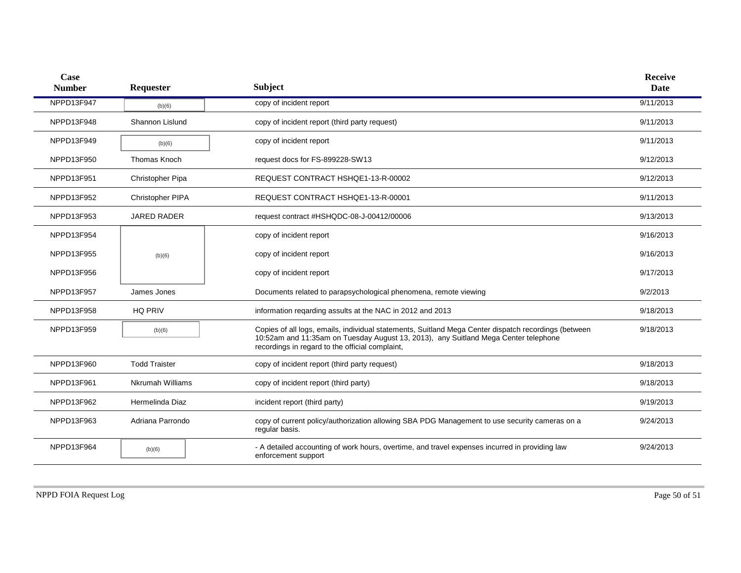| Case Number | Requester | Subject | Receive Date |
|---|---|---|---|
| NPPD13F947 | (b)(6) | copy of incident report | 9/11/2013 |
| NPPD13F948 | Shannon Lislund | copy of incident report (third party request) | 9/11/2013 |
| NPPD13F949 | (b)(6) | copy of incident report | 9/11/2013 |
| NPPD13F950 | Thomas Knoch | request docs for FS-899228-SW13 | 9/12/2013 |
| NPPD13F951 | Christopher Pipa | REQUEST CONTRACT HSHQE1-13-R-00002 | 9/12/2013 |
| NPPD13F952 | Christopher PIPA | REQUEST CONTRACT HSHQE1-13-R-00001 | 9/11/2013 |
| NPPD13F953 | JARED RADER | request contract #HSHQDC-08-J-00412/00006 | 9/13/2013 |
| NPPD13F954 | (b)(6) | copy of incident report | 9/16/2013 |
| NPPD13F955 | (b)(6) | copy of incident report | 9/16/2013 |
| NPPD13F956 | (b)(6) | copy of incident report | 9/17/2013 |
| NPPD13F957 | James Jones | Documents related to parapsychological phenomena, remote viewing | 9/2/2013 |
| NPPD13F958 | HQ PRIV | information reqarding assults at the NAC in 2012 and 2013 | 9/18/2013 |
| NPPD13F959 | (b)(6) | Copies of all logs, emails, individual statements, Suitland Mega Center dispatch recordings (between 10:52am and 11:35am on Tuesday August 13, 2013), any Suitland Mega Center telephone recordings in regard to the official complaint, | 9/18/2013 |
| NPPD13F960 | Todd Traister | copy of incident report (third party request) | 9/18/2013 |
| NPPD13F961 | Nkrumah Williams | copy of incident report (third party) | 9/18/2013 |
| NPPD13F962 | Hermelinda Diaz | incident report (third party) | 9/19/2013 |
| NPPD13F963 | Adriana Parrondo | copy of current policy/authorization allowing SBA PDG Management to use security cameras on a regular basis. | 9/24/2013 |
| NPPD13F964 | (b)(6) | - A detailed accounting of work hours, overtime, and travel expenses incurred in providing law enforcement support | 9/24/2013 |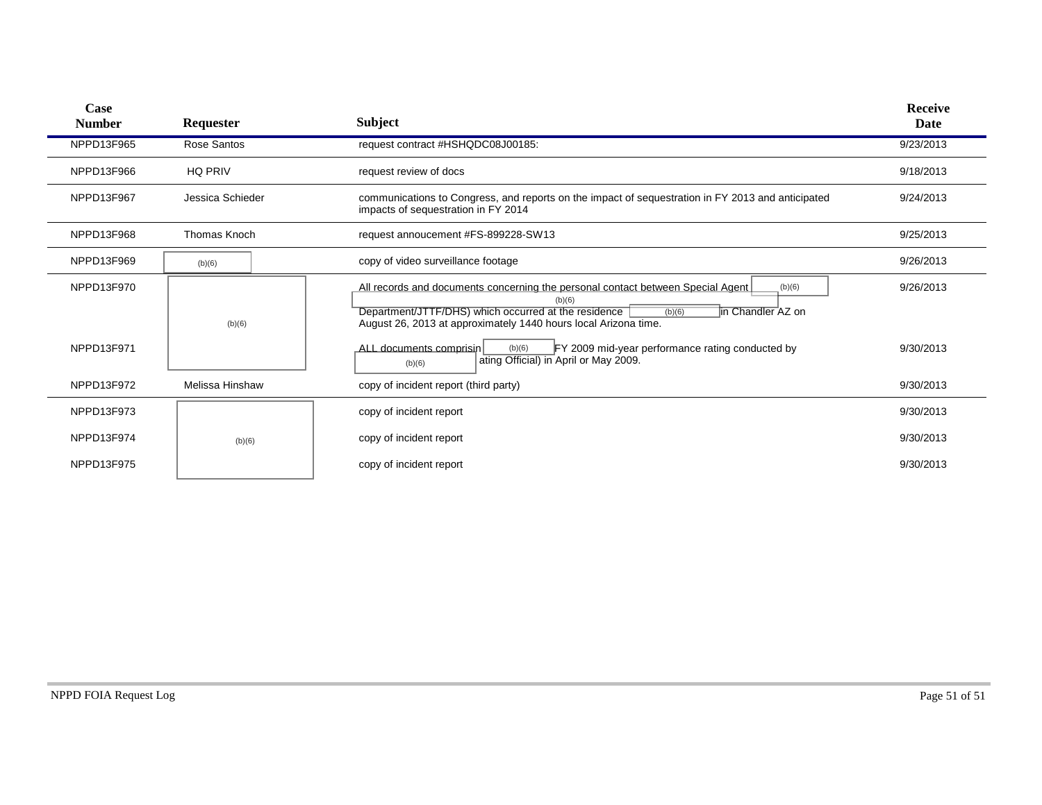| Case Number | Requester | Subject | Receive Date |
|---|---|---|---|
| NPPD13F965 | Rose Santos | request contract #HSHQDC08J00185: | 9/23/2013 |
| NPPD13F966 | HQ PRIV | request review of docs | 9/18/2013 |
| NPPD13F967 | Jessica Schieder | communications to Congress, and reports on the impact of sequestration in FY 2013 and anticipated impacts of sequestration in FY 2014 | 9/24/2013 |
| NPPD13F968 | Thomas Knoch | request annoucement #FS-899228-SW13 | 9/25/2013 |
| NPPD13F969 | (b)(6) | copy of video surveillance footage | 9/26/2013 |
| NPPD13F970 | (b)(6) | All records and documents concerning the personal contact between Special Agent (b)(6) (b)(6) Department/JTTF/DHS) which occurred at the residence (b)(6) in Chandler AZ on August 26, 2013 at approximately 1440 hours local Arizona time. | 9/26/2013 |
| NPPD13F971 | (b)(6) | ALL documents comprisin (b)(6) FY 2009 mid-year performance rating conducted by (b)(6) ating Official) in April or May 2009. | 9/30/2013 |
| NPPD13F972 | Melissa Hinshaw | copy of incident report (third party) | 9/30/2013 |
| NPPD13F973 | (b)(6) | copy of incident report | 9/30/2013 |
| NPPD13F974 | (b)(6) | copy of incident report | 9/30/2013 |
| NPPD13F975 | (b)(6) | copy of incident report | 9/30/2013 |